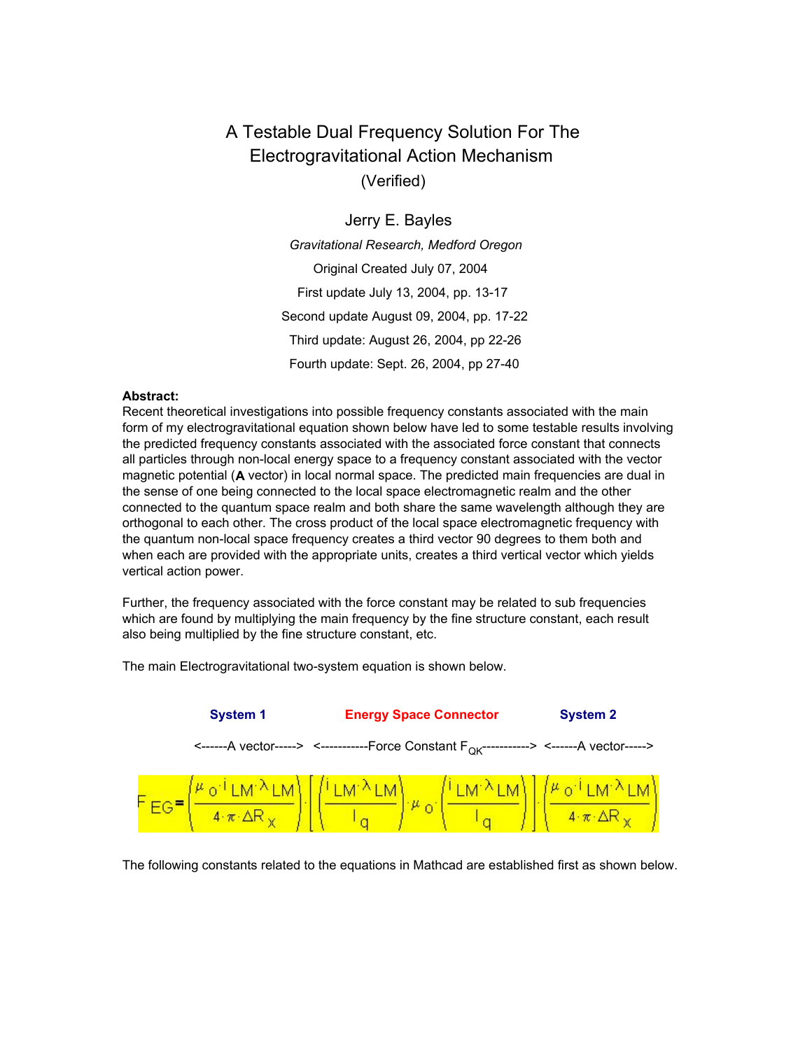# A Testable Dual Frequency Solution For The Electrogravitational Action Mechanism

(Verified)

Jerry E. Bayles

*Gravitational Research, Medford Oregon*

Original Created July 07, 2004

First update July 13, 2004, pp. 13-17

Second update August 09, 2004, pp. 17-22

Third update: August 26, 2004, pp 22-26

Fourth update: Sept. 26, 2004, pp 27-40

**Abstract:**
Recent theoretical investigations into possible frequency constants associated with the main form of my electrogravitational equation shown below have led to some testable results involving the predicted frequency constants associated with the associated force constant that connects all particles through non-local energy space to a frequency constant associated with the vector magnetic potential (**A** vector) in local normal space. The predicted main frequencies are dual in the sense of one being connected to the local space electromagnetic realm and the other connected to the quantum space realm and both share the same wavelength although they are orthogonal to each other. The cross product of the local space electromagnetic frequency with the quantum non-local space frequency creates a third vector 90 degrees to them both and when each are provided with the appropriate units, creates a third vertical vector which yields vertical action power.

Further, the frequency associated with the force constant may be related to sub frequencies which are found by multiplying the main frequency by the fine structure constant, each result also being multiplied by the fine structure constant, etc.

The main Electrogravitational two-system equation is shown below.

**System 1** **Energy Space Connector** **System 2**

<------A vector-----> <-----------Force Constant $F_{QK}$-----------> <------A vector----->

$$F_{EG} = \left(\frac{\mu_o \cdot i_{LM} \cdot \lambda_{LM}}{4 \cdot \pi \cdot \Delta R_x}\right) \cdot \left[\left(\frac{i_{LM} \cdot \lambda_{LM}}{l_q}\right) \cdot \mu_o \cdot \left(\frac{i_{LM} \cdot \lambda_{LM}}{l_q}\right)\right] \cdot \left(\frac{\mu_o \cdot i_{LM} \cdot \lambda_{LM}}{4 \cdot \pi \cdot \Delta R_x}\right)$$

The following constants related to the equations in Mathcad are established first as shown below.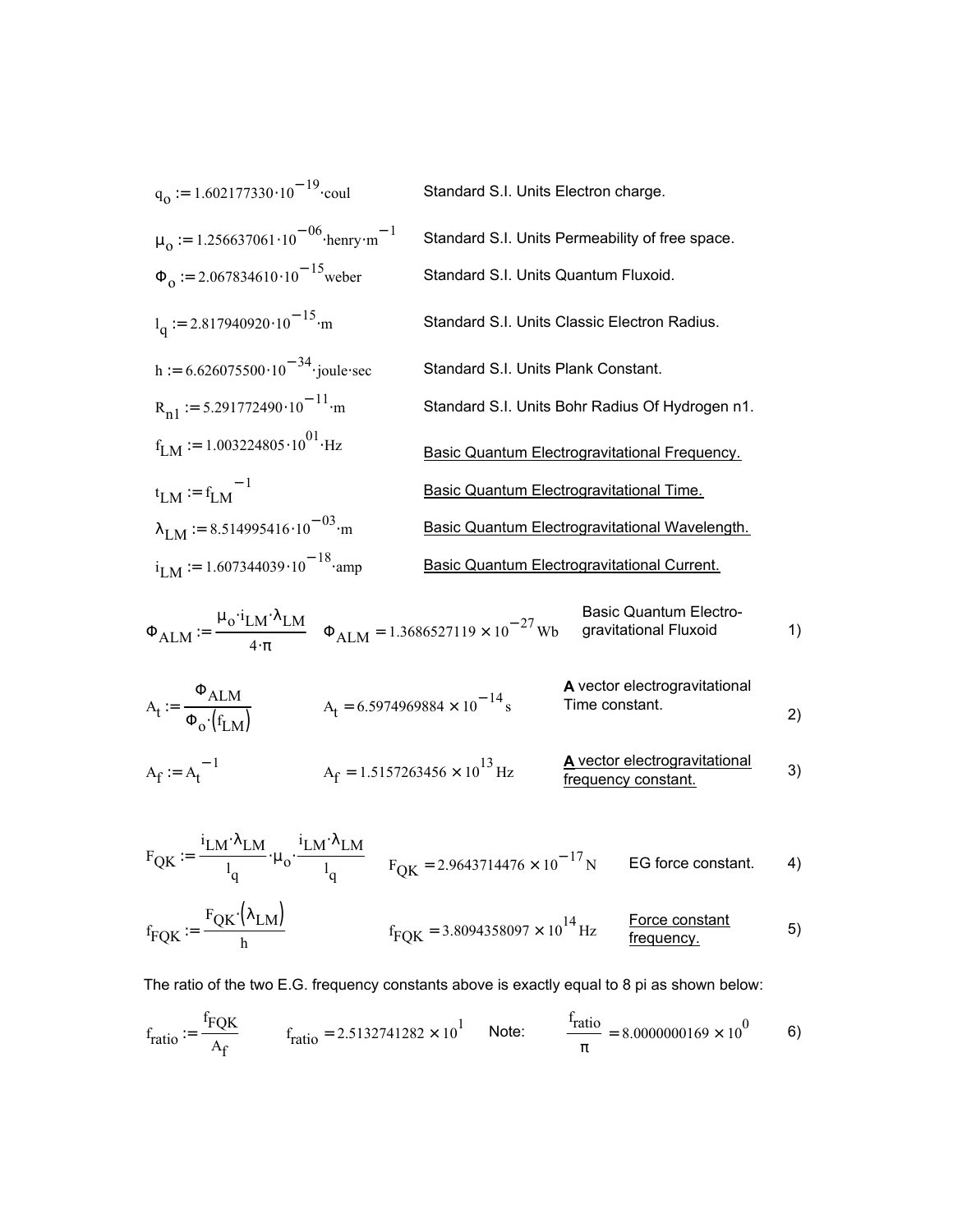$q_o := 1.602177330 \cdot 10^{-19} \cdot \text{coul}$ Standard S.I. Units Electron charge.

$\mu_o := 1.256637061 \cdot 10^{-06} \cdot \text{henry} \cdot \text{m}^{-1}$ Standard S.I. Units Permeability of free space.

$\Phi_o := 2.067834610 \cdot 10^{-15} \text{weber}$ Standard S.I. Units Quantum Fluxoid.

$l_q := 2.817940920 \cdot 10^{-15} \cdot \text{m}$ Standard S.I. Units Classic Electron Radius.

$h := 6.626075500 \cdot 10^{-34} \cdot \text{joule} \cdot \text{sec}$ Standard S.I. Units Plank Constant.

$R_{n1} := 5.291772490 \cdot 10^{-11} \cdot \text{m}$ Standard S.I. Units Bohr Radius Of Hydrogen n1.

$f_{LM} := 1.003224805 \cdot 10^{01} \cdot \text{Hz}$ Basic Quantum Electrogravitational Frequency.

$t_{LM} := f_{LM}^{-1}$ Basic Quantum Electrogravitational Time.

$\lambda_{LM} := 8.514995416 \cdot 10^{-03} \cdot \text{m}$ Basic Quantum Electrogravitational Wavelength.

$i_{LM} := 1.607344039 \cdot 10^{-18} \cdot \text{amp}$ Basic Quantum Electrogravitational Current.

$$\Phi_{ALM} := \frac{\mu_o \cdot i_{LM} \cdot \lambda_{LM}}{4 \cdot \pi} \qquad \Phi_{ALM} = 1.3686527119 \times 10^{-27} \text{Wb} \qquad \text{Basic Quantum Electrogravitational Fluxoid} \qquad 1)$$

$$A_t := \frac{\Phi_{ALM}}{\Phi_o \cdot (f_{LM})} \qquad A_t = 6.5974969884 \times 10^{-14} \text{s} \qquad \textbf{A} \text{ vector electrogravitational Time constant.} \qquad 2)$$

$$A_f := A_t^{-1} \qquad A_f = 1.5157263456 \times 10^{13} \text{Hz} \qquad \textbf{A} \text{ vector electrogravitational frequency constant.} \qquad 3)$$

$$F_{QK} := \frac{i_{LM} \cdot \lambda_{LM}}{l_q} \cdot \mu_o \cdot \frac{i_{LM} \cdot \lambda_{LM}}{l_q} \qquad F_{QK} = 2.9643714476 \times 10^{-17} \text{N} \qquad \text{EG force constant.} \qquad 4)$$

$$f_{FQK} := \frac{F_{QK} \cdot (\lambda_{LM})}{h} \qquad f_{FQK} = 3.8094358097 \times 10^{14} \text{Hz} \qquad \text{Force constant frequency.} \qquad 5)$$

The ratio of the two E.G. frequency constants above is exactly equal to 8 pi as shown below:

$$f_{ratio} := \frac{f_{FQK}}{A_f} \qquad f_{ratio} = 2.5132741282 \times 10^{1} \qquad \text{Note:} \qquad \frac{f_{ratio}}{\pi} = 8.0000000169 \times 10^{0} \qquad 6)$$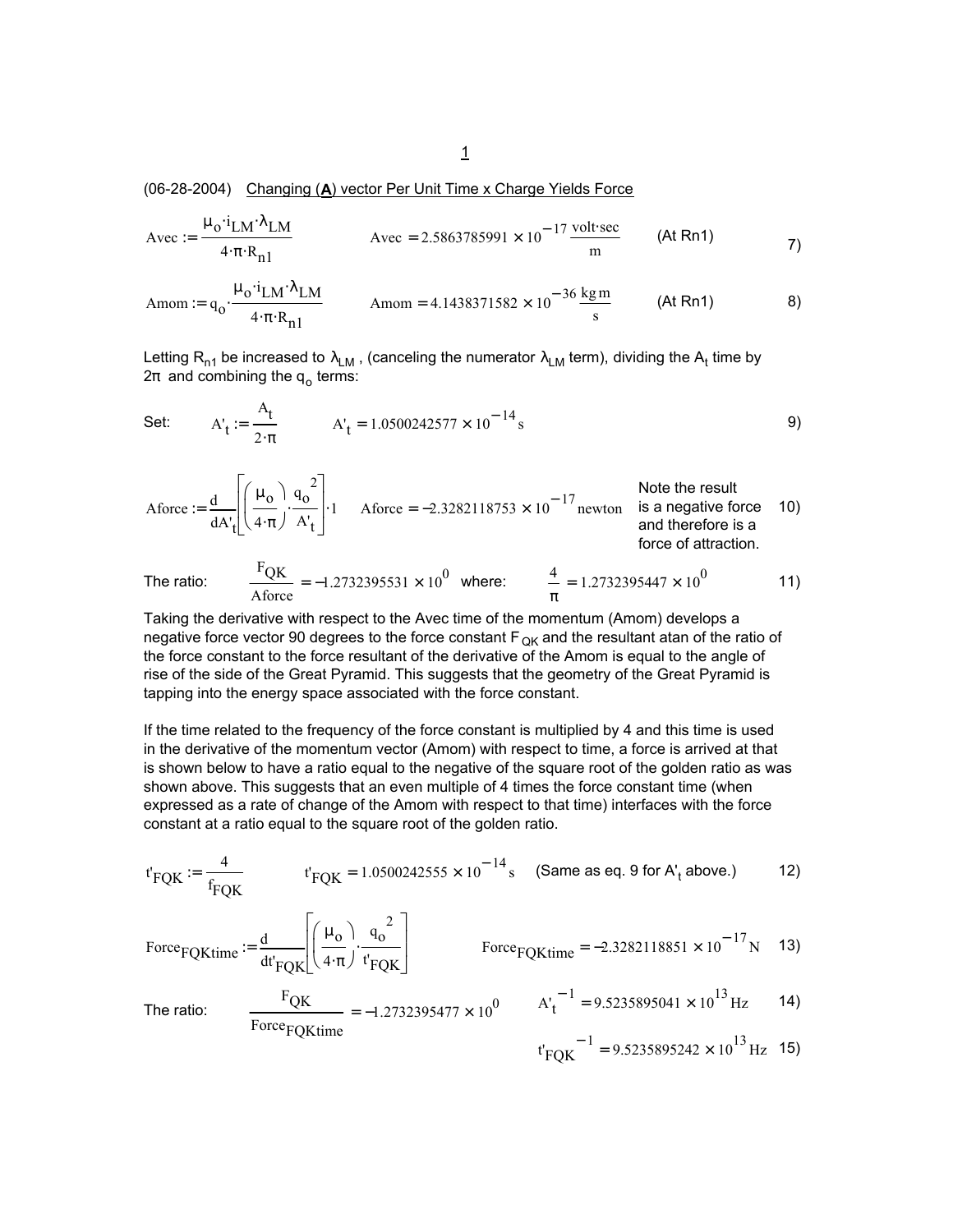(06-28-2004) Changing (**A**) vector Per Unit Time x Charge Yields Force

$$\text{Avec} := \frac{\mu_o \cdot i_{LM} \cdot \lambda_{LM}}{4 \cdot \pi \cdot R_{n1}} \qquad \text{Avec} = 2.5863785991 \times 10^{-17} \frac{\text{volt} \cdot \text{sec}}{\text{m}} \qquad \text{(At Rn1)} \qquad 7)$$

$$\text{Amom} := q_o \cdot \frac{\mu_o \cdot i_{LM} \cdot \lambda_{LM}}{4 \cdot \pi \cdot R_{n1}} \qquad \text{Amom} = 4.1438371582 \times 10^{-36} \frac{\text{kg m}}{\text{s}} \qquad \text{(At Rn1)} \qquad 8)$$

Letting $R_{n1}$ be increased to $\lambda_{LM}$ , (canceling the numerator $\lambda_{LM}$ term), dividing the $A_t$ time by $2\pi$ and combining the $q_o$ terms:

$$\text{Set:} \qquad A'_t := \frac{A_t}{2 \cdot \pi} \qquad A'_t = 1.0500242577 \times 10^{-14} \text{s} \qquad 9)$$

$$\text{Aforce} := \frac{d}{dA'_t}\left[\left(\frac{\mu_o}{4 \cdot \pi}\right) \cdot \frac{q_o^{\,2}}{A'_t}\right] \cdot 1 \qquad \text{Aforce} = -2.3282118753 \times 10^{-17} \text{newton} \qquad 10)$$

Note the result is a negative force and therefore is a force of attraction.

$$\text{The ratio:} \qquad \frac{F_{QK}}{\text{Aforce}} = -1.2732395531 \times 10^{0} \quad \text{where:} \quad \frac{4}{\pi} = 1.2732395447 \times 10^{0} \qquad 11)$$

Taking the derivative with respect to the Avec time of the momentum (Amom) develops a negative force vector 90 degrees to the force constant $F_{QK}$ and the resultant atan of the ratio of the force constant to the force resultant of the derivative of the Amom is equal to the angle of rise of the side of the Great Pyramid. This suggests that the geometry of the Great Pyramid is tapping into the energy space associated with the force constant.

If the time related to the frequency of the force constant is multiplied by 4 and this time is used in the derivative of the momentum vector (Amom) with respect to time, a force is arrived at that is shown below to have a ratio equal to the negative of the square root of the golden ratio as was shown above. This suggests that an even multiple of 4 times the force constant time (when expressed as a rate of change of the Amom with respect to that time) interfaces with the force constant at a ratio equal to the square root of the golden ratio.

$$t'_{FQK} := \frac{4}{f_{FQK}} \qquad t'_{FQK} = 1.0500242555 \times 10^{-14} \text{s} \quad \text{(Same as eq. 9 for } A'_t \text{ above.)} \qquad 12)$$

$$\text{Force}_{FQKtime} := \frac{d}{dt'_{FQK}}\left[\left(\frac{\mu_o}{4 \cdot \pi}\right) \cdot \frac{q_o^{\,2}}{t'_{FQK}}\right] \qquad \text{Force}_{FQKtime} = -2.3282118851 \times 10^{-17} \text{N} \qquad 13)$$

$$\text{The ratio:} \qquad \frac{F_{QK}}{\text{Force}_{FQKtime}} = -1.2732395477 \times 10^{0} \qquad A'^{\,-1}_t = 9.5235895041 \times 10^{13} \text{Hz} \qquad 14)$$

$$t'^{\,-1}_{FQK} = 9.5235895242 \times 10^{13} \text{Hz} \qquad 15)$$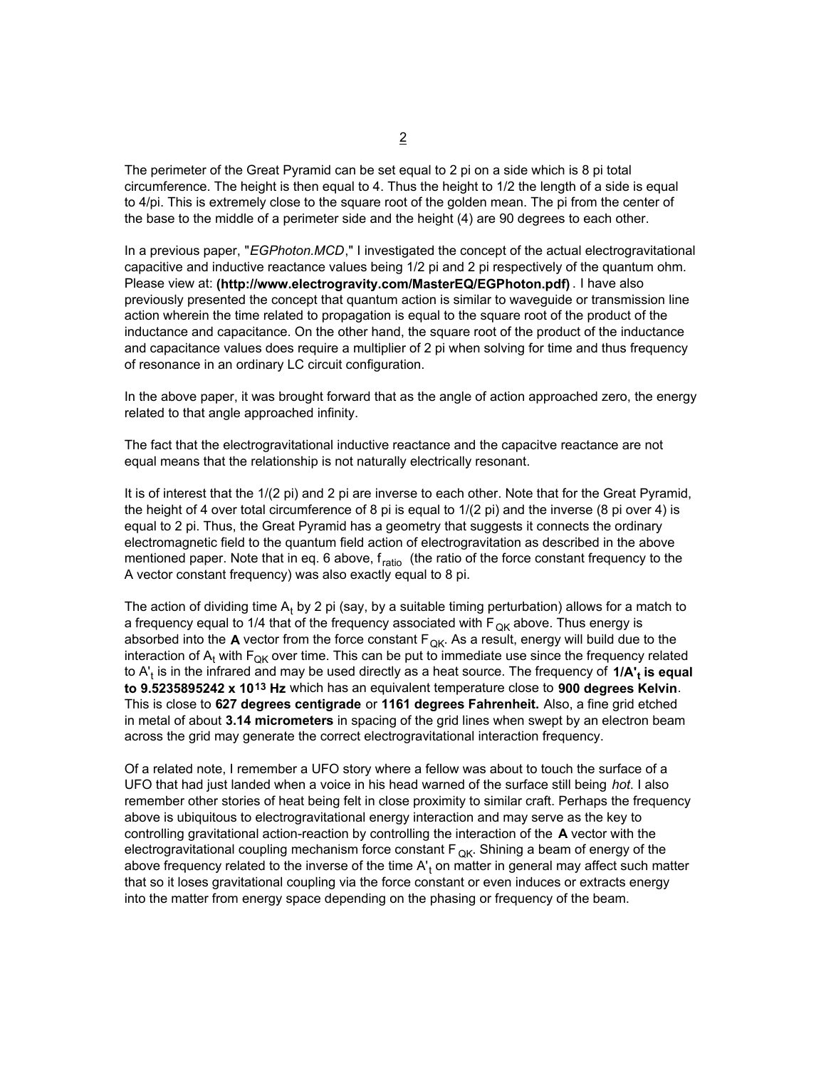The perimeter of the Great Pyramid can be set equal to 2 pi on a side which is 8 pi total circumference. The height is then equal to 4. Thus the height to 1/2 the length of a side is equal to 4/pi. This is extremely close to the square root of the golden mean. The pi from the center of the base to the middle of a perimeter side and the height (4) are 90 degrees to each other.

In a previous paper, "*EGPhoton.MCD*," I investigated the concept of the actual electrogravitational capacitive and inductive reactance values being 1/2 pi and 2 pi respectively of the quantum ohm. Please view at: **(http://www.electrogravity.com/MasterEQ/EGPhoton.pdf)** . I have also previously presented the concept that quantum action is similar to waveguide or transmission line action wherein the time related to propagation is equal to the square root of the product of the inductance and capacitance. On the other hand, the square root of the product of the inductance and capacitance values does require a multiplier of 2 pi when solving for time and thus frequency of resonance in an ordinary LC circuit configuration.

In the above paper, it was brought forward that as the angle of action approached zero, the energy related to that angle approached infinity.

The fact that the electrogravitational inductive reactance and the capacitve reactance are not equal means that the relationship is not naturally electrically resonant.

It is of interest that the 1/(2 pi) and 2 pi are inverse to each other. Note that for the Great Pyramid, the height of 4 over total circumference of 8 pi is equal to 1/(2 pi) and the inverse (8 pi over 4) is equal to 2 pi. Thus, the Great Pyramid has a geometry that suggests it connects the ordinary electromagnetic field to the quantum field action of electrogravitation as described in the above mentioned paper. Note that in eq. 6 above, $f_{ratio}$ (the ratio of the force constant frequency to the A vector constant frequency) was also exactly equal to 8 pi.

The action of dividing time $A_t$ by 2 pi (say, by a suitable timing perturbation) allows for a match to a frequency equal to 1/4 that of the frequency associated with $F_{QK}$ above. Thus energy is absorbed into the **A** vector from the force constant $F_{QK}$. As a result, energy will build due to the interaction of $A_t$ with $F_{QK}$ over time. This can be put to immediate use since the frequency related to $A'_t$ is in the infrared and may be used directly as a heat source. The frequency of **$1/A'_t$ is equal to $9.5235895242 \times 10^{13}$ Hz** which has an equivalent temperature close to **900 degrees Kelvin**. This is close to **627 degrees centigrade** or **1161 degrees Fahrenheit.** Also, a fine grid etched in metal of about **3.14 micrometers** in spacing of the grid lines when swept by an electron beam across the grid may generate the correct electrogravitational interaction frequency.

Of a related note, I remember a UFO story where a fellow was about to touch the surface of a UFO that had just landed when a voice in his head warned of the surface still being *hot*. I also remember other stories of heat being felt in close proximity to similar craft. Perhaps the frequency above is ubiquitous to electrogravitational energy interaction and may serve as the key to controlling gravitational action-reaction by controlling the interaction of the **A** vector with the electrogravitational coupling mechanism force constant $F_{QK}$. Shining a beam of energy of the above frequency related to the inverse of the time $A'_t$ on matter in general may affect such matter that so it loses gravitational coupling via the force constant or even induces or extracts energy into the matter from energy space depending on the phasing or frequency of the beam.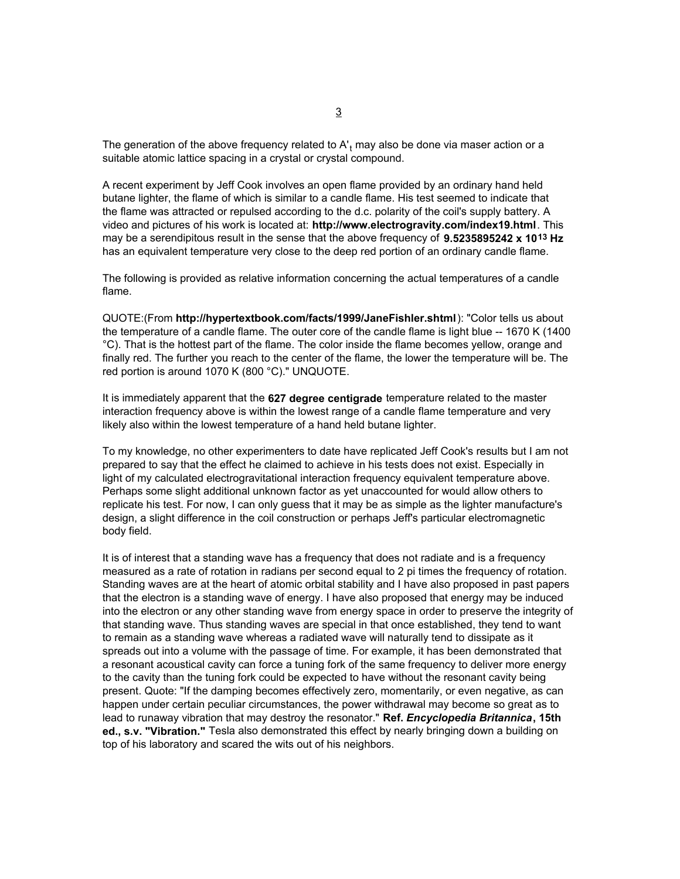The generation of the above frequency related to $A'_t$ may also be done via maser action or a suitable atomic lattice spacing in a crystal or crystal compound.

A recent experiment by Jeff Cook involves an open flame provided by an ordinary hand held butane lighter, the flame of which is similar to a candle flame. His test seemed to indicate that the flame was attracted or repulsed according to the d.c. polarity of the coil's supply battery. A video and pictures of his work is located at: **http://www.electrogravity.com/index19.html**. This may be a serendipitous result in the sense that the above frequency of **$9.5235895242 \times 10^{13}$ Hz** has an equivalent temperature very close to the deep red portion of an ordinary candle flame.

The following is provided as relative information concerning the actual temperatures of a candle flame.

QUOTE:(From **http://hypertextbook.com/facts/1999/JaneFishler.shtml**): "Color tells us about the temperature of a candle flame. The outer core of the candle flame is light blue -- 1670 K (1400 °C). That is the hottest part of the flame. The color inside the flame becomes yellow, orange and finally red. The further you reach to the center of the flame, the lower the temperature will be. The red portion is around 1070 K (800 °C)." UNQUOTE.

It is immediately apparent that the **627 degree centigrade** temperature related to the master interaction frequency above is within the lowest range of a candle flame temperature and very likely also within the lowest temperature of a hand held butane lighter.

To my knowledge, no other experimenters to date have replicated Jeff Cook's results but I am not prepared to say that the effect he claimed to achieve in his tests does not exist. Especially in light of my calculated electrogravitational interaction frequency equivalent temperature above. Perhaps some slight additional unknown factor as yet unaccounted for would allow others to replicate his test. For now, I can only guess that it may be as simple as the lighter manufacture's design, a slight difference in the coil construction or perhaps Jeff's particular electromagnetic body field.

It is of interest that a standing wave has a frequency that does not radiate and is a frequency measured as a rate of rotation in radians per second equal to 2 pi times the frequency of rotation. Standing waves are at the heart of atomic orbital stability and I have also proposed in past papers that the electron is a standing wave of energy. I have also proposed that energy may be induced into the electron or any other standing wave from energy space in order to preserve the integrity of that standing wave. Thus standing waves are special in that once established, they tend to want to remain as a standing wave whereas a radiated wave will naturally tend to dissipate as it spreads out into a volume with the passage of time. For example, it has been demonstrated that a resonant acoustical cavity can force a tuning fork of the same frequency to deliver more energy to the cavity than the tuning fork could be expected to have without the resonant cavity being present. Quote: "If the damping becomes effectively zero, momentarily, or even negative, as can happen under certain peculiar circumstances, the power withdrawal may become so great as to lead to runaway vibration that may destroy the resonator." **Ref. *Encyclopedia Britannica*, 15th ed., s.v. "Vibration."** Tesla also demonstrated this effect by nearly bringing down a building on top of his laboratory and scared the wits out of his neighbors.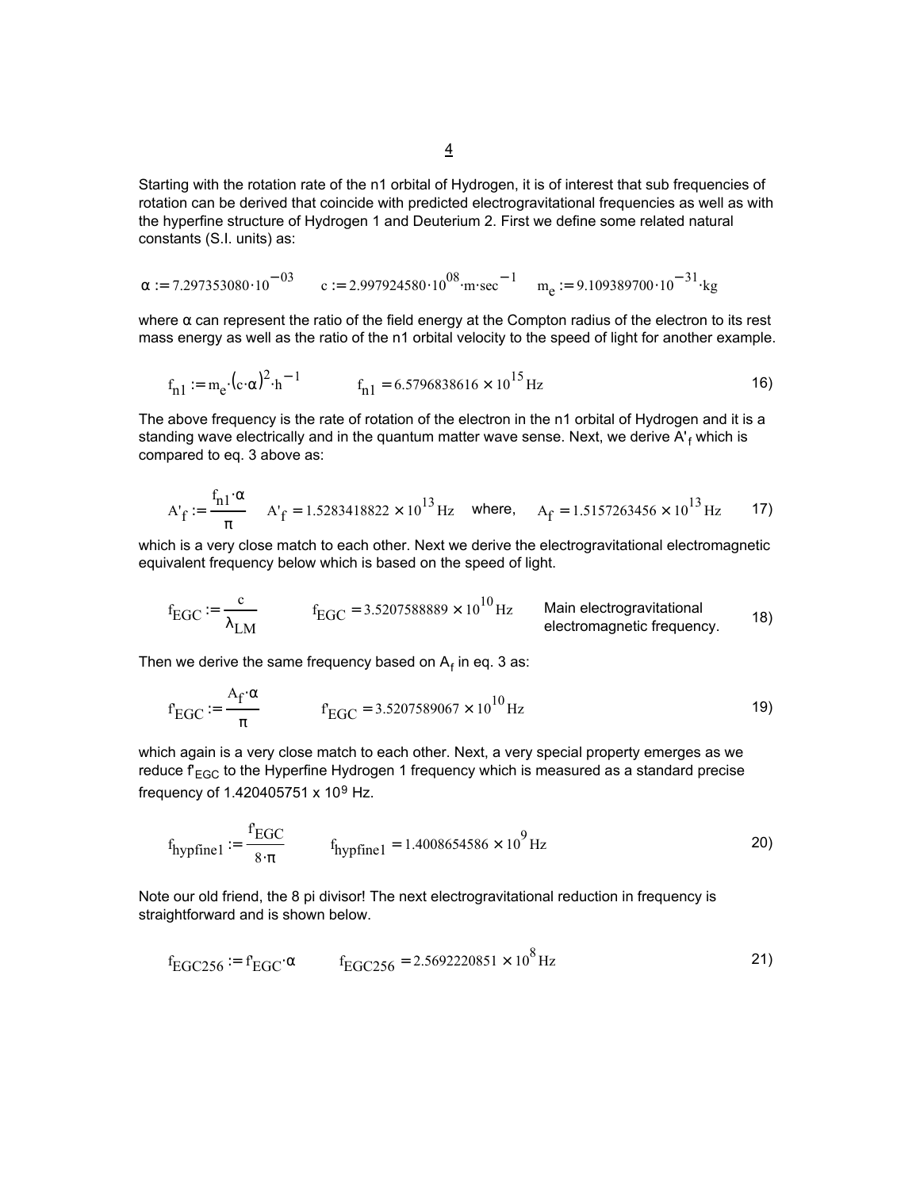Starting with the rotation rate of the n1 orbital of Hydrogen, it is of interest that sub frequencies of rotation can be derived that coincide with predicted electrogravitational frequencies as well as with the hyperfine structure of Hydrogen 1 and Deuterium 2. First we define some related natural constants (S.I. units) as:

$$\alpha := 7.297353080 \cdot 10^{-03} \qquad c := 2.997924580 \cdot 10^{08} \cdot m \cdot sec^{-1} \qquad m_e := 9.109389700 \cdot 10^{-31} \cdot kg$$

where α can represent the ratio of the field energy at the Compton radius of the electron to its rest mass energy as well as the ratio of the n1 orbital velocity to the speed of light for another example.

$$f_{n1} := m_e \cdot (c \cdot \alpha)^2 \cdot h^{-1} \qquad f_{n1} = 6.5796838616 \times 10^{15}\, Hz \tag{16}$$

The above frequency is the rate of rotation of the electron in the n1 orbital of Hydrogen and it is a standing wave electrically and in the quantum matter wave sense. Next, we derive $A'_f$ which is compared to eq. 3 above as:

$$A'_f := \frac{f_{n1} \cdot \alpha}{\pi} \qquad A'_f = 1.5283418822 \times 10^{13}\, Hz \quad \text{where,} \quad A_f = 1.5157263456 \times 10^{13}\, Hz \tag{17}$$

which is a very close match to each other. Next we derive the electrogravitational electromagnetic equivalent frequency below which is based on the speed of light.

$$f_{EGC} := \frac{c}{\lambda_{LM}} \qquad f_{EGC} = 3.5207588889 \times 10^{10}\, Hz \qquad \text{Main electrogravitational electromagnetic frequency.} \tag{18}$$

Then we derive the same frequency based on $A_f$ in eq. 3 as:

$$f'_{EGC} := \frac{A_f \cdot \alpha}{\pi} \qquad f'_{EGC} = 3.5207589067 \times 10^{10}\, Hz \tag{19}$$

which again is a very close match to each other. Next, a very special property emerges as we reduce $f'_{EGC}$ to the Hyperfine Hydrogen 1 frequency which is measured as a standard precise frequency of $1.420405751 \times 10^9$ Hz.

$$f_{hypfine1} := \frac{f'_{EGC}}{8 \cdot \pi} \qquad f_{hypfine1} = 1.4008654586 \times 10^{9}\, Hz \tag{20}$$

Note our old friend, the 8 pi divisor! The next electrogravitational reduction in frequency is straightforward and is shown below.

$$f_{EGC256} := f'_{EGC} \cdot \alpha \qquad f_{EGC256} = 2.5692220851 \times 10^{8}\, Hz \tag{21}$$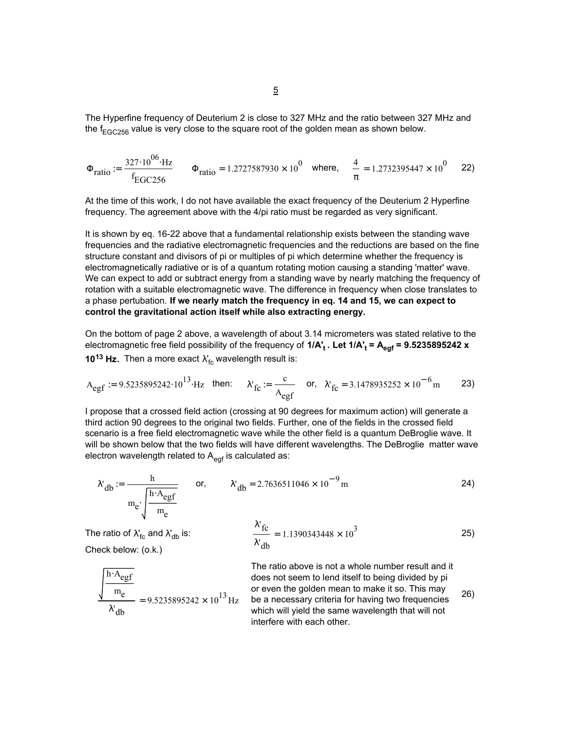The Hyperfine frequency of Deuterium 2 is close to 327 MHz and the ratio between 327 MHz and the $f_{EGC256}$ value is very close to the square root of the golden mean as shown below.

$$\Phi_{ratio} := \frac{327 \cdot 10^{06} \cdot Hz}{f_{EGC256}} \qquad \Phi_{ratio} = 1.2727587930 \times 10^{0} \quad \text{where,} \quad \frac{4}{\pi} = 1.2732395447 \times 10^{0} \qquad 22)$$

At the time of this work, I do not have available the exact frequency of the Deuterium 2 Hyperfine frequency. The agreement above with the 4/pi ratio must be regarded as very significant.

It is shown by eq. 16-22 above that a fundamental relationship exists between the standing wave frequencies and the radiative electromagnetic frequencies and the reductions are based on the fine structure constant and divisors of pi or multiples of pi which determine whether the frequency is electromagnetically radiative or is of a quantum rotating motion causing a standing 'matter' wave. We can expect to add or subtract energy from a standing wave by nearly matching the frequency of rotation with a suitable electromagnetic wave. The difference in frequency when close translates to a phase pertubation. **If we nearly match the frequency in eq. 14 and 15, we can expect to control the gravitational action itself while also extracting energy.**

On the bottom of page 2 above, a wavelength of about 3.14 micrometers was stated relative to the electromagnetic free field possibility of the frequency of **$1/A'_t$ . Let $1/A'_t = A_{egf} = 9.5235895242 \times 10^{13}$ Hz.** Then a more exact $\lambda'_{fc}$ wavelength result is:

$$A_{egf} := 9.5235895242 \cdot 10^{13} \cdot Hz \quad \text{then:} \quad \lambda'_{fc} := \frac{c}{A_{egf}} \quad \text{or,} \quad \lambda'_{fc} = 3.1478935252 \times 10^{-6} m \qquad 23)$$

I propose that a crossed field action (crossing at 90 degrees for maximum action) will generate a third action 90 degrees to the original two fields. Further, one of the fields in the crossed field scenario is a free field electromagnetic wave while the other field is a quantum DeBroglie wave. It will be shown below that the two fields will have different wavelengths. The DeBroglie matter wave electron wavelength related to $A_{egf}$ is calculated as:

$$\lambda'_{db} := \frac{h}{m_e \cdot \sqrt{\frac{h \cdot A_{egf}}{m_e}}} \qquad \text{or,} \qquad \lambda'_{db} = 2.7636511046 \times 10^{-9} m \qquad 24)$$

The ratio of $\lambda'_{fc}$ and $\lambda'_{db}$ is:

$$\frac{\lambda'_{fc}}{\lambda'_{db}} = 1.1390343448 \times 10^{3} \qquad 25)$$

Check below: (o.k.)

$$\frac{\sqrt{\frac{h \cdot A_{egf}}{m_e}}}{\lambda'_{db}} = 9.5235895242 \times 10^{13} Hz \qquad 26)$$

The ratio above is not a whole number result and it does not seem to lend itself to being divided by pi or even the golden mean to make it so. This may be a necessary criteria for having two frequencies which will yield the same wavelength that will not interfere with each other.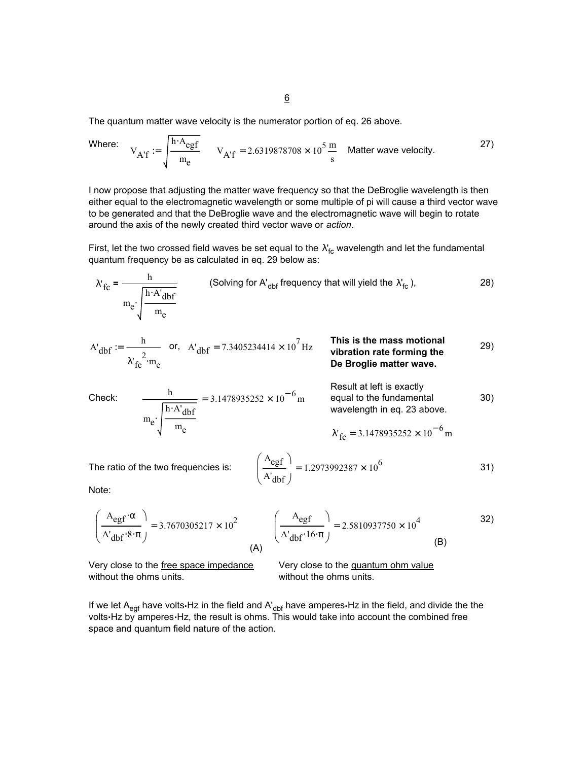The quantum matter wave velocity is the numerator portion of eq. 26 above.

Where: $V_{A'f} := \sqrt{\frac{h \cdot A_{egf}}{m_e}}$ $\quad V_{A'f} = 2.6319878708 \times 10^{5} \frac{m}{s}$ $\quad$ Matter wave velocity. $\quad$ 27)

I now propose that adjusting the matter wave frequency so that the DeBroglie wavelength is then either equal to the electromagnetic wavelength or some multiple of pi will cause a third vector wave to be generated and that the DeBroglie wave and the electromagnetic wave will begin to rotate around the axis of the newly created third vector wave or *action*.

First, let the two crossed field waves be set equal to the $\lambda'_{fc}$ wavelength and let the fundamental quantum frequency be as calculated in eq. 29 below as:

$$\lambda'_{fc} = \frac{h}{m_e \cdot \sqrt{\frac{h \cdot A'_{dbf}}{m_e}}} \qquad \text{(Solving for } A'_{dbf} \text{ frequency that will yield the } \lambda'_{fc}\text{)}, \qquad 28)$$

$$A'_{dbf} := \frac{h}{\lambda'^{2}_{fc} \cdot m_e} \quad \text{or,} \quad A'_{dbf} = 7.3405234414 \times 10^{7}\,\text{Hz} \qquad 29)$$

**This is the mass motional vibration rate forming the De Broglie matter wave.**

Check: $$\frac{h}{m_e \cdot \sqrt{\frac{h \cdot A'_{dbf}}{m_e}}} = 3.1478935252 \times 10^{-6}\,\text{m} \qquad 30)$$

Result at left is exactly equal to the fundamental wavelength in eq. 23 above.

$\lambda'_{fc} = 3.1478935252 \times 10^{-6}\,\text{m}$

The ratio of the two frequencies is: $$\left(\frac{A_{egf}}{A'_{dbf}}\right) = 1.2973992387 \times 10^{6} \qquad 31)$$

Note:

$$\left(\frac{A_{egf} \cdot \alpha}{A'_{dbf} \cdot 8 \cdot \pi}\right) = 3.7670305217 \times 10^{2} \quad \text{(A)} \qquad \left(\frac{A_{egf}}{A'_{dbf} \cdot 16 \cdot \pi}\right) = 2.5810937750 \times 10^{4} \quad \text{(B)} \qquad 32)$$

(A) Very close to the <u>free space impedance</u> without the ohms units.

(B) Very close to the <u>quantum ohm value</u> without the ohms units.

If we let $A_{egf}$ have volts·Hz in the field and $A'_{dbf}$ have amperes·Hz in the field, and divide the the volts·Hz by amperes·Hz, the result is ohms. This would take into account the combined free space and quantum field nature of the action.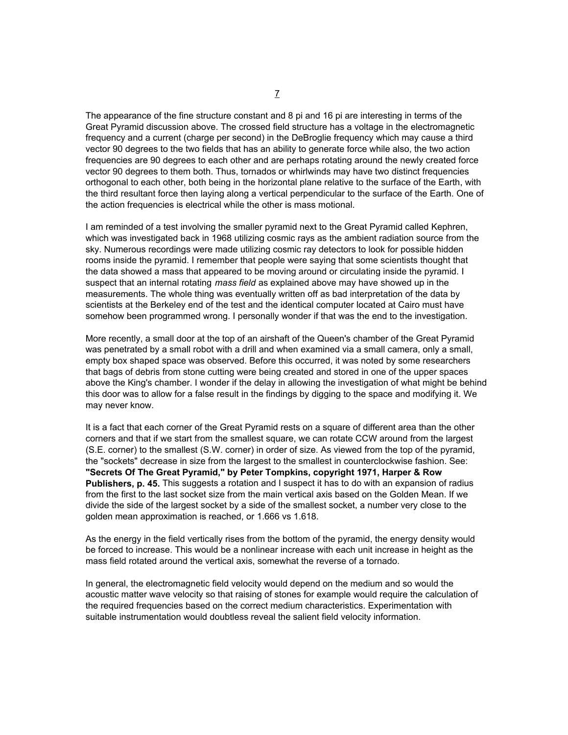The appearance of the fine structure constant and 8 pi and 16 pi are interesting in terms of the Great Pyramid discussion above. The crossed field structure has a voltage in the electromagnetic frequency and a current (charge per second) in the DeBroglie frequency which may cause a third vector 90 degrees to the two fields that has an ability to generate force while also, the two action frequencies are 90 degrees to each other and are perhaps rotating around the newly created force vector 90 degrees to them both. Thus, tornados or whirlwinds may have two distinct frequencies orthogonal to each other, both being in the horizontal plane relative to the surface of the Earth, with the third resultant force then laying along a vertical perpendicular to the surface of the Earth. One of the action frequencies is electrical while the other is mass motional.

I am reminded of a test involving the smaller pyramid next to the Great Pyramid called Kephren, which was investigated back in 1968 utilizing cosmic rays as the ambient radiation source from the sky. Numerous recordings were made utilizing cosmic ray detectors to look for possible hidden rooms inside the pyramid. I remember that people were saying that some scientists thought that the data showed a mass that appeared to be moving around or circulating inside the pyramid. I suspect that an internal rotating *mass field* as explained above may have showed up in the measurements. The whole thing was eventually written off as bad interpretation of the data by scientists at the Berkeley end of the test and the identical computer located at Cairo must have somehow been programmed wrong. I personally wonder if that was the end to the investigation.

More recently, a small door at the top of an airshaft of the Queen's chamber of the Great Pyramid was penetrated by a small robot with a drill and when examined via a small camera, only a small, empty box shaped space was observed. Before this occurred, it was noted by some researchers that bags of debris from stone cutting were being created and stored in one of the upper spaces above the King's chamber. I wonder if the delay in allowing the investigation of what might be behind this door was to allow for a false result in the findings by digging to the space and modifying it. We may never know.

It is a fact that each corner of the Great Pyramid rests on a square of different area than the other corners and that if we start from the smallest square, we can rotate CCW around from the largest (S.E. corner) to the smallest (S.W. corner) in order of size. As viewed from the top of the pyramid, the "sockets" decrease in size from the largest to the smallest in counterclockwise fashion. See: **"Secrets Of The Great Pyramid," by Peter Tompkins, copyright 1971, Harper & Row Publishers, p. 45.** This suggests a rotation and I suspect it has to do with an expansion of radius from the first to the last socket size from the main vertical axis based on the Golden Mean. If we divide the side of the largest socket by a side of the smallest socket, a number very close to the golden mean approximation is reached, or 1.666 vs 1.618.

As the energy in the field vertically rises from the bottom of the pyramid, the energy density would be forced to increase. This would be a nonlinear increase with each unit increase in height as the mass field rotated around the vertical axis, somewhat the reverse of a tornado.

In general, the electromagnetic field velocity would depend on the medium and so would the acoustic matter wave velocity so that raising of stones for example would require the calculation of the required frequencies based on the correct medium characteristics. Experimentation with suitable instrumentation would doubtless reveal the salient field velocity information.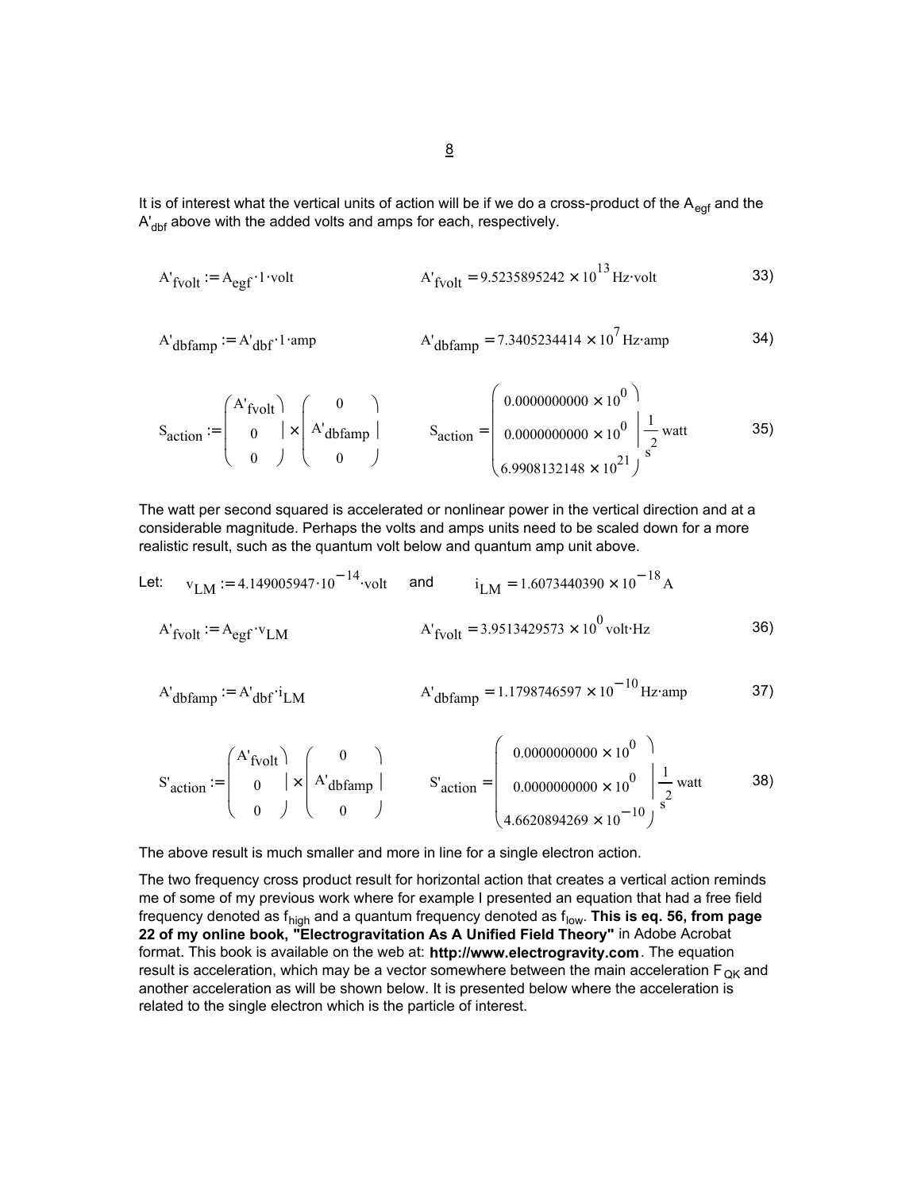It is of interest what the vertical units of action will be if we do a cross-product of the $A_{egf}$ and the $A'_{dbf}$ above with the added volts and amps for each, respectively.

$$A'_{fvolt} := A_{egf} \cdot 1 \cdot \text{volt} \qquad A'_{fvolt} = 9.5235895242 \times 10^{13}\ \text{Hz} \cdot \text{volt} \qquad 33)$$

$$A'_{dbfamp} := A'_{dbf} \cdot 1 \cdot \text{amp} \qquad A'_{dbfamp} = 7.3405234414 \times 10^{7}\ \text{Hz} \cdot \text{amp} \qquad 34)$$

$$S_{action} := \begin{pmatrix} A'_{fvolt} \\ 0 \\ 0 \end{pmatrix} \times \begin{pmatrix} 0 \\ A'_{dbfamp} \\ 0 \end{pmatrix} \qquad S_{action} = \begin{pmatrix} 0.0000000000 \times 10^{0} \\ 0.0000000000 \times 10^{0} \\ 6.9908132148 \times 10^{21} \end{pmatrix} \frac{1}{s^2}\ \text{watt} \qquad 35)$$

The watt per second squared is accelerated or nonlinear power in the vertical direction and at a considerable magnitude. Perhaps the volts and amps units need to be scaled down for a more realistic result, such as the quantum volt below and quantum amp unit above.

Let: $\quad v_{LM} := 4.149005947 \cdot 10^{-14} \cdot \text{volt} \quad$ and $\quad i_{LM} = 1.6073440390 \times 10^{-18}\ \text{A}$

$$A'_{fvolt} := A_{egf} \cdot v_{LM} \qquad A'_{fvolt} = 3.9513429573 \times 10^{0}\ \text{volt} \cdot \text{Hz} \qquad 36)$$

$$A'_{dbfamp} := A'_{dbf} \cdot i_{LM} \qquad A'_{dbfamp} = 1.1798746597 \times 10^{-10}\ \text{Hz} \cdot \text{amp} \qquad 37)$$

$$S'_{action} := \begin{pmatrix} A'_{fvolt} \\ 0 \\ 0 \end{pmatrix} \times \begin{pmatrix} 0 \\ A'_{dbfamp} \\ 0 \end{pmatrix} \qquad S'_{action} = \begin{pmatrix} 0.0000000000 \times 10^{0} \\ 0.0000000000 \times 10^{0} \\ 4.6620894269 \times 10^{-10} \end{pmatrix} \frac{1}{s^2}\ \text{watt} \qquad 38)$$

The above result is much smaller and more in line for a single electron action.

The two frequency cross product result for horizontal action that creates a vertical action reminds me of some of my previous work where for example I presented an equation that had a free field frequency denoted as $f_{high}$ and a quantum frequency denoted as $f_{low}$. **This is eq. 56, from page 22 of my online book, "Electrogravitation As A Unified Field Theory"** in Adobe Acrobat format. This book is available on the web at: **http://www.electrogravity.com**. The equation result is acceleration, which may be a vector somewhere between the main acceleration $F_{QK}$ and another acceleration as will be shown below. It is presented below where the acceleration is related to the single electron which is the particle of interest.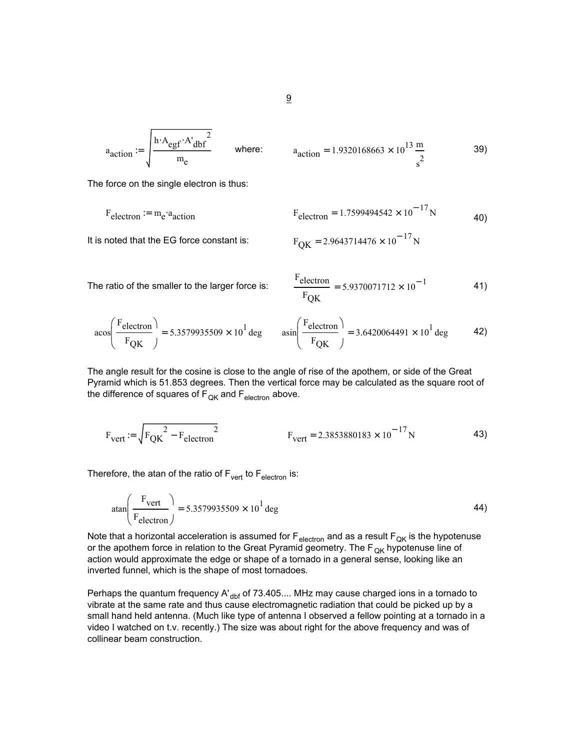$$a_{action} := \sqrt{\frac{h \cdot A_{egf} \cdot A'_{dbf}{}^{2}}{m_e}} \qquad \text{where:} \qquad a_{action} = 1.9320168663 \times 10^{13} \frac{m}{s^2} \qquad 39)$$

The force on the single electron is thus:

$$F_{electron} := m_e \cdot a_{action} \qquad F_{electron} = 1.7599494542 \times 10^{-17} N \qquad 40)$$

It is noted that the EG force constant is: $F_{QK} = 2.9643714476 \times 10^{-17} N$

The ratio of the smaller to the larger force is: $\frac{F_{electron}}{F_{QK}} = 5.9370071712 \times 10^{-1}$ 41)

$$\operatorname{acos}\left(\frac{F_{electron}}{F_{QK}}\right) = 5.3579935509 \times 10^{1} \deg \qquad \operatorname{asin}\left(\frac{F_{electron}}{F_{QK}}\right) = 3.6420064491 \times 10^{1} \deg \qquad 42)$$

The angle result for the cosine is close to the angle of rise of the apothem, or side of the Great Pyramid which is 51.853 degrees. Then the vertical force may be calculated as the square root of the difference of squares of $F_{QK}$ and $F_{electron}$ above.

$$F_{vert} := \sqrt{F_{QK}{}^{2} - F_{electron}{}^{2}} \qquad F_{vert} = 2.3853880183 \times 10^{-17} N \qquad 43)$$

Therefore, the atan of the ratio of $F_{vert}$ to $F_{electron}$ is:

$$\operatorname{atan}\left(\frac{F_{vert}}{F_{electron}}\right) = 5.3579935509 \times 10^{1} \deg \qquad 44)$$

Note that a horizontal acceleration is assumed for $F_{electron}$ and as a result $F_{QK}$ is the hypotenuse or the apothem force in relation to the Great Pyramid geometry. The $F_{QK}$ hypotenuse line of action would approximate the edge or shape of a tornado in a general sense, looking like an inverted funnel, which is the shape of most tornadoes.

Perhaps the quantum frequency $A'_{dbf}$ of 73.405.... MHz may cause charged ions in a tornado to vibrate at the same rate and thus cause electromagnetic radiation that could be picked up by a small hand held antenna. (Much like type of antenna I observed a fellow pointing at a tornado in a video I watched on t.v. recently.) The size was about right for the above frequency and was of collinear beam construction.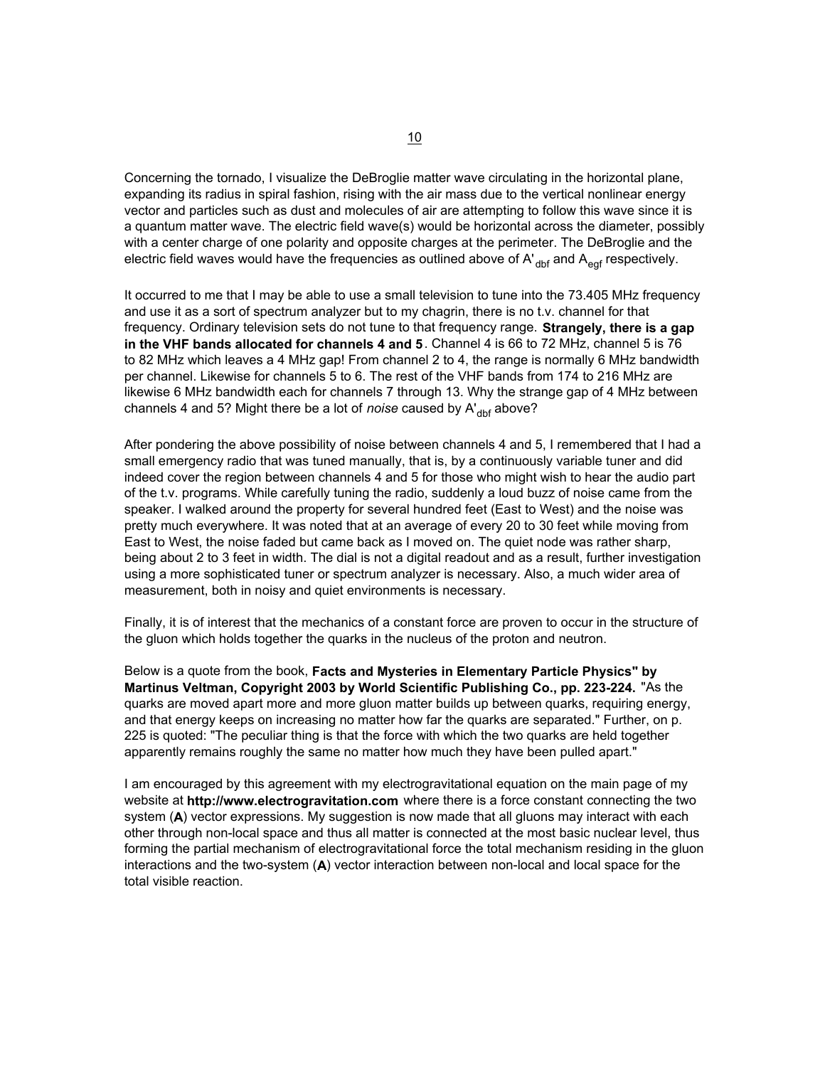Concerning the tornado, I visualize the DeBroglie matter wave circulating in the horizontal plane, expanding its radius in spiral fashion, rising with the air mass due to the vertical nonlinear energy vector and particles such as dust and molecules of air are attempting to follow this wave since it is a quantum matter wave. The electric field wave(s) would be horizontal across the diameter, possibly with a center charge of one polarity and opposite charges at the perimeter. The DeBroglie and the electric field waves would have the frequencies as outlined above of $A'_{dbf}$ and $A_{egf}$ respectively.

It occurred to me that I may be able to use a small television to tune into the 73.405 MHz frequency and use it as a sort of spectrum analyzer but to my chagrin, there is no t.v. channel for that frequency. Ordinary television sets do not tune to that frequency range. **Strangely, there is a gap in the VHF bands allocated for channels 4 and 5**. Channel 4 is 66 to 72 MHz, channel 5 is 76 to 82 MHz which leaves a 4 MHz gap! From channel 2 to 4, the range is normally 6 MHz bandwidth per channel. Likewise for channels 5 to 6. The rest of the VHF bands from 174 to 216 MHz are likewise 6 MHz bandwidth each for channels 7 through 13. Why the strange gap of 4 MHz between channels 4 and 5? Might there be a lot of *noise* caused by $A'_{dbf}$ above?

After pondering the above possibility of noise between channels 4 and 5, I remembered that I had a small emergency radio that was tuned manually, that is, by a continuously variable tuner and did indeed cover the region between channels 4 and 5 for those who might wish to hear the audio part of the t.v. programs. While carefully tuning the radio, suddenly a loud buzz of noise came from the speaker. I walked around the property for several hundred feet (East to West) and the noise was pretty much everywhere. It was noted that at an average of every 20 to 30 feet while moving from East to West, the noise faded but came back as I moved on. The quiet node was rather sharp, being about 2 to 3 feet in width. The dial is not a digital readout and as a result, further investigation using a more sophisticated tuner or spectrum analyzer is necessary. Also, a much wider area of measurement, both in noisy and quiet environments is necessary.

Finally, it is of interest that the mechanics of a constant force are proven to occur in the structure of the gluon which holds together the quarks in the nucleus of the proton and neutron.

Below is a quote from the book, **Facts and Mysteries in Elementary Particle Physics" by Martinus Veltman, Copyright 2003 by World Scientific Publishing Co., pp. 223-224.** "As the quarks are moved apart more and more gluon matter builds up between quarks, requiring energy, and that energy keeps on increasing no matter how far the quarks are separated." Further, on p. 225 is quoted: "The peculiar thing is that the force with which the two quarks are held together apparently remains roughly the same no matter how much they have been pulled apart."

I am encouraged by this agreement with my electrogravitational equation on the main page of my website at **http://www.electrogravitation.com** where there is a force constant connecting the two system (**A**) vector expressions. My suggestion is now made that all gluons may interact with each other through non-local space and thus all matter is connected at the most basic nuclear level, thus forming the partial mechanism of electrogravitational force the total mechanism residing in the gluon interactions and the two-system (**A**) vector interaction between non-local and local space for the total visible reaction.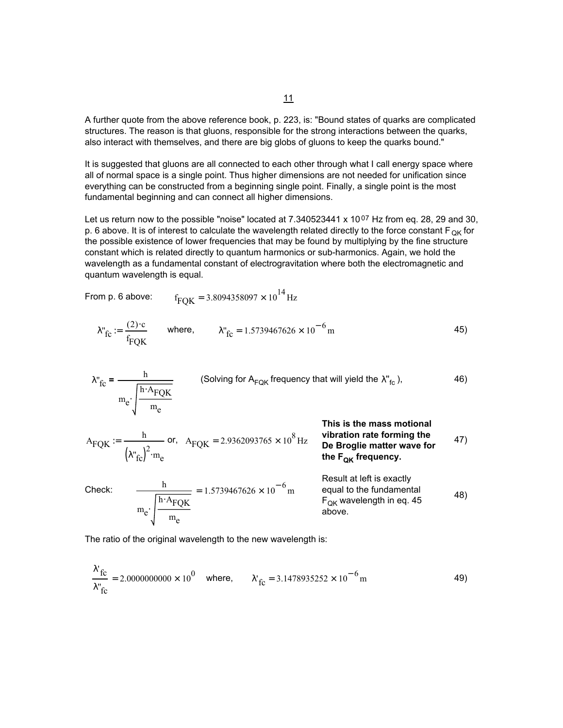A further quote from the above reference book, p. 223, is: "Bound states of quarks are complicated structures. The reason is that gluons, responsible for the strong interactions between the quarks, also interact with themselves, and there are big globs of gluons to keep the quarks bound."

It is suggested that gluons are all connected to each other through what I call energy space where all of normal space is a single point. Thus higher dimensions are not needed for unification since everything can be constructed from a beginning single point. Finally, a single point is the most fundamental beginning and can connect all higher dimensions.

Let us return now to the possible "noise" located at $7.340523441 \times 10^{07}$ Hz from eq. 28, 29 and 30, p. 6 above. It is of interest to calculate the wavelength related directly to the force constant $F_{QK}$ for the possible existence of lower frequencies that may be found by multiplying by the fine structure constant which is related directly to quantum harmonics or sub-harmonics. Again, we hold the wavelength as a fundamental constant of electrogravitation where both the electromagnetic and quantum wavelength is equal.

From p. 6 above: $\quad f_{FQK} = 3.8094358097 \times 10^{14}\,\text{Hz}$

$$\lambda''_{fc} := \frac{(2)\cdot c}{f_{FQK}} \qquad \text{where,} \qquad \lambda''_{fc} = 1.5739467626 \times 10^{-6}\,\text{m} \tag{45}$$

$$\lambda''_{fc} = \frac{h}{m_e \cdot \sqrt{\frac{h \cdot A_{FQK}}{m_e}}} \qquad \text{(Solving for } A_{FQK} \text{ frequency that will yield the } \lambda''_{fc}\text{)}, \tag{46}$$

$$A_{FQK} := \frac{h}{\left(\lambda''_{fc}\right)^2 \cdot m_e} \quad \text{or,} \quad A_{FQK} = 2.9362093765 \times 10^{8}\,\text{Hz} \tag{47}$$

**This is the mass motional vibration rate forming the De Broglie matter wave for the $F_{QK}$ frequency.**

Check:

$$\frac{h}{m_e \cdot \sqrt{\frac{h \cdot A_{FQK}}{m_e}}} = 1.5739467626 \times 10^{-6}\,\text{m} \tag{48}$$

Result at left is exactly equal to the fundamental $F_{QK}$ wavelength in eq. 45 above.

The ratio of the original wavelength to the new wavelength is:

$$\frac{\lambda'_{fc}}{\lambda''_{fc}} = 2.0000000000 \times 10^{0} \quad \text{where,} \quad \lambda'_{fc} = 3.1478935252 \times 10^{-6}\,\text{m} \tag{49}$$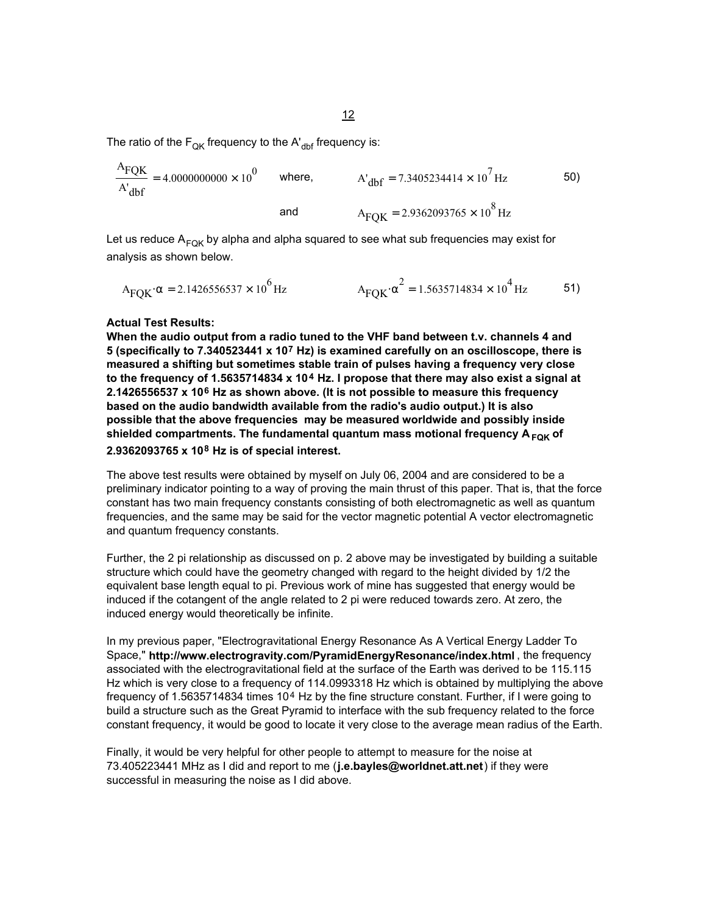The ratio of the $F_{QK}$ frequency to the $A'_{dbf}$ frequency is:

$$\frac{A_{FQK}}{A'_{dbf}} = 4.0000000000 \times 10^{0} \qquad \text{where,} \qquad A'_{dbf} = 7.3405234414 \times 10^{7}\,\text{Hz} \tag{50}$$

$$\text{and} \qquad A_{FQK} = 2.9362093765 \times 10^{8}\,\text{Hz}$$

Let us reduce $A_{FQK}$ by alpha and alpha squared to see what sub frequencies may exist for analysis as shown below.

$$A_{FQK} \cdot \alpha = 2.1426556537 \times 10^{6}\,\text{Hz} \qquad A_{FQK} \cdot \alpha^{2} = 1.5635714834 \times 10^{4}\,\text{Hz} \tag{51}$$

**Actual Test Results:**

**When the audio output from a radio tuned to the VHF band between t.v. channels 4 and 5 (specifically to $7.340523441 \times 10^{7}$ Hz) is examined carefully on an oscilloscope, there is measured a shifting but sometimes stable train of pulses having a frequency very close to the frequency of $1.5635714834 \times 10^{4}$ Hz. I propose that there may also exist a signal at $2.1426556537 \times 10^{6}$ Hz as shown above. (It is not possible to measure this frequency based on the audio bandwidth available from the radio's audio output.) It is also possible that the above frequencies may be measured worldwide and possibly inside shielded compartments. The fundamental quantum mass motional frequency $A_{FQK}$ of $2.9362093765 \times 10^{8}$ Hz is of special interest.**

The above test results were obtained by myself on July 06, 2004 and are considered to be a preliminary indicator pointing to a way of proving the main thrust of this paper. That is, that the force constant has two main frequency constants consisting of both electromagnetic as well as quantum frequencies, and the same may be said for the vector magnetic potential A vector electromagnetic and quantum frequency constants.

Further, the 2 pi relationship as discussed on p. 2 above may be investigated by building a suitable structure which could have the geometry changed with regard to the height divided by 1/2 the equivalent base length equal to pi. Previous work of mine has suggested that energy would be induced if the cotangent of the angle related to 2 pi were reduced towards zero. At zero, the induced energy would theoretically be infinite.

In my previous paper, "Electrogravitational Energy Resonance As A Vertical Energy Ladder To Space," **http://www.electrogravity.com/PyramidEnergyResonance/index.html** , the frequency associated with the electrogravitational field at the surface of the Earth was derived to be 115.115 Hz which is very close to a frequency of 114.0993318 Hz which is obtained by multiplying the above frequency of 1.5635714834 times $10^{4}$ Hz by the fine structure constant. Further, if I were going to build a structure such as the Great Pyramid to interface with the sub frequency related to the force constant frequency, it would be good to locate it very close to the average mean radius of the Earth.

Finally, it would be very helpful for other people to attempt to measure for the noise at 73.405223441 MHz as I did and report to me (**j.e.bayles@worldnet.att.net**) if they were successful in measuring the noise as I did above.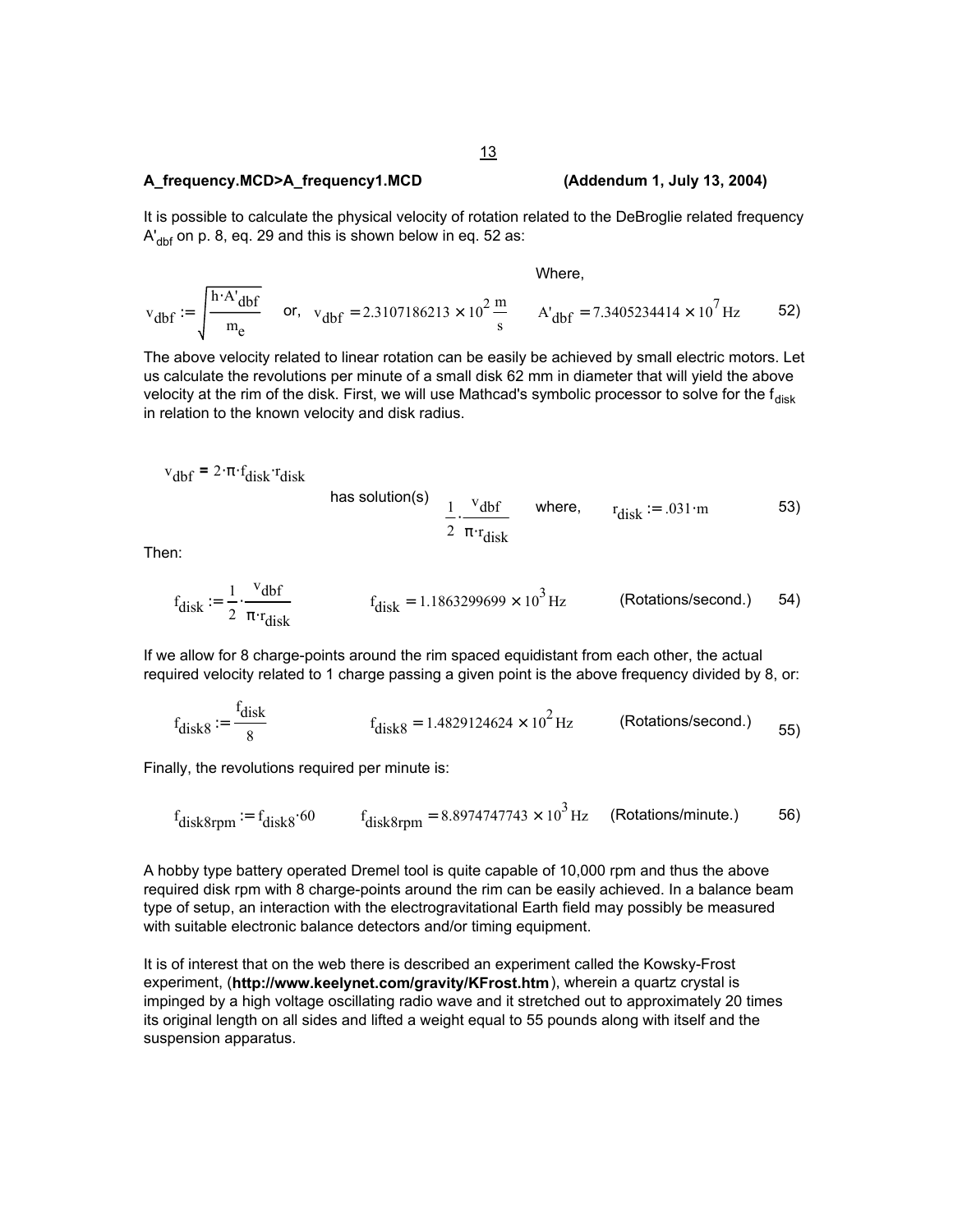**A_frequency.MCD>A_frequency1.MCD (Addendum 1, July 13, 2004)**

It is possible to calculate the physical velocity of rotation related to the DeBroglie related frequency $A'_{dbf}$ on p. 8, eq. 29 and this is shown below in eq. 52 as:

$$v_{dbf} := \sqrt{\frac{h \cdot A'_{dbf}}{m_e}} \quad \text{or,} \quad v_{dbf} = 2.3107186213 \times 10^{2} \frac{m}{s} \qquad \text{Where,} \quad A'_{dbf} = 7.3405234414 \times 10^{7}\,\text{Hz} \qquad 52)$$

The above velocity related to linear rotation can be easily be achieved by small electric motors. Let us calculate the revolutions per minute of a small disk 62 mm in diameter that will yield the above velocity at the rim of the disk. First, we will use Mathcad's symbolic processor to solve for the $f_{disk}$ in relation to the known velocity and disk radius.

$$v_{dbf} = 2 \cdot \pi \cdot f_{disk} \cdot r_{disk} \quad \text{has solution(s)} \quad \frac{1}{2} \cdot \frac{v_{dbf}}{\pi \cdot r_{disk}} \quad \text{where,} \quad r_{disk} := .031 \cdot m \qquad 53)$$

Then:

$$f_{disk} := \frac{1}{2} \cdot \frac{v_{dbf}}{\pi \cdot r_{disk}} \qquad f_{disk} = 1.1863299699 \times 10^{3}\,\text{Hz} \qquad \text{(Rotations/second.)} \qquad 54)$$

If we allow for 8 charge-points around the rim spaced equidistant from each other, the actual required velocity related to 1 charge passing a given point is the above frequency divided by 8, or:

$$f_{disk8} := \frac{f_{disk}}{8} \qquad f_{disk8} = 1.4829124624 \times 10^{2}\,\text{Hz} \qquad \text{(Rotations/second.)} \qquad 55)$$

Finally, the revolutions required per minute is:

$$f_{disk8rpm} := f_{disk8} \cdot 60 \qquad f_{disk8rpm} = 8.8974747743 \times 10^{3}\,\text{Hz} \qquad \text{(Rotations/minute.)} \qquad 56)$$

A hobby type battery operated Dremel tool is quite capable of 10,000 rpm and thus the above required disk rpm with 8 charge-points around the rim can be easily achieved. In a balance beam type of setup, an interaction with the electrogravitational Earth field may possibly be measured with suitable electronic balance detectors and/or timing equipment.

It is of interest that on the web there is described an experiment called the Kowsky-Frost experiment, (**http://www.keelynet.com/gravity/KFrost.htm**), wherein a quartz crystal is impinged by a high voltage oscillating radio wave and it stretched out to approximately 20 times its original length on all sides and lifted a weight equal to 55 pounds along with itself and the suspension apparatus.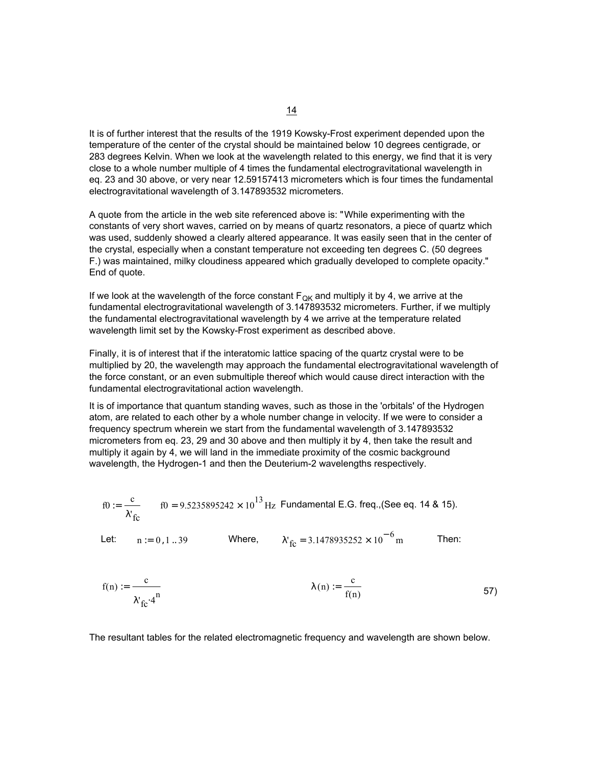It is of further interest that the results of the 1919 Kowsky-Frost experiment depended upon the temperature of the center of the crystal should be maintained below 10 degrees centigrade, or 283 degrees Kelvin. When we look at the wavelength related to this energy, we find that it is very close to a whole number multiple of 4 times the fundamental electrogravitational wavelength in eq. 23 and 30 above, or very near 12.59157413 micrometers which is four times the fundamental electrogravitational wavelength of 3.147893532 micrometers.

A quote from the article in the web site referenced above is: "While experimenting with the constants of very short waves, carried on by means of quartz resonators, a piece of quartz which was used, suddenly showed a clearly altered appearance. It was easily seen that in the center of the crystal, especially when a constant temperature not exceeding ten degrees C. (50 degrees F.) was maintained, milky cloudiness appeared which gradually developed to complete opacity." End of quote.

If we look at the wavelength of the force constant $F_{QK}$ and multiply it by 4, we arrive at the fundamental electrogravitational wavelength of 3.147893532 micrometers. Further, if we multiply the fundamental electrogravitational wavelength by 4 we arrive at the temperature related wavelength limit set by the Kowsky-Frost experiment as described above.

Finally, it is of interest that if the interatomic lattice spacing of the quartz crystal were to be multiplied by 20, the wavelength may approach the fundamental electrogravitational wavelength of the force constant, or an even submultiple thereof which would cause direct interaction with the fundamental electrogravitational action wavelength.

It is of importance that quantum standing waves, such as those in the 'orbitals' of the Hydrogen atom, are related to each other by a whole number change in velocity. If we were to consider a frequency spectrum wherein we start from the fundamental wavelength of 3.147893532 micrometers from eq. 23, 29 and 30 above and then multiply it by 4, then take the result and multiply it again by 4, we will land in the immediate proximity of the cosmic background wavelength, the Hydrogen-1 and then the Deuterium-2 wavelengths respectively.

$$f0 := \frac{c}{\lambda'_{fc}} \qquad f0 = 9.5235895242 \times 10^{13}\ \text{Hz}$$ Fundamental E.G. freq.,(See eq. 14 & 15).

Let: $n := 0, 1 .. 39$ Where, $\lambda'_{fc} = 3.1478935252 \times 10^{-6}\ \text{m}$ Then:

$$f(n) := \frac{c}{\lambda'_{fc} \cdot 4^{n}} \qquad \lambda(n) := \frac{c}{f(n)} \tag{57}$$

The resultant tables for the related electromagnetic frequency and wavelength are shown below.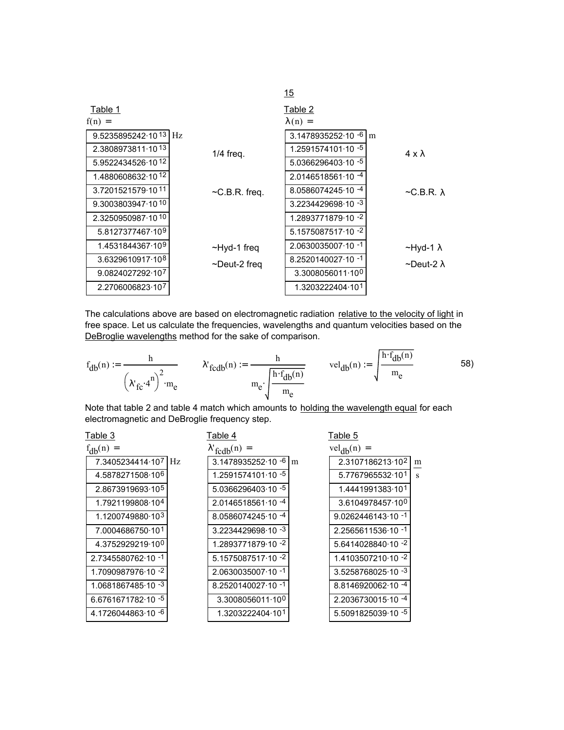Table 1

$f(n) =$

| f(n) (Hz) | |
|---|---|
| $9.5235895242 \cdot 10^{13}$ | |
| $2.3808973811 \cdot 10^{13}$ | 1/4 freq. |
| $5.9522434526 \cdot 10^{12}$ | |
| $1.4880608632 \cdot 10^{12}$ | |
| $3.7201521579 \cdot 10^{11}$ | ~C.B.R. freq. |
| $9.3003803947 \cdot 10^{10}$ | |
| $2.3250950987 \cdot 10^{10}$ | |
| $5.8127377467 \cdot 10^{9}$ | |
| $1.4531844367 \cdot 10^{9}$ | ~Hyd-1 freq |
| $3.6329610917 \cdot 10^{8}$ | ~Deut-2 freq |
| $9.0824027292 \cdot 10^{7}$ | |
| $2.2706006823 \cdot 10^{7}$ | |

Table 2

$\lambda(n) =$

| λ(n) (m) | |
|---|---|
| $3.1478935252 \cdot 10^{-6}$ | |
| $1.2591574101 \cdot 10^{-5}$ | 4 x λ |
| $5.0366296403 \cdot 10^{-5}$ | |
| $2.0146518561 \cdot 10^{-4}$ | |
| $8.0586074245 \cdot 10^{-4}$ | ~C.B.R. λ |
| $3.2234429698 \cdot 10^{-3}$ | |
| $1.2893771879 \cdot 10^{-2}$ | |
| $5.1575087517 \cdot 10^{-2}$ | |
| $2.0630035007 \cdot 10^{-1}$ | ~Hyd-1 λ |
| $8.2520140027 \cdot 10^{-1}$ | ~Deut-2 λ |
| $3.3008056011 \cdot 10^{0}$ | |
| $1.3203222404 \cdot 10^{1}$ | |

The calculations above are based on electromagnetic radiation relative to the velocity of light in free space. Let us calculate the frequencies, wavelengths and quantum velocities based on the DeBroglie wavelengths method for the sake of comparison.

$$f_{db}(n) := \frac{h}{\left(\lambda'_{fc} \cdot 4^{n}\right)^{2} \cdot m_e} \qquad \lambda'_{fcdb}(n) := \frac{h}{m_e \cdot \sqrt{\frac{h \cdot f_{db}(n)}{m_e}}} \qquad vel_{db}(n) := \sqrt{\frac{h \cdot f_{db}(n)}{m_e}} \qquad 58)$$

Note that table 2 and table 4 match which amounts to holding the wavelength equal for each electromagnetic and DeBroglie frequency step.

| Table 3: $f_{db}(n)$ (Hz) | Table 4: $\lambda'_{fcdb}(n)$ (m) | Table 5: $vel_{db}(n)$ (m/s) |
|---|---|---|
| $7.3405234414 \cdot 10^{7}$ | $3.1478935252 \cdot 10^{-6}$ | $2.3107186213 \cdot 10^{2}$ |
| $4.5878271508 \cdot 10^{6}$ | $1.2591574101 \cdot 10^{-5}$ | $5.7767965532 \cdot 10^{1}$ |
| $2.8673919693 \cdot 10^{5}$ | $5.0366296403 \cdot 10^{-5}$ | $1.4441991383 \cdot 10^{1}$ |
| $1.7921199808 \cdot 10^{4}$ | $2.0146518561 \cdot 10^{-4}$ | $3.6104978457 \cdot 10^{0}$ |
| $1.1200749880 \cdot 10^{3}$ | $8.0586074245 \cdot 10^{-4}$ | $9.0262446143 \cdot 10^{-1}$ |
| $7.0004686750 \cdot 10^{1}$ | $3.2234429698 \cdot 10^{-3}$ | $2.2565611536 \cdot 10^{-1}$ |
| $4.3752929219 \cdot 10^{0}$ | $1.2893771879 \cdot 10^{-2}$ | $5.6414028840 \cdot 10^{-2}$ |
| $2.7345580762 \cdot 10^{-1}$ | $5.1575087517 \cdot 10^{-2}$ | $1.4103507210 \cdot 10^{-2}$ |
| $1.7090987976 \cdot 10^{-2}$ | $2.0630035007 \cdot 10^{-1}$ | $3.5258768025 \cdot 10^{-3}$ |
| $1.0681867485 \cdot 10^{-3}$ | $8.2520140027 \cdot 10^{-1}$ | $8.8146920062 \cdot 10^{-4}$ |
| $6.6761671782 \cdot 10^{-5}$ | $3.3008056011 \cdot 10^{0}$ | $2.2036730015 \cdot 10^{-4}$ |
| $4.1726044863 \cdot 10^{-6}$ | $1.3203222404 \cdot 10^{1}$ | $5.5091825039 \cdot 10^{-5}$ |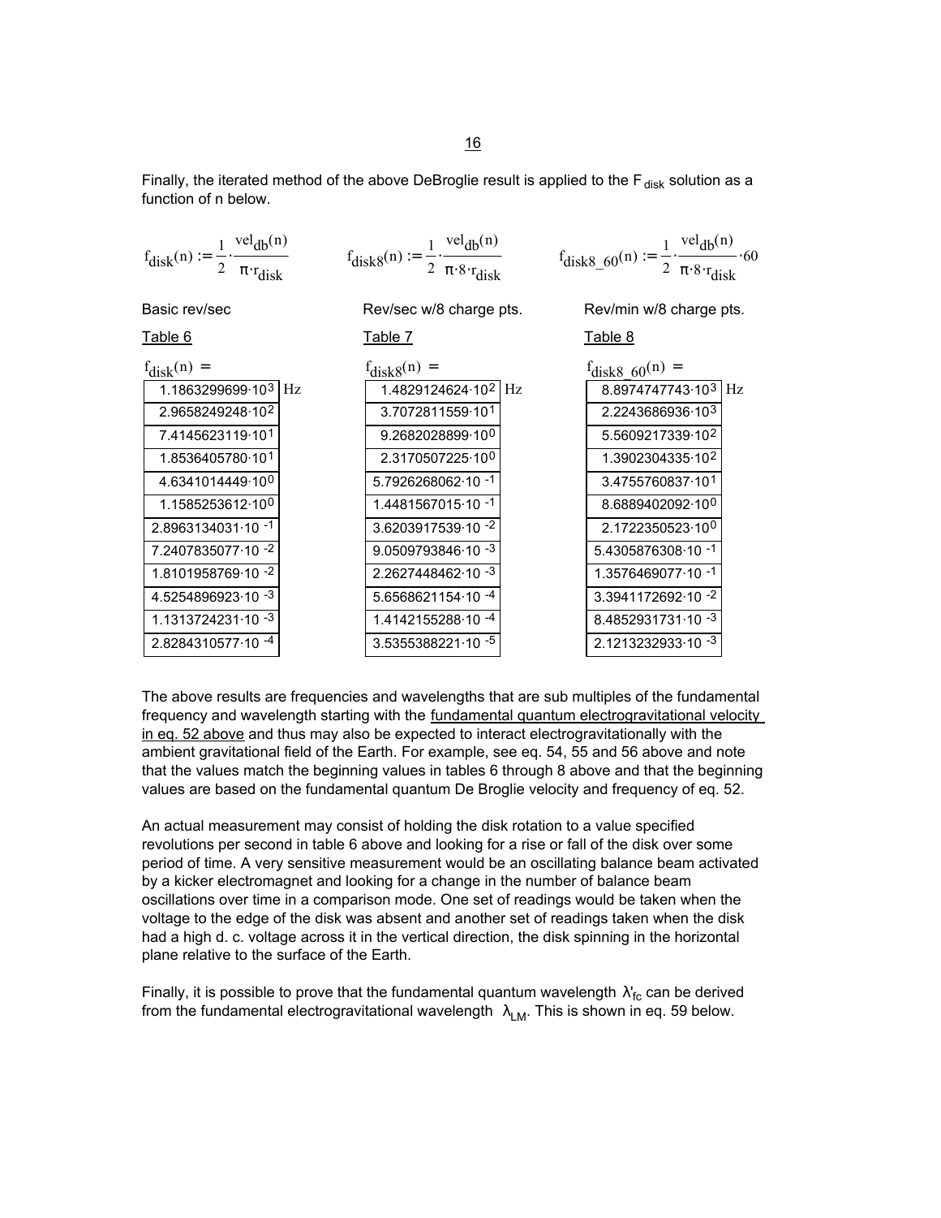Finally, the iterated method of the above DeBroglie result is applied to the $F_{disk}$ solution as a function of n below.

$$f_{disk}(n) := \frac{1}{2} \cdot \frac{vel_{db}(n)}{\pi \cdot r_{disk}} \qquad f_{disk8}(n) := \frac{1}{2} \cdot \frac{vel_{db}(n)}{\pi \cdot 8 \cdot r_{disk}} \qquad f_{disk8\_60}(n) := \frac{1}{2} \cdot \frac{vel_{db}(n)}{\pi \cdot 8 \cdot r_{disk}} \cdot 60$$

| Basic rev/sec | Rev/sec w/8 charge pts. | Rev/min w/8 charge pts. |
|---|---|---|
| Table 6 | Table 7 | Table 8 |
| $f_{disk}(n) =$ | $f_{disk8}(n) =$ | $f_{disk8\_60}(n) =$ |
| $1.1863299699 \cdot 10^{3}$ Hz | $1.4829124624 \cdot 10^{2}$ Hz | $8.8974747743 \cdot 10^{3}$ Hz |
| $2.9658249248 \cdot 10^{2}$ | $3.7072811559 \cdot 10^{1}$ | $2.2243686936 \cdot 10^{3}$ |
| $7.4145623119 \cdot 10^{1}$ | $9.2682028899 \cdot 10^{0}$ | $5.5609217339 \cdot 10^{2}$ |
| $1.8536405780 \cdot 10^{1}$ | $2.3170507225 \cdot 10^{0}$ | $1.3902304335 \cdot 10^{2}$ |
| $4.6341014449 \cdot 10^{0}$ | $5.7926268062 \cdot 10^{-1}$ | $3.4755760837 \cdot 10^{1}$ |
| $1.1585253612 \cdot 10^{0}$ | $1.4481567015 \cdot 10^{-1}$ | $8.6889402092 \cdot 10^{0}$ |
| $2.8963134031 \cdot 10^{-1}$ | $3.6203917539 \cdot 10^{-2}$ | $2.1722350523 \cdot 10^{0}$ |
| $7.2407835077 \cdot 10^{-2}$ | $9.0509793846 \cdot 10^{-3}$ | $5.4305876308 \cdot 10^{-1}$ |
| $1.8101958769 \cdot 10^{-2}$ | $2.2627448462 \cdot 10^{-3}$ | $1.3576469077 \cdot 10^{-1}$ |
| $4.5254896923 \cdot 10^{-3}$ | $5.6568621154 \cdot 10^{-4}$ | $3.3941172692 \cdot 10^{-2}$ |
| $1.1313724231 \cdot 10^{-3}$ | $1.4142155288 \cdot 10^{-4}$ | $8.4852931731 \cdot 10^{-3}$ |
| $2.8284310577 \cdot 10^{-4}$ | $3.5355388221 \cdot 10^{-5}$ | $2.1213232933 \cdot 10^{-3}$ |

The above results are frequencies and wavelengths that are sub multiples of the fundamental frequency and wavelength starting with the fundamental quantum electrogravitational velocity in eq. 52 above and thus may also be expected to interact electrogravitationally with the ambient gravitational field of the Earth. For example, see eq. 54, 55 and 56 above and note that the values match the beginning values in tables 6 through 8 above and that the beginning values are based on the fundamental quantum De Broglie velocity and frequency of eq. 52.

An actual measurement may consist of holding the disk rotation to a value specified revolutions per second in table 6 above and looking for a rise or fall of the disk over some period of time. A very sensitive measurement would be an oscillating balance beam activated by a kicker electromagnet and looking for a change in the number of balance beam oscillations over time in a comparison mode. One set of readings would be taken when the voltage to the edge of the disk was absent and another set of readings taken when the disk had a high d. c. voltage across it in the vertical direction, the disk spinning in the horizontal plane relative to the surface of the Earth.

Finally, it is possible to prove that the fundamental quantum wavelength $\lambda'_{fc}$ can be derived from the fundamental electrogravitational wavelength $\lambda_{LM}$. This is shown in eq. 59 below.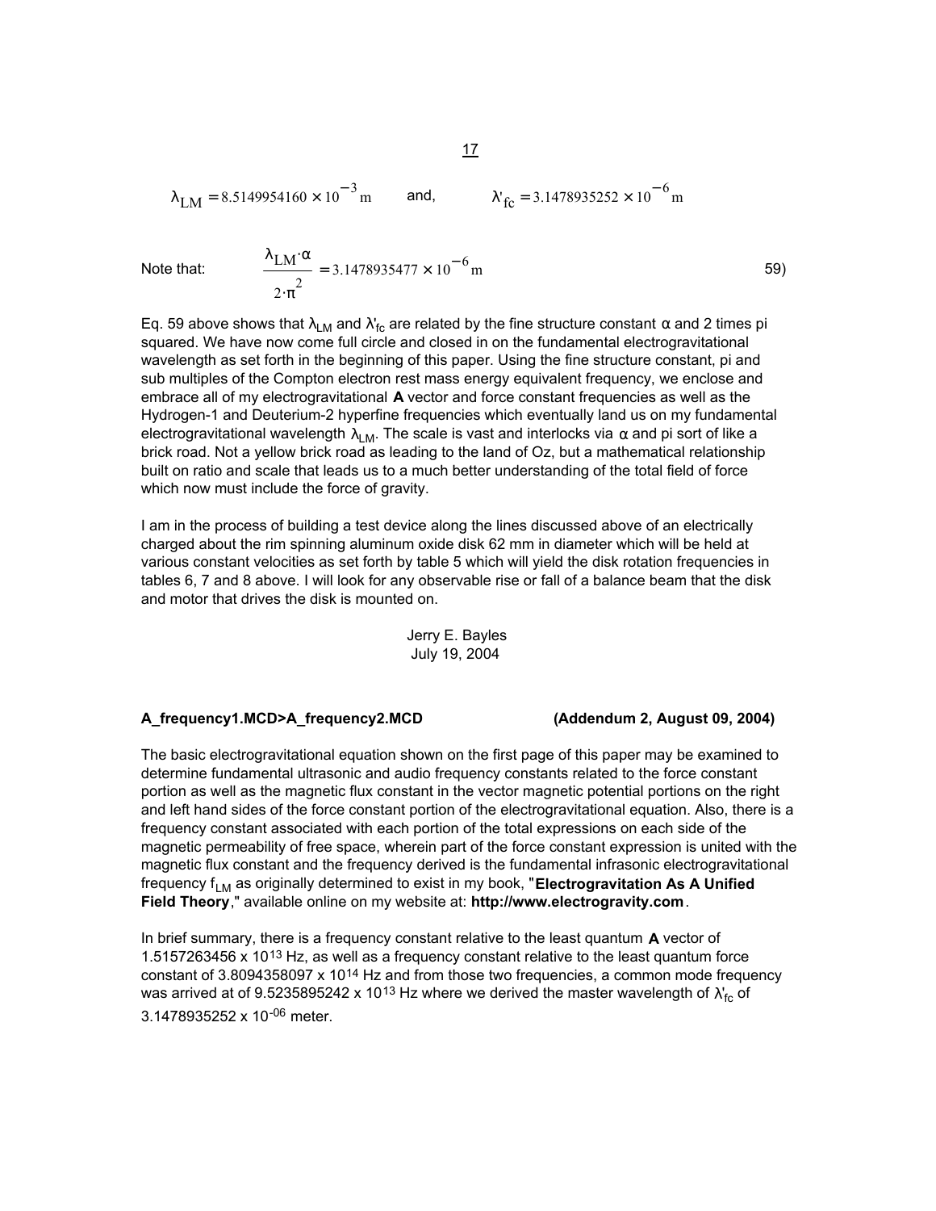$$\lambda_{LM} = 8.5149954160 \times 10^{-3}\,\text{m} \qquad \text{and,} \qquad \lambda'_{fc} = 3.1478935252 \times 10^{-6}\,\text{m}$$

Note that:

$$\frac{\lambda_{LM} \cdot \alpha}{2 \cdot \pi^2} = 3.1478935477 \times 10^{-6}\,\text{m} \qquad 59)$$

Eq. 59 above shows that $\lambda_{LM}$ and $\lambda'_{fc}$ are related by the fine structure constant $\alpha$ and 2 times pi squared. We have now come full circle and closed in on the fundamental electrogravitational wavelength as set forth in the beginning of this paper. Using the fine structure constant, pi and sub multiples of the Compton electron rest mass energy equivalent frequency, we enclose and embrace all of my electrogravitational **A** vector and force constant frequencies as well as the Hydrogen-1 and Deuterium-2 hyperfine frequencies which eventually land us on my fundamental electrogravitational wavelength $\lambda_{LM}$. The scale is vast and interlocks via $\alpha$ and pi sort of like a brick road. Not a yellow brick road as leading to the land of Oz, but a mathematical relationship built on ratio and scale that leads us to a much better understanding of the total field of force which now must include the force of gravity.

I am in the process of building a test device along the lines discussed above of an electrically charged about the rim spinning aluminum oxide disk 62 mm in diameter which will be held at various constant velocities as set forth by table 5 which will yield the disk rotation frequencies in tables 6, 7 and 8 above. I will look for any observable rise or fall of a balance beam that the disk and motor that drives the disk is mounted on.

Jerry E. Bayles
July 19, 2004

**A_frequency1.MCD>A_frequency2.MCD** **(Addendum 2, August 09, 2004)**

The basic electrogravitational equation shown on the first page of this paper may be examined to determine fundamental ultrasonic and audio frequency constants related to the force constant portion as well as the magnetic flux constant in the vector magnetic potential portions on the right and left hand sides of the force constant portion of the electrogravitational equation. Also, there is a frequency constant associated with each portion of the total expressions on each side of the magnetic permeability of free space, wherein part of the force constant expression is united with the magnetic flux constant and the frequency derived is the fundamental infrasonic electrogravitational frequency $f_{LM}$ as originally determined to exist in my book, "**Electrogravitation As A Unified Field Theory**," available online on my website at: **http://www.electrogravity.com**.

In brief summary, there is a frequency constant relative to the least quantum **A** vector of 1.5157263456 x $10^{13}$ Hz, as well as a frequency constant relative to the least quantum force constant of 3.8094358097 x $10^{14}$ Hz and from those two frequencies, a common mode frequency was arrived at of 9.5235895242 x $10^{13}$ Hz where we derived the master wavelength of $\lambda'_{fc}$ of 3.1478935252 x $10^{-06}$ meter.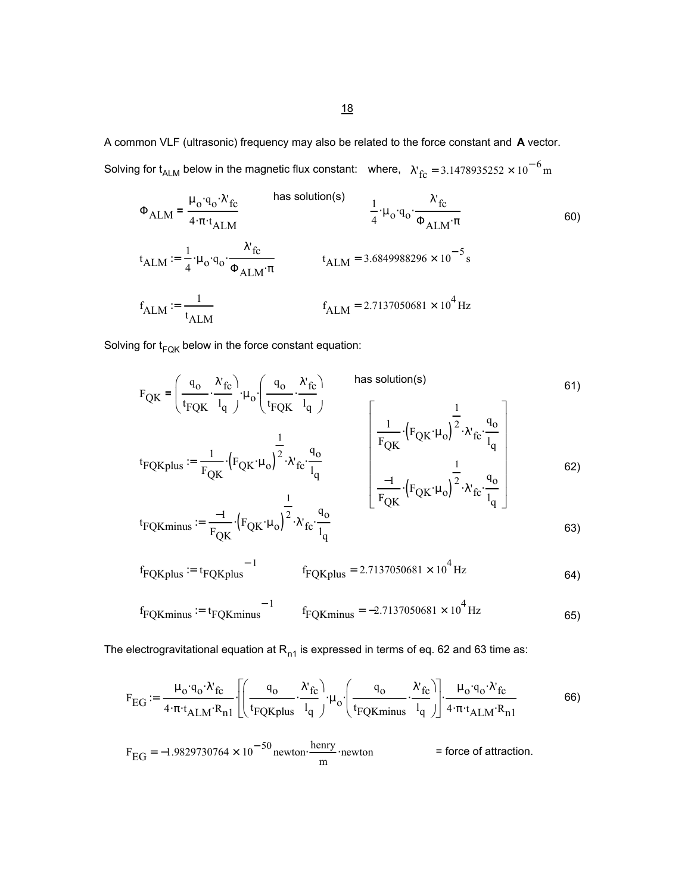A common VLF (ultrasonic) frequency may also be related to the force constant and **A** vector.

Solving for $t_{ALM}$ below in the magnetic flux constant: where, $\lambda'_{fc} = 3.1478935252 \times 10^{-6}\,\text{m}$

$$\Phi_{ALM} = \frac{\mu_o \cdot q_o \cdot \lambda'_{fc}}{4 \cdot \pi \cdot t_{ALM}} \quad \text{has solution(s)} \quad \frac{1}{4} \cdot \mu_o \cdot q_o \cdot \frac{\lambda'_{fc}}{\Phi_{ALM} \cdot \pi} \tag{60}$$

$$t_{ALM} := \frac{1}{4} \cdot \mu_o \cdot q_o \cdot \frac{\lambda'_{fc}}{\Phi_{ALM} \cdot \pi} \qquad t_{ALM} = 3.6849988296 \times 10^{-5}\,\text{s}$$

$$f_{ALM} := \frac{1}{t_{ALM}} \qquad f_{ALM} = 2.7137050681 \times 10^{4}\,\text{Hz}$$

Solving for $t_{FQK}$ below in the force constant equation:

$$F_{QK} = \left(\frac{q_o}{t_{FQK}} \cdot \frac{\lambda'_{fc}}{l_q}\right) \cdot \mu_o \cdot \left(\frac{q_o}{t_{FQK}} \cdot \frac{\lambda'_{fc}}{l_q}\right) \quad \text{has solution(s)} \tag{61}$$

$$\begin{bmatrix} \dfrac{1}{F_{QK}} \cdot \left(F_{QK} \cdot \mu_o\right)^{\frac{1}{2}} \cdot \lambda'_{fc} \cdot \dfrac{q_o}{l_q} \\ \dfrac{-1}{F_{QK}} \cdot \left(F_{QK} \cdot \mu_o\right)^{\frac{1}{2}} \cdot \lambda'_{fc} \cdot \dfrac{q_o}{l_q} \end{bmatrix}$$

$$t_{FQKplus} := \frac{1}{F_{QK}} \cdot \left(F_{QK} \cdot \mu_o\right)^{\frac{1}{2}} \cdot \lambda'_{fc} \cdot \frac{q_o}{l_q} \tag{62}$$

$$t_{FQKminus} := \frac{-1}{F_{QK}} \cdot \left(F_{QK} \cdot \mu_o\right)^{\frac{1}{2}} \cdot \lambda'_{fc} \cdot \frac{q_o}{l_q} \tag{63}$$

$$f_{FQKplus} := t_{FQKplus}^{\;-1} \qquad f_{FQKplus} = 2.7137050681 \times 10^{4}\,\text{Hz} \tag{64}$$

$$f_{FQKminus} := t_{FQKminus}^{\;-1} \qquad f_{FQKminus} = -2.7137050681 \times 10^{4}\,\text{Hz} \tag{65}$$

The electrogravitational equation at $R_{n1}$ is expressed in terms of eq. 62 and 63 time as:

$$F_{EG} := \frac{\mu_o \cdot q_o \cdot \lambda'_{fc}}{4 \cdot \pi \cdot t_{ALM} \cdot R_{n1}} \cdot \left[\left(\frac{q_o}{t_{FQKplus}} \cdot \frac{\lambda'_{fc}}{l_q}\right) \cdot \mu_o \cdot \left(\frac{q_o}{t_{FQKminus}} \cdot \frac{\lambda'_{fc}}{l_q}\right)\right] \cdot \frac{\mu_o \cdot q_o \cdot \lambda'_{fc}}{4 \cdot \pi \cdot t_{ALM} \cdot R_{n1}} \tag{66}$$

$$F_{EG} = -1.9829730764 \times 10^{-50}\,\text{newton} \cdot \frac{\text{henry}}{\text{m}} \cdot \text{newton}$$ = force of attraction.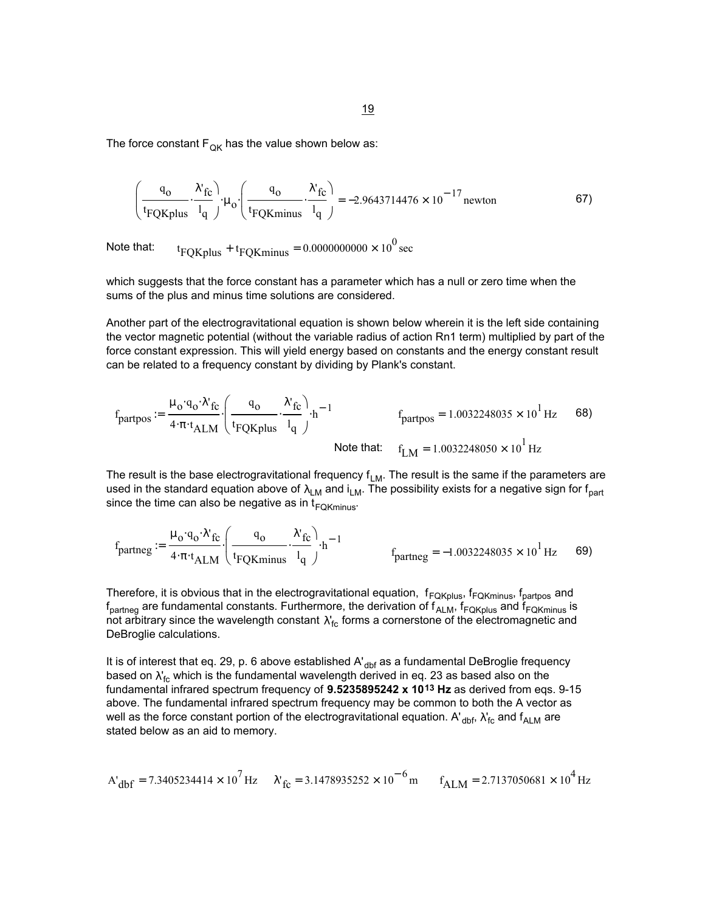The force constant $F_{QK}$ has the value shown below as:

$$\left(\frac{q_o}{t_{FQKplus}} \cdot \frac{\lambda'_{fc}}{l_q}\right) \cdot \mu_o \cdot \left(\frac{q_o}{t_{FQKminus}} \cdot \frac{\lambda'_{fc}}{l_q}\right) = -2.9643714476 \times 10^{-17}\,\text{newton} \qquad 67)$$

Note that: $\quad t_{FQKplus} + t_{FQKminus} = 0.0000000000 \times 10^{0}\,\text{sec}$

which suggests that the force constant has a parameter which has a null or zero time when the sums of the plus and minus time solutions are considered.

Another part of the electrogravitational equation is shown below wherein it is the left side containing the vector magnetic potential (without the variable radius of action Rn1 term) multiplied by part of the force constant expression. This will yield energy based on constants and the energy constant result can be related to a frequency constant by dividing by Plank's constant.

$$f_{partpos} := \frac{\mu_o \cdot q_o \cdot \lambda'_{fc}}{4 \cdot \pi \cdot t_{ALM}} \cdot \left(\frac{q_o}{t_{FQKplus}} \cdot \frac{\lambda'_{fc}}{l_q}\right) \cdot h^{-1} \qquad f_{partpos} = 1.0032248035 \times 10^{1}\,\text{Hz} \qquad 68)$$

Note that: $\quad f_{LM} = 1.0032248050 \times 10^{1}\,\text{Hz}$

The result is the base electrogravitational frequency $f_{LM}$. The result is the same if the parameters are used in the standard equation above of $\lambda_{LM}$ and $i_{LM}$. The possibility exists for a negative sign for $f_{part}$ since the time can also be negative as in $t_{FQKminus}$.

$$f_{partneg} := \frac{\mu_o \cdot q_o \cdot \lambda'_{fc}}{4 \cdot \pi \cdot t_{ALM}} \cdot \left(\frac{q_o}{t_{FQKminus}} \cdot \frac{\lambda'_{fc}}{l_q}\right) \cdot h^{-1} \qquad f_{partneg} = -1.0032248035 \times 10^{1}\,\text{Hz} \qquad 69)$$

Therefore, it is obvious that in the electrogravitational equation, $f_{FQKplus}$, $f_{FQKminus}$, $f_{partpos}$ and $f_{partneg}$ are fundamental constants. Furthermore, the derivation of $f_{ALM}$, $f_{FQKplus}$ and $f_{FQKminus}$ is not arbitrary since the wavelength constant $\lambda'_{fc}$ forms a cornerstone of the electromagnetic and DeBroglie calculations.

It is of interest that eq. 29, p. 6 above established $A'_{dbf}$ as a fundamental DeBroglie frequency based on $\lambda'_{fc}$ which is the fundamental wavelength derived in eq. 23 as based also on the fundamental infrared spectrum frequency of **9.5235895242 x 10$^{13}$ Hz** as derived from eqs. 9-15 above. The fundamental infrared spectrum frequency may be common to both the A vector as well as the force constant portion of the electrogravitational equation. $A'_{dbf}$, $\lambda'_{fc}$ and $f_{ALM}$ are stated below as an aid to memory.

$$A'_{dbf} = 7.3405234414 \times 10^{7}\,\text{Hz} \qquad \lambda'_{fc} = 3.1478935252 \times 10^{-6}\,\text{m} \qquad f_{ALM} = 2.7137050681 \times 10^{4}\,\text{Hz}$$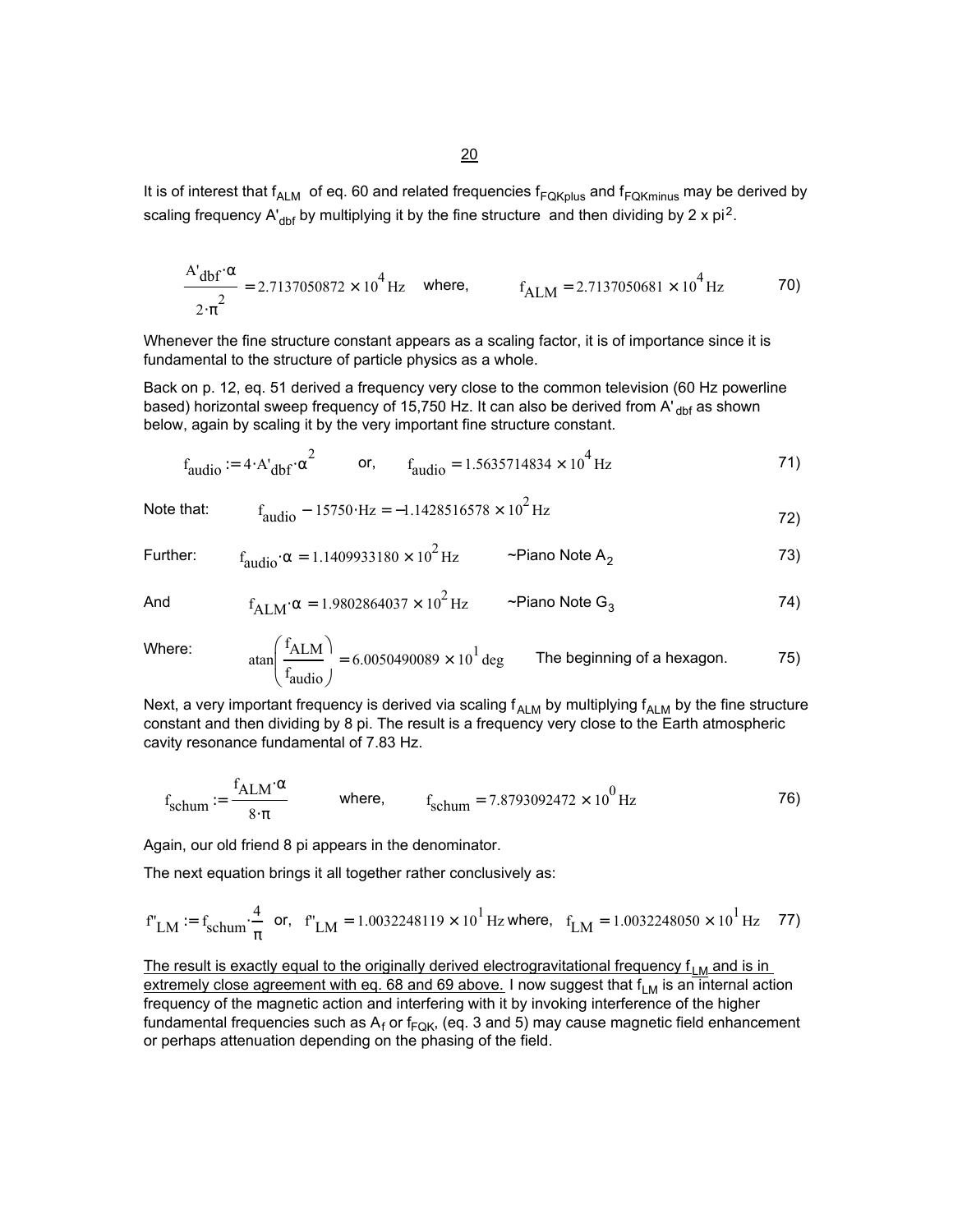It is of interest that $f_{ALM}$ of eq. 60 and related frequencies $f_{FQKplus}$ and $f_{FQKminus}$ may be derived by scaling frequency $A'_{dbf}$ by multiplying it by the fine structure and then dividing by 2 x pi$^2$.

$$\frac{A'_{dbf} \cdot \alpha}{2 \cdot \pi^2} = 2.7137050872 \times 10^4 \, \text{Hz} \quad \text{where,} \qquad f_{ALM} = 2.7137050681 \times 10^4 \, \text{Hz} \tag{70}$$

Whenever the fine structure constant appears as a scaling factor, it is of importance since it is fundamental to the structure of particle physics as a whole.

Back on p. 12, eq. 51 derived a frequency very close to the common television (60 Hz powerline based) horizontal sweep frequency of 15,750 Hz. It can also be derived from $A'_{dbf}$ as shown below, again by scaling it by the very important fine structure constant.

$$f_{audio} := 4 \cdot A'_{dbf} \cdot \alpha^2 \qquad \text{or,} \qquad f_{audio} = 1.5635714834 \times 10^4 \, \text{Hz} \tag{71}$$

Note that: $\quad f_{audio} - 15750 \cdot \text{Hz} = -1.1428516578 \times 10^2 \, \text{Hz}$ (72)

Further: $\quad f_{audio} \cdot \alpha = 1.1409933180 \times 10^2 \, \text{Hz}$ ~Piano Note $A_2$ (73)

And $\quad f_{ALM} \cdot \alpha = 1.9802864037 \times 10^2 \, \text{Hz}$ ~Piano Note $G_3$ (74)

Where: $\quad \text{atan}\left(\frac{f_{ALM}}{f_{audio}}\right) = 6.0050490089 \times 10^1 \, \text{deg}$ The beginning of a hexagon. (75)

Next, a very important frequency is derived via scaling $f_{ALM}$ by multiplying $f_{ALM}$ by the fine structure constant and then dividing by 8 pi. The result is a frequency very close to the Earth atmospheric cavity resonance fundamental of 7.83 Hz.

$$f_{schum} := \frac{f_{ALM} \cdot \alpha}{8 \cdot \pi} \qquad \text{where,} \qquad f_{schum} = 7.8793092472 \times 10^0 \, \text{Hz} \tag{76}$$

Again, our old friend 8 pi appears in the denominator.

The next equation brings it all together rather conclusively as:

$$f''_{LM} := f_{schum} \cdot \frac{4}{\pi} \quad \text{or,} \quad f''_{LM} = 1.0032248119 \times 10^1 \, \text{Hz} \; \text{where,} \quad f_{LM} = 1.0032248050 \times 10^1 \, \text{Hz} \tag{77}$$

The result is exactly equal to the originally derived electrogravitational frequency $f_{LM}$ and is in extremely close agreement with eq. 68 and 69 above. I now suggest that $f_{LM}$ is an internal action frequency of the magnetic action and interfering with it by invoking interference of the higher fundamental frequencies such as $A_f$ or $f_{FQK}$, (eq. 3 and 5) may cause magnetic field enhancement or perhaps attenuation depending on the phasing of the field.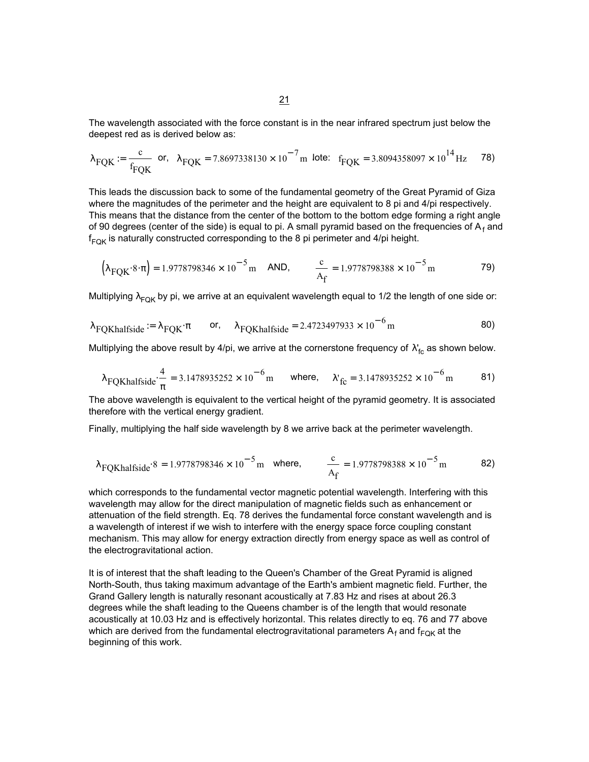The wavelength associated with the force constant is in the near infrared spectrum just below the deepest red as is derived below as:

$$\lambda_{FQK} := \frac{c}{f_{FQK}} \quad \text{or,} \quad \lambda_{FQK} = 7.8697338130 \times 10^{-7}\,\text{m} \quad \text{lote:} \quad f_{FQK} = 3.8094358097 \times 10^{14}\,\text{Hz} \qquad 78)$$

This leads the discussion back to some of the fundamental geometry of the Great Pyramid of Giza where the magnitudes of the perimeter and the height are equivalent to 8 pi and 4/pi respectively. This means that the distance from the center of the bottom to the bottom edge forming a right angle of 90 degrees (center of the side) is equal to pi. A small pyramid based on the frequencies of $A_f$ and $f_{FQK}$ is naturally constructed corresponding to the 8 pi perimeter and 4/pi height.

$$\left(\lambda_{FQK} \cdot 8 \cdot \pi\right) = 1.9778798346 \times 10^{-5}\,\text{m} \quad \text{AND,} \quad \frac{c}{A_f} = 1.9778798388 \times 10^{-5}\,\text{m} \qquad 79)$$

Multiplying $\lambda_{FQK}$ by pi, we arrive at an equivalent wavelength equal to 1/2 the length of one side or:

$$\lambda_{FQKhalfside} := \lambda_{FQK} \cdot \pi \quad \text{or,} \quad \lambda_{FQKhalfside} = 2.4723497933 \times 10^{-6}\,\text{m} \qquad 80)$$

Multiplying the above result by 4/pi, we arrive at the cornerstone frequency of $\lambda'_{fc}$ as shown below.

$$\lambda_{FQKhalfside} \cdot \frac{4}{\pi} = 3.1478935252 \times 10^{-6}\,\text{m} \quad \text{where,} \quad \lambda'_{fc} = 3.1478935252 \times 10^{-6}\,\text{m} \qquad 81)$$

The above wavelength is equivalent to the vertical height of the pyramid geometry. It is associated therefore with the vertical energy gradient.

Finally, multiplying the half side wavelength by 8 we arrive back at the perimeter wavelength.

$$\lambda_{FQKhalfside} \cdot 8 = 1.9778798346 \times 10^{-5}\,\text{m} \quad \text{where,} \quad \frac{c}{A_f} = 1.9778798388 \times 10^{-5}\,\text{m} \qquad 82)$$

which corresponds to the fundamental vector magnetic potential wavelength. Interfering with this wavelength may allow for the direct manipulation of magnetic fields such as enhancement or attenuation of the field strength. Eq. 78 derives the fundamental force constant wavelength and is a wavelength of interest if we wish to interfere with the energy space force coupling constant mechanism. This may allow for energy extraction directly from energy space as well as control of the electrogravitational action.

It is of interest that the shaft leading to the Queen's Chamber of the Great Pyramid is aligned North-South, thus taking maximum advantage of the Earth's ambient magnetic field. Further, the Grand Gallery length is naturally resonant acoustically at 7.83 Hz and rises at about 26.3 degrees while the shaft leading to the Queens chamber is of the length that would resonate acoustically at 10.03 Hz and is effectively horizontal. This relates directly to eq. 76 and 77 above which are derived from the fundamental electrogravitational parameters $A_f$ and $f_{FQK}$ at the beginning of this work.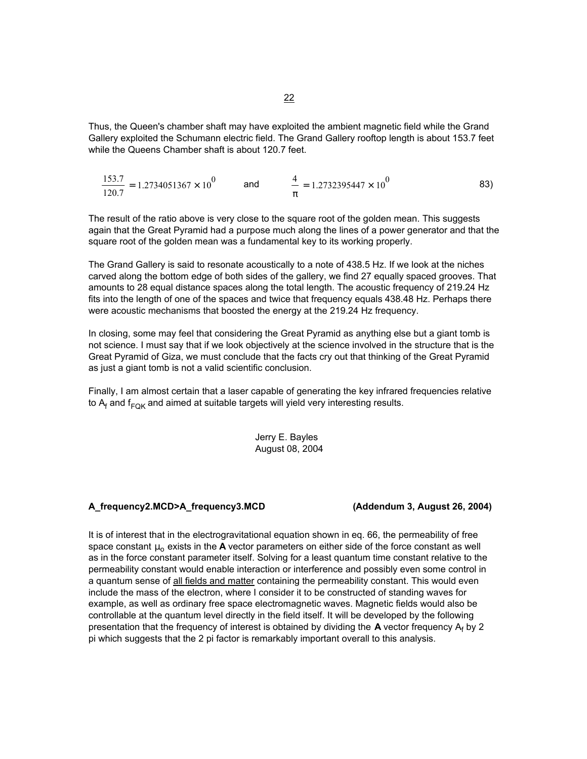Thus, the Queen's chamber shaft may have exploited the ambient magnetic field while the Grand Gallery exploited the Schumann electric field. The Grand Gallery rooftop length is about 153.7 feet while the Queens Chamber shaft is about 120.7 feet.

$$\frac{153.7}{120.7} = 1.2734051367 \times 10^{0} \qquad \text{and} \qquad \frac{4}{\pi} = 1.2732395447 \times 10^{0} \tag{83}$$

The result of the ratio above is very close to the square root of the golden mean. This suggests again that the Great Pyramid had a purpose much along the lines of a power generator and that the square root of the golden mean was a fundamental key to its working properly.

The Grand Gallery is said to resonate acoustically to a note of 438.5 Hz. If we look at the niches carved along the bottom edge of both sides of the gallery, we find 27 equally spaced grooves. That amounts to 28 equal distance spaces along the total length. The acoustic frequency of 219.24 Hz fits into the length of one of the spaces and twice that frequency equals 438.48 Hz. Perhaps there were acoustic mechanisms that boosted the energy at the 219.24 Hz frequency.

In closing, some may feel that considering the Great Pyramid as anything else but a giant tomb is not science. I must say that if we look objectively at the science involved in the structure that is the Great Pyramid of Giza, we must conclude that the facts cry out that thinking of the Great Pyramid as just a giant tomb is not a valid scientific conclusion.

Finally, I am almost certain that a laser capable of generating the key infrared frequencies relative to $A_f$ and $f_{FQK}$ and aimed at suitable targets will yield very interesting results.

Jerry E. Bayles  
August 08, 2004

**A_frequency2.MCD>A_frequency3.MCD** **(Addendum 3, August 26, 2004)**

It is of interest that in the electrogravitational equation shown in eq. 66, the permeability of free space constant $\mu_o$ exists in the **A** vector parameters on either side of the force constant as well as in the force constant parameter itself. Solving for a least quantum time constant relative to the permeability constant would enable interaction or interference and possibly even some control in a quantum sense of <u>all fields and matter</u> containing the permeability constant. This would even include the mass of the electron, where I consider it to be constructed of standing waves for example, as well as ordinary free space electromagnetic waves. Magnetic fields would also be controllable at the quantum level directly in the field itself. It will be developed by the following presentation that the frequency of interest is obtained by dividing the **A** vector frequency $A_f$ by 2 pi which suggests that the 2 pi factor is remarkably important overall to this analysis.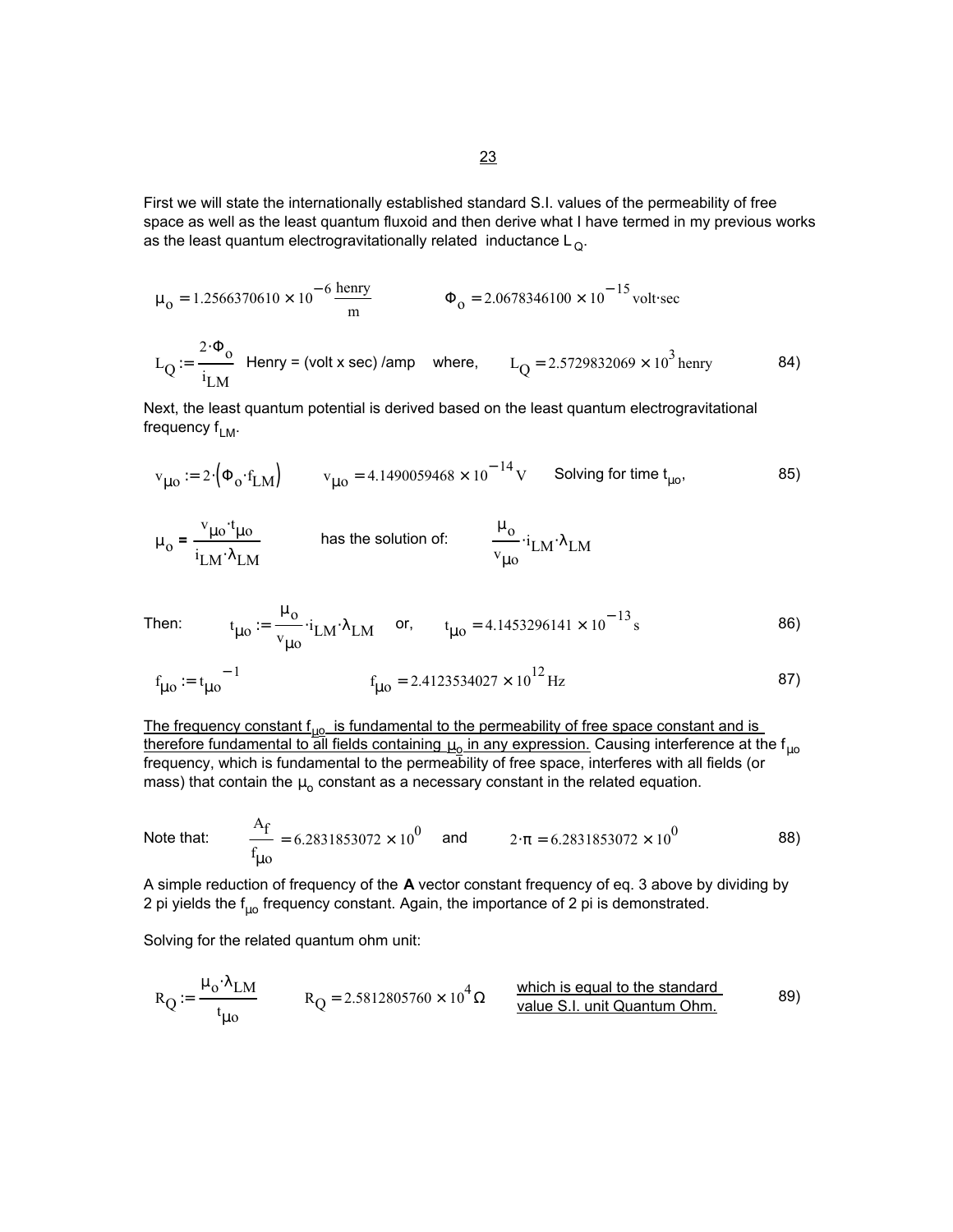First we will state the internationally established standard S.I. values of the permeability of free space as well as the least quantum fluxoid and then derive what I have termed in my previous works as the least quantum electrogravitationally related inductance $L_Q$.

$$\mu_o = 1.2566370610 \times 10^{-6} \frac{\text{henry}}{\text{m}} \qquad \Phi_o = 2.0678346100 \times 10^{-15} \text{volt·sec}$$

$$L_Q := \frac{2 \cdot \Phi_o}{i_{LM}} \quad \text{Henry = (volt x sec) /amp} \quad \text{where,} \quad L_Q = 2.5729832069 \times 10^{3} \text{henry} \tag{84}$$

Next, the least quantum potential is derived based on the least quantum electrogravitational frequency $f_{LM}$.

$$v_{\mu o} := 2 \cdot \left( \Phi_o \cdot f_{LM} \right) \qquad v_{\mu o} = 4.1490059468 \times 10^{-14} \text{V} \qquad \text{Solving for time } t_{\mu o}, \tag{85}$$

$$\mu_o = \frac{v_{\mu o} \cdot t_{\mu o}}{i_{LM} \cdot \lambda_{LM}} \qquad \text{has the solution of:} \qquad \frac{\mu_o}{v_{\mu o}} \cdot i_{LM} \cdot \lambda_{LM}$$

Then:
$$t_{\mu o} := \frac{\mu_o}{v_{\mu o}} \cdot i_{LM} \cdot \lambda_{LM} \quad \text{or,} \quad t_{\mu o} = 4.1453296141 \times 10^{-13} \text{s} \tag{86}$$

$$f_{\mu o} := t_{\mu o}^{-1} \qquad f_{\mu o} = 2.4123534027 \times 10^{12} \text{Hz} \tag{87}$$

The frequency constant $f_{\mu o}$ is fundamental to the permeability of free space constant and is therefore fundamental to all fields containing $\mu_o$ in any expression. Causing interference at the $f_{\mu o}$ frequency, which is fundamental to the permeability of free space, interferes with all fields (or mass) that contain the $\mu_o$ constant as a necessary constant in the related equation.

Note that:
$$\frac{A_f}{f_{\mu o}} = 6.2831853072 \times 10^{0} \quad \text{and} \quad 2 \cdot \pi = 6.2831853072 \times 10^{0} \tag{88}$$

A simple reduction of frequency of the **A** vector constant frequency of eq. 3 above by dividing by 2 pi yields the $f_{\mu o}$ frequency constant. Again, the importance of 2 pi is demonstrated.

Solving for the related quantum ohm unit:

$$R_Q := \frac{\mu_o \cdot \lambda_{LM}}{t_{\mu o}} \qquad R_Q = 2.5812805760 \times 10^{4} \Omega \tag{89}$$

which is equal to the standard value S.I. unit Quantum Ohm.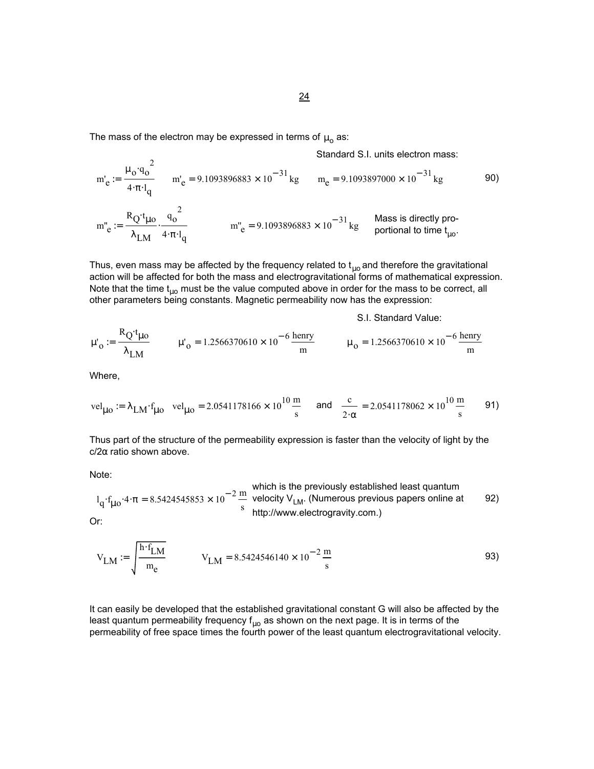The mass of the electron may be expressed in terms of $\mu_o$ as:

Standard S.I. units electron mass:

$$m'_e := \frac{\mu_o \cdot q_o^{\,2}}{4 \cdot \pi \cdot l_q} \qquad m'_e = 9.1093896883 \times 10^{-31}\,\text{kg} \qquad m_e = 9.1093897000 \times 10^{-31}\,\text{kg} \tag{90}$$

$$m''_e := \frac{R_Q \cdot t_{\mu o}}{\lambda_{LM}} \cdot \frac{q_o^{\,2}}{4 \cdot \pi \cdot l_q} \qquad m''_e = 9.1093896883 \times 10^{-31}\,\text{kg}$$

Mass is directly proportional to time $t_{\mu o}$.

Thus, even mass may be affected by the frequency related to $t_{\mu o}$ and therefore the gravitational action will be affected for both the mass and electrogravitational forms of mathematical expression. Note that the time $t_{\mu o}$ must be the value computed above in order for the mass to be correct, all other parameters being constants. Magnetic permeability now has the expression:

S.I. Standard Value:

$$\mu'_o := \frac{R_Q \cdot t_{\mu o}}{\lambda_{LM}} \qquad \mu'_o = 1.2566370610 \times 10^{-6}\,\frac{\text{henry}}{\text{m}} \qquad \mu_o = 1.2566370610 \times 10^{-6}\,\frac{\text{henry}}{\text{m}}$$

Where,

$$vel_{\mu o} := \lambda_{LM} \cdot f_{\mu o} \quad vel_{\mu o} = 2.0541178166 \times 10^{10}\,\frac{\text{m}}{\text{s}} \quad \text{and} \quad \frac{c}{2 \cdot \alpha} = 2.0541178062 \times 10^{10}\,\frac{\text{m}}{\text{s}} \tag{91}$$

Thus part of the structure of the permeability expression is faster than the velocity of light by the c/2α ratio shown above.

Note:

$$l_q \cdot f_{\mu o} \cdot 4 \cdot \pi = 8.5424545853 \times 10^{-2}\,\frac{\text{m}}{\text{s}} \tag{92}$$

which is the previously established least quantum velocity $V_{LM}$. (Numerous previous papers online at http://www.electrogravity.com.)

Or:

$$V_{LM} := \sqrt{\frac{h \cdot f_{LM}}{m_e}} \qquad V_{LM} = 8.5424546140 \times 10^{-2}\,\frac{\text{m}}{\text{s}} \tag{93}$$

It can easily be developed that the established gravitational constant G will also be affected by the least quantum permeability frequency $f_{\mu o}$ as shown on the next page. It is in terms of the permeability of free space times the fourth power of the least quantum electrogravitational velocity.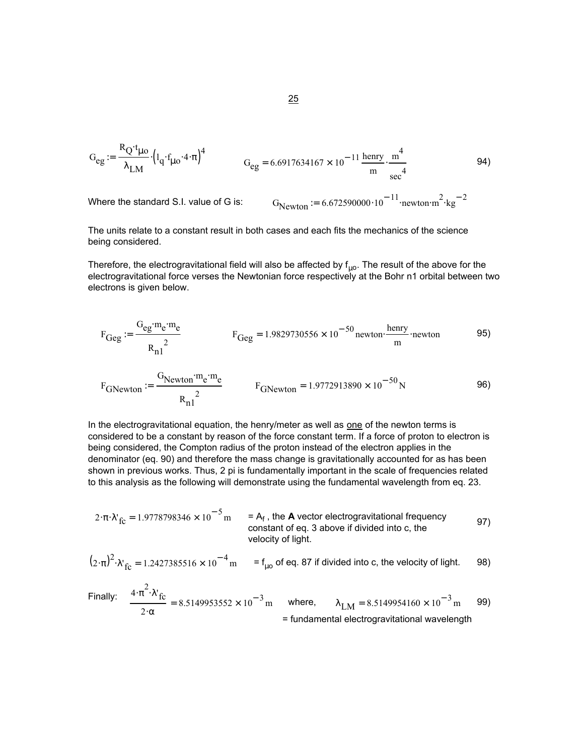$$G_{eg} := \frac{R_Q \cdot t_{\mu o}}{\lambda_{LM}} \cdot \left(l_q \cdot f_{\mu o} \cdot 4 \cdot \pi\right)^4 \qquad G_{eg} = 6.6917634167 \times 10^{-11} \frac{\text{henry}}{\text{m}} \cdot \frac{\text{m}^4}{\text{sec}^4} \qquad 94)$$

Where the standard S.I. value of G is: $G_{Newton} := 6.672590000 \cdot 10^{-11} \cdot \text{newton} \cdot \text{m}^2 \cdot \text{kg}^{-2}$

The units relate to a constant result in both cases and each fits the mechanics of the science being considered.

Therefore, the electrogravitational field will also be affected by $f_{\mu o}$. The result of the above for the electrogravitational force verses the Newtonian force respectively at the Bohr n1 orbital between two electrons is given below.

$$F_{Geg} := \frac{G_{eg} \cdot m_e \cdot m_e}{R_{n1}^{\ 2}} \qquad F_{Geg} = 1.9829730556 \times 10^{-50} \text{newton} \cdot \frac{\text{henry}}{\text{m}} \cdot \text{newton} \qquad 95)$$

$$F_{GNewton} := \frac{G_{Newton} \cdot m_e \cdot m_e}{R_{n1}^{\ 2}} \qquad F_{GNewton} = 1.9772913890 \times 10^{-50} \text{N} \qquad 96)$$

In the electrogravitational equation, the henry/meter as well as <u>one</u> of the newton terms is considered to be a constant by reason of the force constant term. If a force of proton to electron is being considered, the Compton radius of the proton instead of the electron applies in the denominator (eq. 90) and therefore the mass change is gravitationally accounted for as has been shown in previous works. Thus, 2 pi is fundamentally important in the scale of frequencies related to this analysis as the following will demonstrate using the fundamental wavelength from eq. 23.

$2 \cdot \pi \cdot \lambda'_{fc} = 1.9778798346 \times 10^{-5} \text{m}$ = $A_f$ , the **A** vector electrogravitational frequency constant of eq. 3 above if divided into c, the velocity of light. 97)

$(2 \cdot \pi)^2 \cdot \lambda'_{fc} = 1.2427385516 \times 10^{-4} \text{m}$ = $f_{\mu o}$ of eq. 87 if divided into c, the velocity of light. 98)

Finally: $\dfrac{4 \cdot \pi^2 \cdot \lambda'_{fc}}{2 \cdot \alpha} = 8.5149953552 \times 10^{-3} \text{m}$ where, $\lambda_{LM} = 8.5149954160 \times 10^{-3} \text{m}$ = fundamental electrogravitational wavelength 99)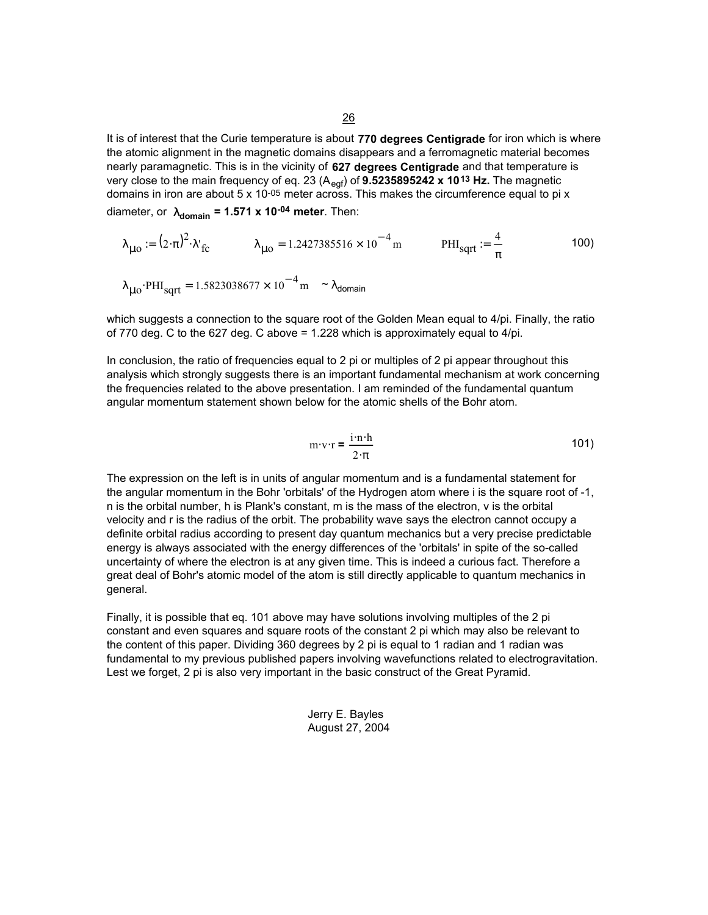It is of interest that the Curie temperature is about **770 degrees Centigrade** for iron which is where the atomic alignment in the magnetic domains disappears and a ferromagnetic material becomes nearly paramagnetic. This is in the vicinity of **627 degrees Centigrade** and that temperature is very close to the main frequency of eq. 23 ($A_{egf}$) of **9.5235895242 x 10$^{13}$ Hz.** The magnetic domains in iron are about 5 x 10$^{-05}$ meter across. This makes the circumference equal to pi x diameter, or $\lambda_{domain}$ **= 1.571 x 10$^{-04}$ meter**. Then:

$$\lambda_{\mu o} := (2 \cdot \pi)^2 \cdot \lambda'_{fc} \qquad \lambda_{\mu o} = 1.2427385516 \times 10^{-4} \text{m} \qquad PHI_{sqrt} := \frac{4}{\pi} \tag{100}$$

$$\lambda_{\mu o} \cdot PHI_{sqrt} = 1.5823038677 \times 10^{-4} \text{m} \quad \sim \lambda_{domain}$$

which suggests a connection to the square root of the Golden Mean equal to 4/pi. Finally, the ratio of 770 deg. C to the 627 deg. C above = 1.228 which is approximately equal to 4/pi.

In conclusion, the ratio of frequencies equal to 2 pi or multiples of 2 pi appear throughout this analysis which strongly suggests there is an important fundamental mechanism at work concerning the frequencies related to the above presentation. I am reminded of the fundamental quantum angular momentum statement shown below for the atomic shells of the Bohr atom.

$$m \cdot v \cdot r = \frac{i \cdot n \cdot h}{2 \cdot \pi} \tag{101}$$

The expression on the left is in units of angular momentum and is a fundamental statement for the angular momentum in the Bohr 'orbitals' of the Hydrogen atom where i is the square root of -1, n is the orbital number, h is Plank's constant, m is the mass of the electron, v is the orbital velocity and r is the radius of the orbit. The probability wave says the electron cannot occupy a definite orbital radius according to present day quantum mechanics but a very precise predictable energy is always associated with the energy differences of the 'orbitals' in spite of the so-called uncertainty of where the electron is at any given time. This is indeed a curious fact. Therefore a great deal of Bohr's atomic model of the atom is still directly applicable to quantum mechanics in general.

Finally, it is possible that eq. 101 above may have solutions involving multiples of the 2 pi constant and even squares and square roots of the constant 2 pi which may also be relevant to the content of this paper. Dividing 360 degrees by 2 pi is equal to 1 radian and 1 radian was fundamental to my previous published papers involving wavefunctions related to electrogravitation. Lest we forget, 2 pi is also very important in the basic construct of the Great Pyramid.

Jerry E. Bayles
August 27, 2004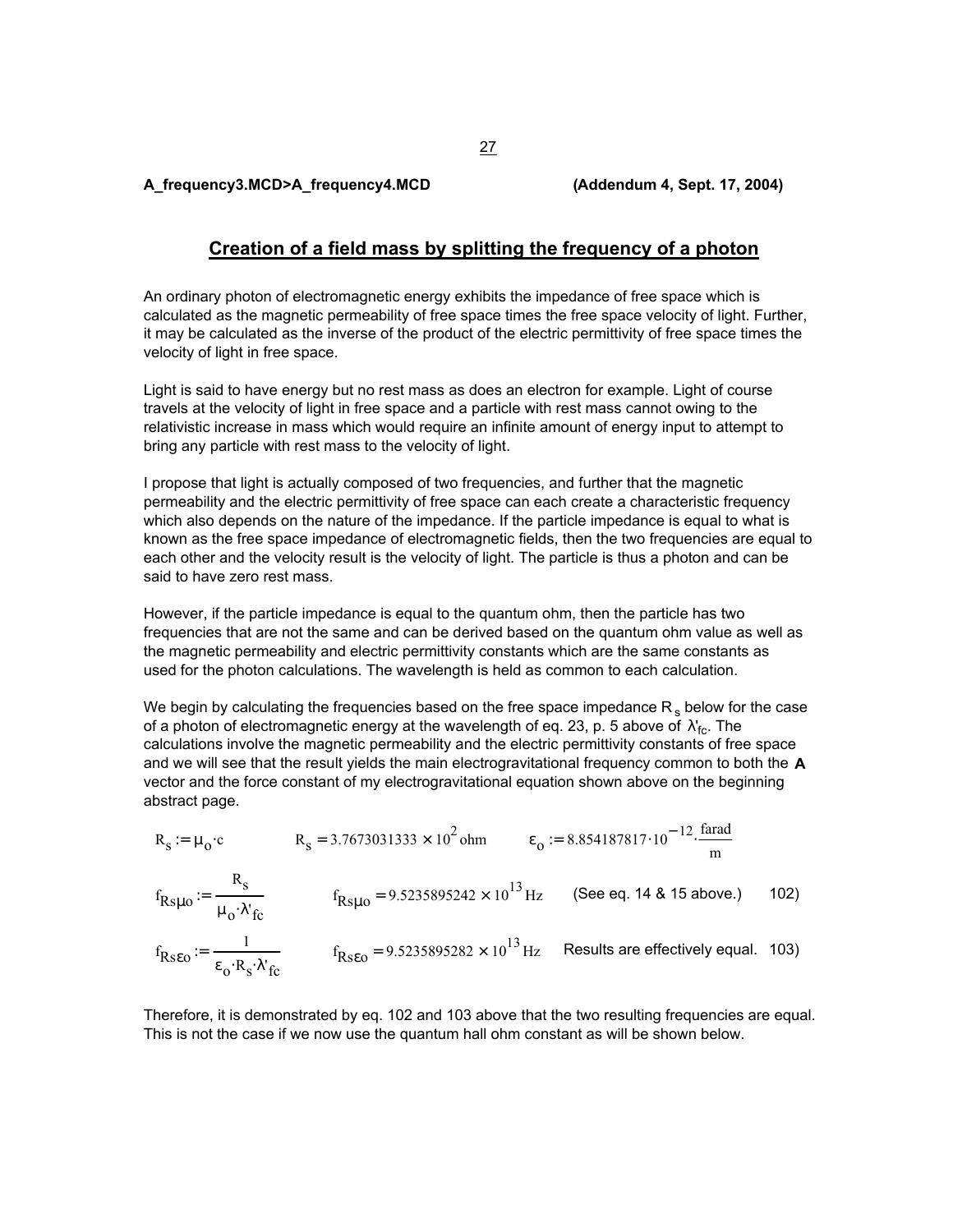**A_frequency3.MCD>A_frequency4.MCD** **(Addendum 4, Sept. 17, 2004)**

## Creation of a field mass by splitting the frequency of a photon

An ordinary photon of electromagnetic energy exhibits the impedance of free space which is calculated as the magnetic permeability of free space times the free space velocity of light. Further, it may be calculated as the inverse of the product of the electric permittivity of free space times the velocity of light in free space.

Light is said to have energy but no rest mass as does an electron for example. Light of course travels at the velocity of light in free space and a particle with rest mass cannot owing to the relativistic increase in mass which would require an infinite amount of energy input to attempt to bring any particle with rest mass to the velocity of light.

I propose that light is actually composed of two frequencies, and further that the magnetic permeability and the electric permittivity of free space can each create a characteristic frequency which also depends on the nature of the impedance. If the particle impedance is equal to what is known as the free space impedance of electromagnetic fields, then the two frequencies are equal to each other and the velocity result is the velocity of light. The particle is thus a photon and can be said to have zero rest mass.

However, if the particle impedance is equal to the quantum ohm, then the particle has two frequencies that are not the same and can be derived based on the quantum ohm value as well as the magnetic permeability and electric permittivity constants which are the same constants as used for the photon calculations. The wavelength is held as common to each calculation.

We begin by calculating the frequencies based on the free space impedance $R_s$ below for the case of a photon of electromagnetic energy at the wavelength of eq. 23, p. 5 above of $\lambda'_{fc}$. The calculations involve the magnetic permeability and the electric permittivity constants of free space and we will see that the result yields the main electrogravitational frequency common to both the **A** vector and the force constant of my electrogravitational equation shown above on the beginning abstract page.

$$R_s := \mu_o \cdot c \qquad R_s = 3.7673031333 \times 10^{2}\,\text{ohm} \qquad \varepsilon_o := 8.854187817 \cdot 10^{-12} \cdot \frac{\text{farad}}{\text{m}}$$

$$f_{Rs\mu o} := \frac{R_s}{\mu_o \cdot \lambda'_{fc}} \qquad f_{Rs\mu o} = 9.5235895242 \times 10^{13}\,\text{Hz} \qquad \text{(See eq. 14 \& 15 above.)} \qquad 102)$$

$$f_{Rs\varepsilon o} := \frac{1}{\varepsilon_o \cdot R_s \cdot \lambda'_{fc}} \qquad f_{Rs\varepsilon o} = 9.5235895282 \times 10^{13}\,\text{Hz} \qquad \text{Results are effectively equal.} \qquad 103)$$

Therefore, it is demonstrated by eq. 102 and 103 above that the two resulting frequencies are equal. This is not the case if we now use the quantum hall ohm constant as will be shown below.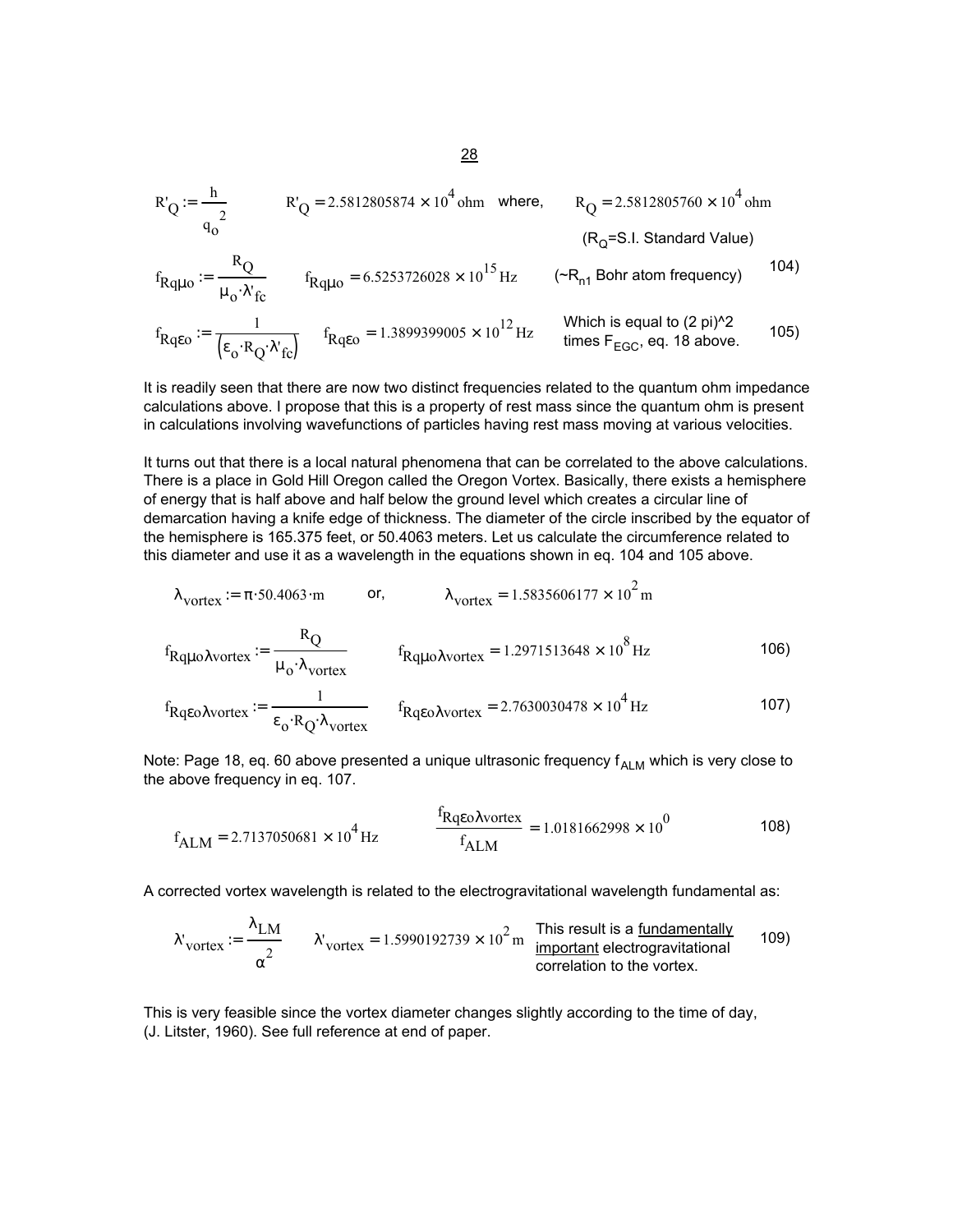$$R'_Q := \frac{h}{q_o^{\ 2}} \qquad R'_Q = 2.5812805874 \times 10^4\,\text{ohm} \quad \text{where,} \qquad R_Q = 2.5812805760 \times 10^4\,\text{ohm}$$

($R_Q$=S.I. Standard Value)

$$f_{Rq\mu o} := \frac{R_Q}{\mu_o \cdot \lambda'_{fc}} \qquad f_{Rq\mu o} = 6.5253726028 \times 10^{15}\,\text{Hz} \qquad (\sim R_{n1}\text{ Bohr atom frequency}) \qquad 104)$$

$$f_{Rq\varepsilon o} := \frac{1}{\left(\varepsilon_o \cdot R_Q \cdot \lambda'_{fc}\right)} \qquad f_{Rq\varepsilon o} = 1.3899399005 \times 10^{12}\,\text{Hz} \qquad 105)$$

Which is equal to (2 pi)^2 times $F_{EGC}$, eq. 18 above.

It is readily seen that there are now two distinct frequencies related to the quantum ohm impedance calculations above. I propose that this is a property of rest mass since the quantum ohm is present in calculations involving wavefunctions of particles having rest mass moving at various velocities.

It turns out that there is a local natural phenomena that can be correlated to the above calculations. There is a place in Gold Hill Oregon called the Oregon Vortex. Basically, there exists a hemisphere of energy that is half above and half below the ground level which creates a circular line of demarcation having a knife edge of thickness. The diameter of the circle inscribed by the equator of the hemisphere is 165.375 feet, or 50.4063 meters. Let us calculate the circumference related to this diameter and use it as a wavelength in the equations shown in eq. 104 and 105 above.

$$\lambda_{vortex} := \pi \cdot 50.4063 \cdot \text{m} \qquad \text{or,} \qquad \lambda_{vortex} = 1.5835606177 \times 10^2\,\text{m}$$

$$f_{Rq\mu o\lambda vortex} := \frac{R_Q}{\mu_o \cdot \lambda_{vortex}} \qquad f_{Rq\mu o\lambda vortex} = 1.2971513648 \times 10^8\,\text{Hz} \qquad 106)$$

$$f_{Rq\varepsilon o\lambda vortex} := \frac{1}{\varepsilon_o \cdot R_Q \cdot \lambda_{vortex}} \qquad f_{Rq\varepsilon o\lambda vortex} = 2.7630030478 \times 10^4\,\text{Hz} \qquad 107)$$

Note: Page 18, eq. 60 above presented a unique ultrasonic frequency $f_{ALM}$ which is very close to the above frequency in eq. 107.

$$f_{ALM} = 2.7137050681 \times 10^4\,\text{Hz} \qquad \frac{f_{Rq\varepsilon o\lambda vortex}}{f_{ALM}} = 1.0181662998 \times 10^0 \qquad 108)$$

A corrected vortex wavelength is related to the electrogravitational wavelength fundamental as:

$$\lambda'_{vortex} := \frac{\lambda_{LM}}{\alpha^2} \qquad \lambda'_{vortex} = 1.5990192739 \times 10^2\,\text{m} \qquad 109)$$

This result is a fundamentally important electrogravitational correlation to the vortex.

This is very feasible since the vortex diameter changes slightly according to the time of day, (J. Litster, 1960). See full reference at end of paper.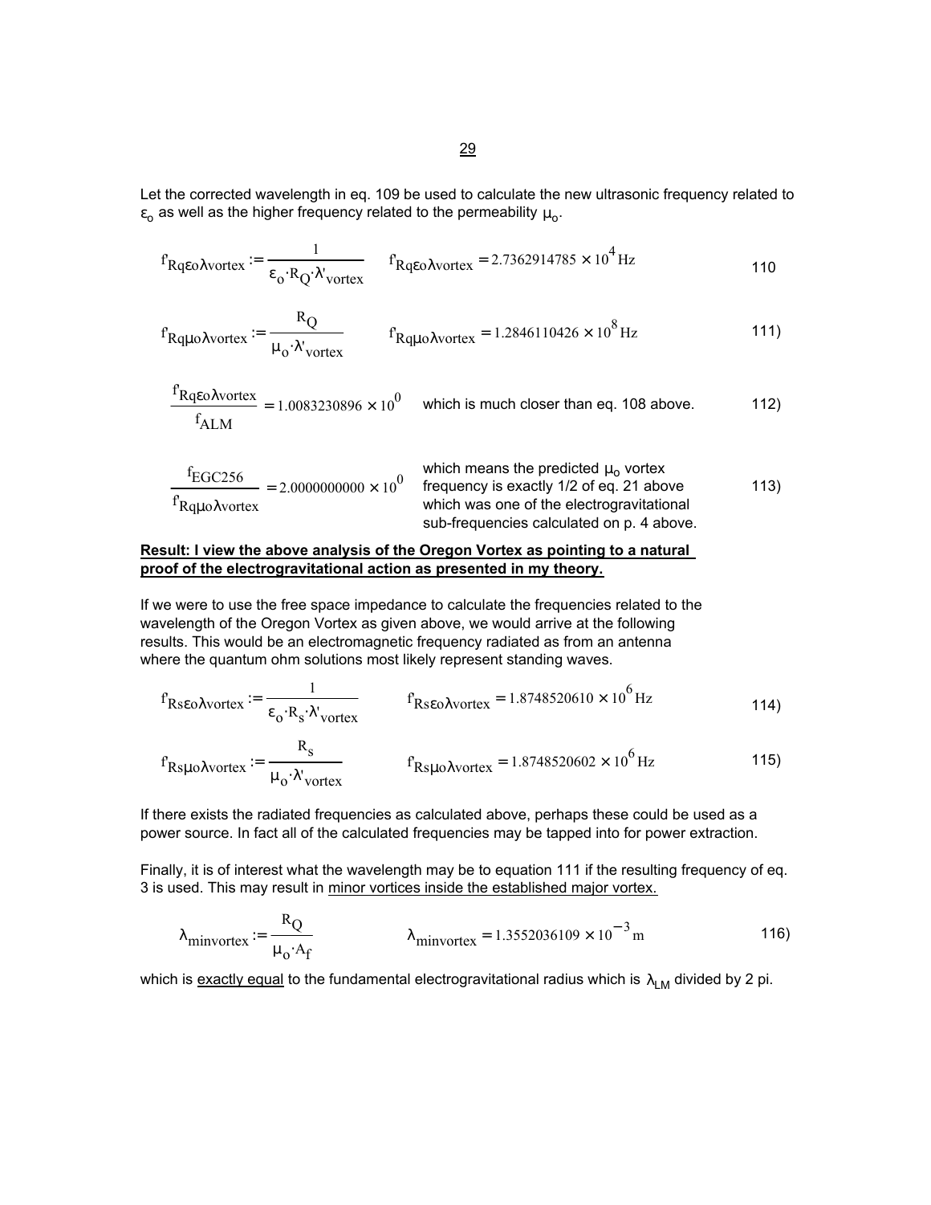Let the corrected wavelength in eq. 109 be used to calculate the new ultrasonic frequency related to $\varepsilon_o$ as well as the higher frequency related to the permeability $\mu_o$.

$$f'_{Rq\varepsilon o\lambda vortex} := \frac{1}{\varepsilon_o \cdot R_Q \cdot \lambda'_{vortex}} \qquad f'_{Rq\varepsilon o\lambda vortex} = 2.7362914785 \times 10^{4}\,\text{Hz} \qquad 110$$

$$f'_{Rq\mu o\lambda vortex} := \frac{R_Q}{\mu_o \cdot \lambda'_{vortex}} \qquad f'_{Rq\mu o\lambda vortex} = 1.2846110426 \times 10^{8}\,\text{Hz} \qquad 111)$$

$$\frac{f'_{Rq\varepsilon o\lambda vortex}}{f_{ALM}} = 1.0083230896 \times 10^{0} \qquad 112)$$

which is much closer than eq. 108 above.

$$\frac{f_{EGC256}}{f'_{Rq\mu o\lambda vortex}} = 2.0000000000 \times 10^{0} \qquad 113)$$

which means the predicted $\mu_o$ vortex frequency is exactly 1/2 of eq. 21 above which was one of the electrogravitational sub-frequencies calculated on p. 4 above.

**Result: I view the above analysis of the Oregon Vortex as pointing to a natural proof of the electrogravitational action as presented in my theory.**

If we were to use the free space impedance to calculate the frequencies related to the wavelength of the Oregon Vortex as given above, we would arrive at the following results. This would be an electromagnetic frequency radiated as from an antenna where the quantum ohm solutions most likely represent standing waves.

$$f'_{Rs\varepsilon o\lambda vortex} := \frac{1}{\varepsilon_o \cdot R_s \cdot \lambda'_{vortex}} \qquad f'_{Rs\varepsilon o\lambda vortex} = 1.8748520610 \times 10^{6}\,\text{Hz} \qquad 114)$$

$$f'_{Rs\mu o\lambda vortex} := \frac{R_s}{\mu_o \cdot \lambda'_{vortex}} \qquad f'_{Rs\mu o\lambda vortex} = 1.8748520602 \times 10^{6}\,\text{Hz} \qquad 115)$$

If there exists the radiated frequencies as calculated above, perhaps these could be used as a power source. In fact all of the calculated frequencies may be tapped into for power extraction.

Finally, it is of interest what the wavelength may be to equation 111 if the resulting frequency of eq. 3 is used. This may result in minor vortices inside the established major vortex.

$$\lambda_{minvortex} := \frac{R_Q}{\mu_o \cdot A_f} \qquad \lambda_{minvortex} = 1.3552036109 \times 10^{-3}\,\text{m} \qquad 116)$$

which is exactly equal to the fundamental electrogravitational radius which is $\lambda_{LM}$ divided by 2 pi.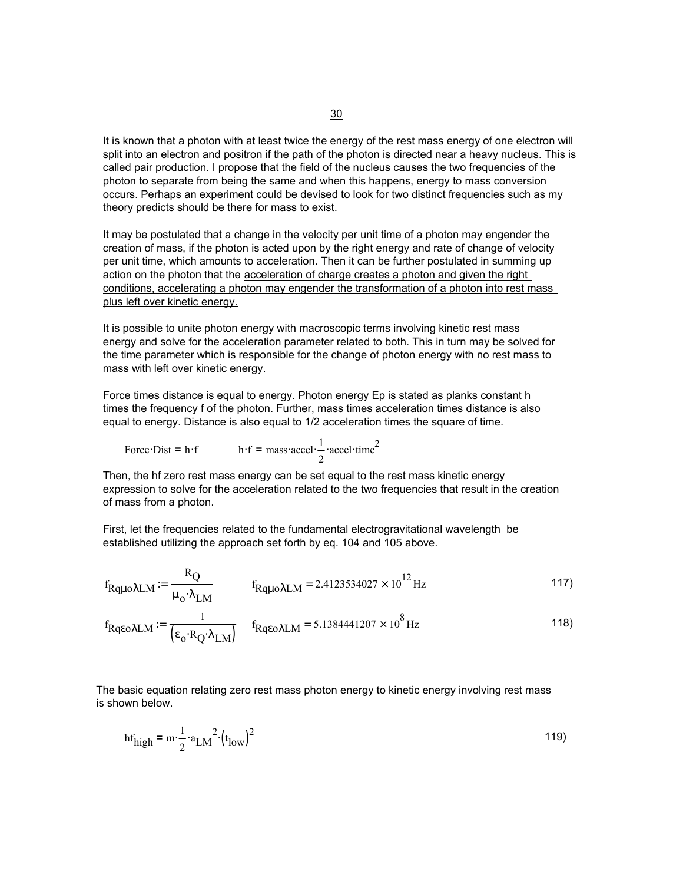It is known that a photon with at least twice the energy of the rest mass energy of one electron will split into an electron and positron if the path of the photon is directed near a heavy nucleus. This is called pair production. I propose that the field of the nucleus causes the two frequencies of the photon to separate from being the same and when this happens, energy to mass conversion occurs. Perhaps an experiment could be devised to look for two distinct frequencies such as my theory predicts should be there for mass to exist.

It may be postulated that a change in the velocity per unit time of a photon may engender the creation of mass, if the photon is acted upon by the right energy and rate of change of velocity per unit time, which amounts to acceleration. Then it can be further postulated in summing up action on the photon that the <u>acceleration of charge creates a photon and given the right conditions, accelerating a photon may engender the transformation of a photon into rest mass plus left over kinetic energy.</u>

It is possible to unite photon energy with macroscopic terms involving kinetic rest mass energy and solve for the acceleration parameter related to both. This in turn may be solved for the time parameter which is responsible for the change of photon energy with no rest mass to mass with left over kinetic energy.

Force times distance is equal to energy. Photon energy Ep is stated as planks constant h times the frequency f of the photon. Further, mass times acceleration times distance is also equal to energy. Distance is also equal to 1/2 acceleration times the square of time.

$$\text{Force}\cdot\text{Dist} = h\cdot f \qquad h\cdot f = \text{mass}\cdot\text{accel}\cdot\frac{1}{2}\cdot\text{accel}\cdot\text{time}^2$$

Then, the hf zero rest mass energy can be set equal to the rest mass kinetic energy expression to solve for the acceleration related to the two frequencies that result in the creation of mass from a photon.

First, let the frequencies related to the fundamental electrogravitational wavelength be established utilizing the approach set forth by eq. 104 and 105 above.

$$f_{Rq\mu o\lambda LM} := \frac{R_Q}{\mu_o\cdot\lambda_{LM}} \qquad f_{Rq\mu o\lambda LM} = 2.4123534027\times10^{12}\,\text{Hz} \tag{117}$$

$$f_{Rq\varepsilon o\lambda LM} := \frac{1}{\left(\varepsilon_o\cdot R_Q\cdot\lambda_{LM}\right)} \qquad f_{Rq\varepsilon o\lambda LM} = 5.1384441207\times10^{8}\,\text{Hz} \tag{118}$$

The basic equation relating zero rest mass photon energy to kinetic energy involving rest mass is shown below.

$$hf_{high} = m\cdot\frac{1}{2}\cdot a_{LM}{}^2\cdot\left(t_{low}\right)^2 \tag{119}$$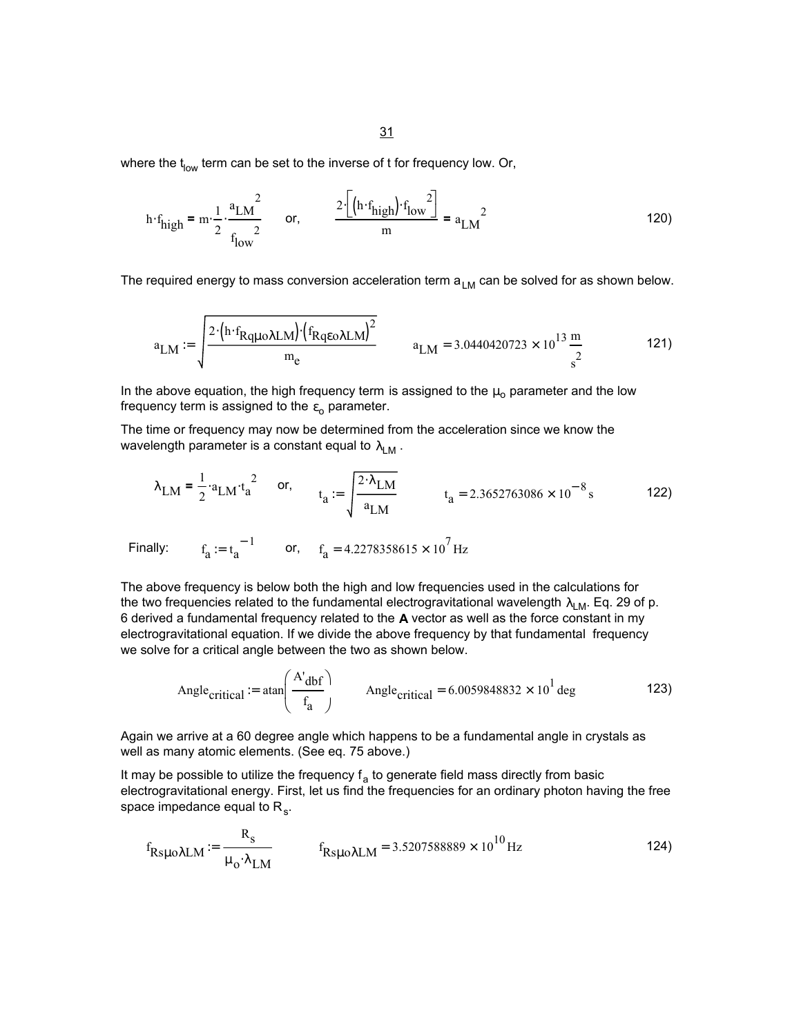where the $t_{low}$ term can be set to the inverse of t for frequency low. Or,

$$h \cdot f_{high} = m \cdot \frac{1}{2} \cdot \frac{a_{LM}{}^2}{f_{low}{}^2} \qquad \text{or,} \qquad \frac{2 \cdot \left[ \left( h \cdot f_{high} \right) \cdot f_{low}{}^2 \right]}{m} = a_{LM}{}^2 \tag{120}$$

The required energy to mass conversion acceleration term $a_{LM}$ can be solved for as shown below.

$$a_{LM} := \sqrt{\frac{2 \cdot \left( h \cdot f_{Rq\mu o\lambda LM} \right) \cdot \left( f_{Rq\varepsilon o\lambda LM} \right)^2}{m_e}} \qquad a_{LM} = 3.0440420723 \times 10^{13} \, \frac{m}{s^2} \tag{121}$$

In the above equation, the high frequency term is assigned to the $\mu_o$ parameter and the low frequency term is assigned to the $\varepsilon_o$ parameter.

The time or frequency may now be determined from the acceleration since we know the wavelength parameter is a constant equal to $\lambda_{LM}$ .

$$\lambda_{LM} = \frac{1}{2} \cdot a_{LM} \cdot t_a{}^2 \qquad \text{or,} \qquad t_a := \sqrt{\frac{2 \cdot \lambda_{LM}}{a_{LM}}} \qquad t_a = 2.3652763086 \times 10^{-8} \, s \tag{122}$$

Finally: $\quad f_a := t_a{}^{-1} \qquad$ or, $\quad f_a = 4.2278358615 \times 10^7 \, Hz$

The above frequency is below both the high and low frequencies used in the calculations for the two frequencies related to the fundamental electrogravitational wavelength $\lambda_{LM}$. Eq. 29 of p. 6 derived a fundamental frequency related to the **A** vector as well as the force constant in my electrogravitational equation. If we divide the above frequency by that fundamental frequency we solve for a critical angle between the two as shown below.

$$Angle_{critical} := atan\left( \frac{A'_{dbf}}{f_a} \right) \qquad Angle_{critical} = 6.0059848832 \times 10^1 \, deg \tag{123}$$

Again we arrive at a 60 degree angle which happens to be a fundamental angle in crystals as well as many atomic elements. (See eq. 75 above.)

It may be possible to utilize the frequency $f_a$ to generate field mass directly from basic electrogravitational energy. First, let us find the frequencies for an ordinary photon having the free space impedance equal to $R_s$.

$$f_{Rs\mu o\lambda LM} := \frac{R_s}{\mu_o \cdot \lambda_{LM}} \qquad f_{Rs\mu o\lambda LM} = 3.5207588889 \times 10^{10} \, Hz \tag{124}$$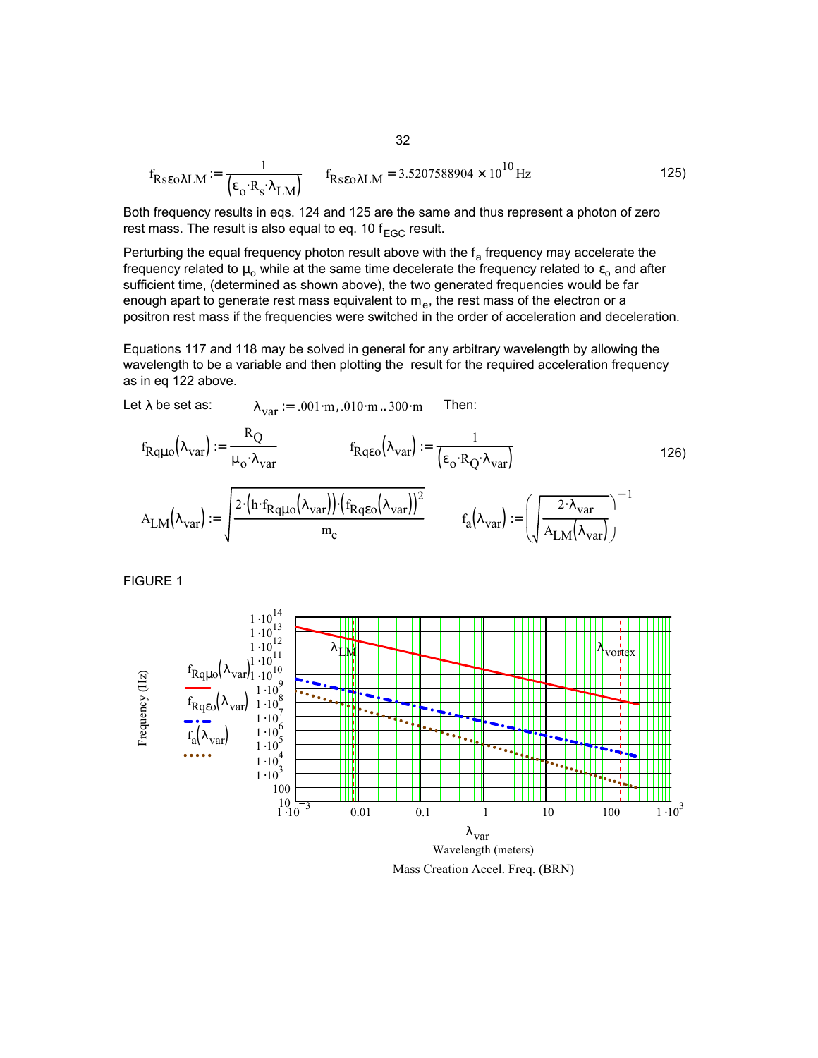$$f_{Rs\varepsilon o\lambda LM} := \frac{1}{\left(\varepsilon_o \cdot R_s \cdot \lambda_{LM}\right)} \qquad f_{Rs\varepsilon o\lambda LM} = 3.5207588904 \times 10^{10}\,\text{Hz} \tag{125}$$

Both frequency results in eqs. 124 and 125 are the same and thus represent a photon of zero rest mass. The result is also equal to eq. 10 $f_{EGC}$ result.

Perturbing the equal frequency photon result above with the $f_a$ frequency may accelerate the frequency related to $\mu_o$ while at the same time decelerate the frequency related to $\varepsilon_o$ and after sufficient time, (determined as shown above), the two generated frequencies would be far enough apart to generate rest mass equivalent to $m_e$, the rest mass of the electron or a positron rest mass if the frequencies were switched in the order of acceleration and deceleration.

Equations 117 and 118 may be solved in general for any arbitrary wavelength by allowing the wavelength to be a variable and then plotting the result for the required acceleration frequency as in eq 122 above.

Let λ be set as: $\qquad \lambda_{var} := .001\cdot m, .010\cdot m \,..\, 300\cdot m \qquad$ Then:

$$f_{Rq\mu o}\left(\lambda_{var}\right) := \frac{R_Q}{\mu_o \cdot \lambda_{var}} \qquad f_{Rq\varepsilon o}\left(\lambda_{var}\right) := \frac{1}{\left(\varepsilon_o \cdot R_Q \cdot \lambda_{var}\right)} \tag{126}$$

$$A_{LM}\left(\lambda_{var}\right) := \sqrt{\frac{2\cdot\left(h\cdot f_{Rq\mu o}\left(\lambda_{var}\right)\right)\cdot\left(f_{Rq\varepsilon o}\left(\lambda_{var}\right)\right)^2}{m_e}} \qquad f_a\left(\lambda_{var}\right) := \left(\sqrt{\frac{2\cdot\lambda_{var}}{A_{LM}\left(\lambda_{var}\right)}}\right)^{-1}$$

FIGURE 1

Mass Creation Accel. Freq. (BRN)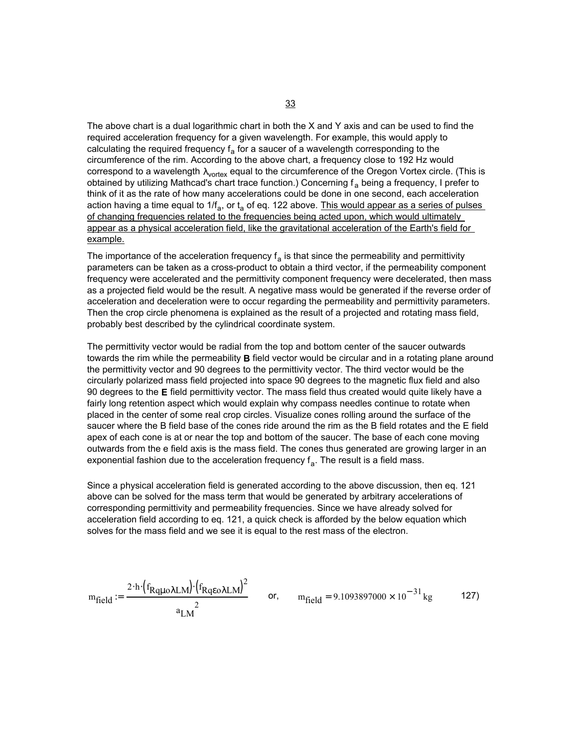The above chart is a dual logarithmic chart in both the X and Y axis and can be used to find the required acceleration frequency for a given wavelength. For example, this would apply to calculating the required frequency $f_a$ for a saucer of a wavelength corresponding to the circumference of the rim. According to the above chart, a frequency close to 192 Hz would correspond to a wavelength $\lambda_{vortex}$ equal to the circumference of the Oregon Vortex circle. (This is obtained by utilizing Mathcad's chart trace function.) Concerning $f_a$ being a frequency, I prefer to think of it as the rate of how many accelerations could be done in one second, each acceleration action having a time equal to $1/f_a$, or $t_a$ of eq. 122 above. This would appear as a series of pulses of changing frequencies related to the frequencies being acted upon, which would ultimately appear as a physical acceleration field, like the gravitational acceleration of the Earth's field for example.

The importance of the acceleration frequency $f_a$ is that since the permeability and permittivity parameters can be taken as a cross-product to obtain a third vector, if the permeability component frequency were accelerated and the permittivity component frequency were decelerated, then mass as a projected field would be the result. A negative mass would be generated if the reverse order of acceleration and deceleration were to occur regarding the permeability and permittivity parameters. Then the crop circle phenomena is explained as the result of a projected and rotating mass field, probably best described by the cylindrical coordinate system.

The permittivity vector would be radial from the top and bottom center of the saucer outwards towards the rim while the permeability **B** field vector would be circular and in a rotating plane around the permittivity vector and 90 degrees to the permittivity vector. The third vector would be the circularly polarized mass field projected into space 90 degrees to the magnetic flux field and also 90 degrees to the **E** field permittivity vector. The mass field thus created would quite likely have a fairly long retention aspect which would explain why compass needles continue to rotate when placed in the center of some real crop circles. Visualize cones rolling around the surface of the saucer where the B field base of the cones ride around the rim as the B field rotates and the E field apex of each cone is at or near the top and bottom of the saucer. The base of each cone moving outwards from the e field axis is the mass field. The cones thus generated are growing larger in an exponential fashion due to the acceleration frequency $f_a$. The result is a field mass.

Since a physical acceleration field is generated according to the above discussion, then eq. 121 above can be solved for the mass term that would be generated by arbitrary accelerations of corresponding permittivity and permeability frequencies. Since we have already solved for acceleration field according to eq. 121, a quick check is afforded by the below equation which solves for the mass field and we see it is equal to the rest mass of the electron.

$$m_{field} := \frac{2 \cdot h \cdot \left(f_{Rq\mu o\lambda LM}\right) \cdot \left(f_{Rq\varepsilon o\lambda LM}\right)^2}{a_{LM}{}^2} \qquad \text{or,} \qquad m_{field} = 9.1093897000 \times 10^{-31}\,\text{kg} \qquad 127)$$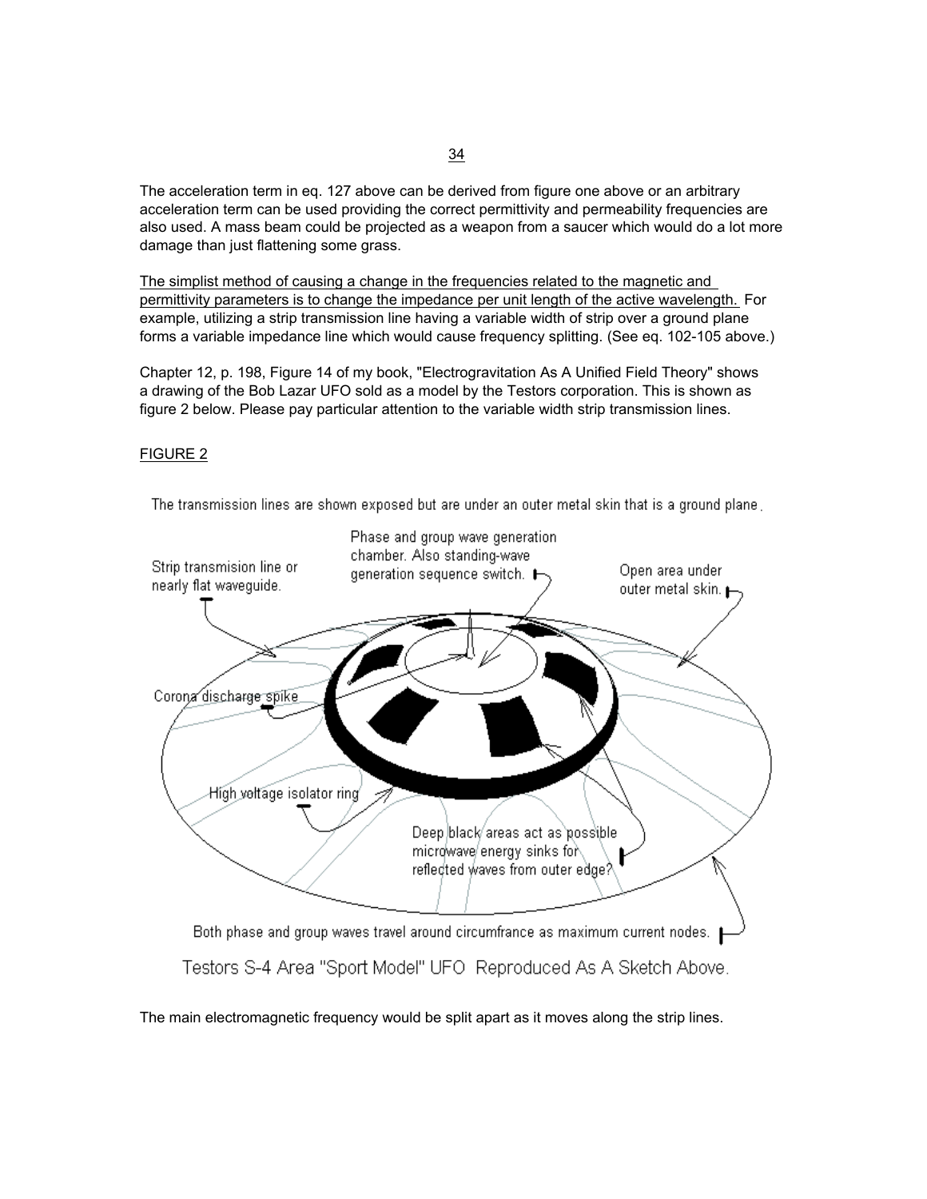The acceleration term in eq. 127 above can be derived from figure one above or an arbitrary acceleration term can be used providing the correct permittivity and permeability frequencies are also used. A mass beam could be projected as a weapon from a saucer which would do a lot more damage than just flattening some grass.

<u>The simplist method of causing a change in the frequencies related to the magnetic and permittivity parameters is to change the impedance per unit length of the active wavelength.</u> For example, utilizing a strip transmission line having a variable width of strip over a ground plane forms a variable impedance line which would cause frequency splitting. (See eq. 102-105 above.)

Chapter 12, p. 198, Figure 14 of my book, "Electrogravitation As A Unified Field Theory" shows a drawing of the Bob Lazar UFO sold as a model by the Testors corporation. This is shown as figure 2 below. Please pay particular attention to the variable width strip transmission lines.

<u>FIGURE 2</u>

The transmission lines are shown exposed but are under an outer metal skin that is a ground plane.

Strip transmision line or nearly flat waveguide.

Phase and group wave generation chamber. Also standing-wave generation sequence switch.

Open area under outer metal skin.

Corona discharge spike

High voltage isolator ring

Deep black areas act as possible microwave energy sinks for reflected waves from outer edge?

Both phase and group waves travel around circumfrance as maximum current nodes.

Testors S-4 Area "Sport Model" UFO Reproduced As A Sketch Above.

The main electromagnetic frequency would be split apart as it moves along the strip lines.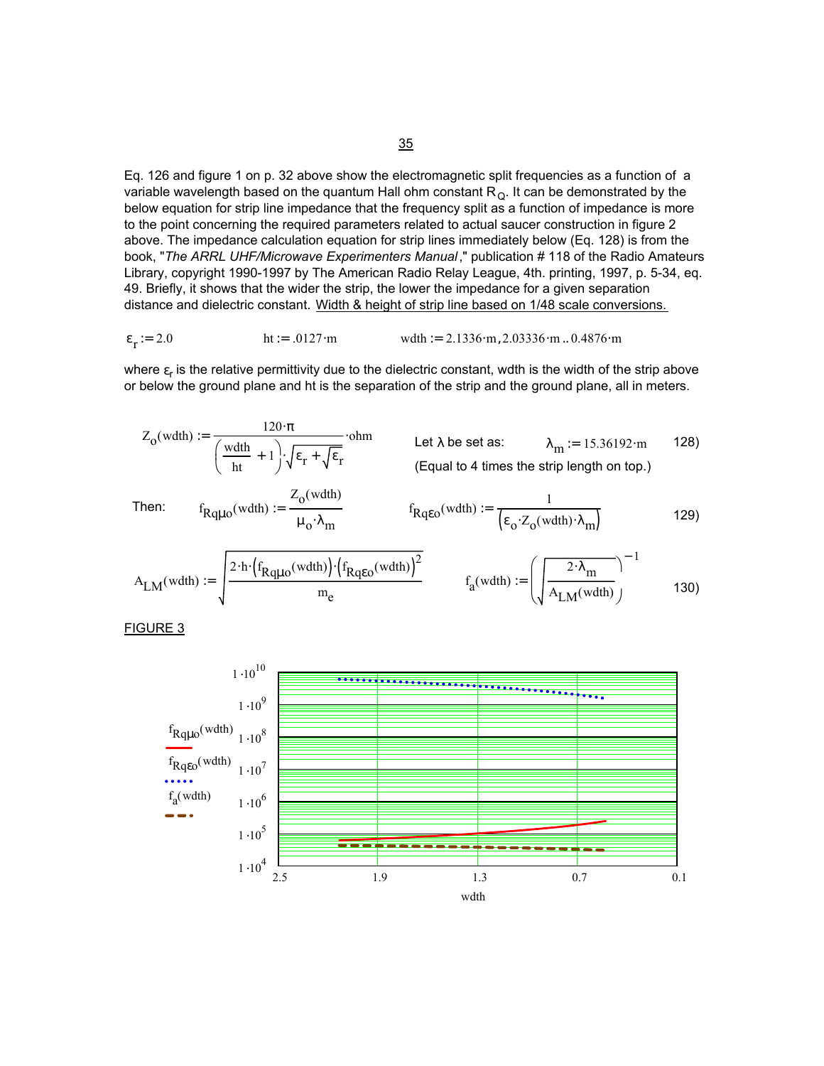Eq. 126 and figure 1 on p. 32 above show the electromagnetic split frequencies as a function of a variable wavelength based on the quantum Hall ohm constant $R_Q$. It can be demonstrated by the below equation for strip line impedance that the frequency split as a function of impedance is more to the point concerning the required parameters related to actual saucer construction in figure 2 above. The impedance calculation equation for strip lines immediately below (Eq. 128) is from the book, "*The ARRL UHF/Microwave Experimenters Manual*," publication # 118 of the Radio Amateurs Library, copyright 1990-1997 by The American Radio Relay League, 4th. printing, 1997, p. 5-34, eq. 49. Briefly, it shows that the wider the strip, the lower the impedance for a given separation distance and dielectric constant. Width & height of strip line based on 1/48 scale conversions.

$\varepsilon_r := 2.0 \qquad ht := .0127 \cdot m \qquad wdth := 2.1336 \cdot m, 2.03336 \cdot m .. 0.4876 \cdot m$

where $\varepsilon_r$ is the relative permittivity due to the dielectric constant, wdth is the width of the strip above or below the ground plane and ht is the separation of the strip and the ground plane, all in meters.

$$Z_o(wdth) := \frac{120 \cdot \pi}{\left(\frac{wdth}{ht} + 1\right) \cdot \sqrt{\varepsilon_r + \sqrt{\varepsilon_r}}} \cdot ohm \qquad \text{Let } \lambda \text{ be set as: } \quad \lambda_m := 15.36192 \cdot m \qquad 128)$$

(Equal to 4 times the strip length on top.)

Then:

$$f_{Rq\mu o}(wdth) := \frac{Z_o(wdth)}{\mu_o \cdot \lambda_m} \qquad f_{Rq\varepsilon o}(wdth) := \frac{1}{\left(\varepsilon_o \cdot Z_o(wdth) \cdot \lambda_m\right)} \qquad 129)$$

$$A_{LM}(wdth) := \sqrt{\frac{2 \cdot h \cdot \left(f_{Rq\mu o}(wdth)\right) \cdot \left(f_{Rq\varepsilon o}(wdth)\right)^2}{m_e}} \qquad f_a(wdth) := \left(\sqrt{\frac{2 \cdot \lambda_m}{A_{LM}(wdth)}}\right)^{-1} \qquad 130)$$

FIGURE 3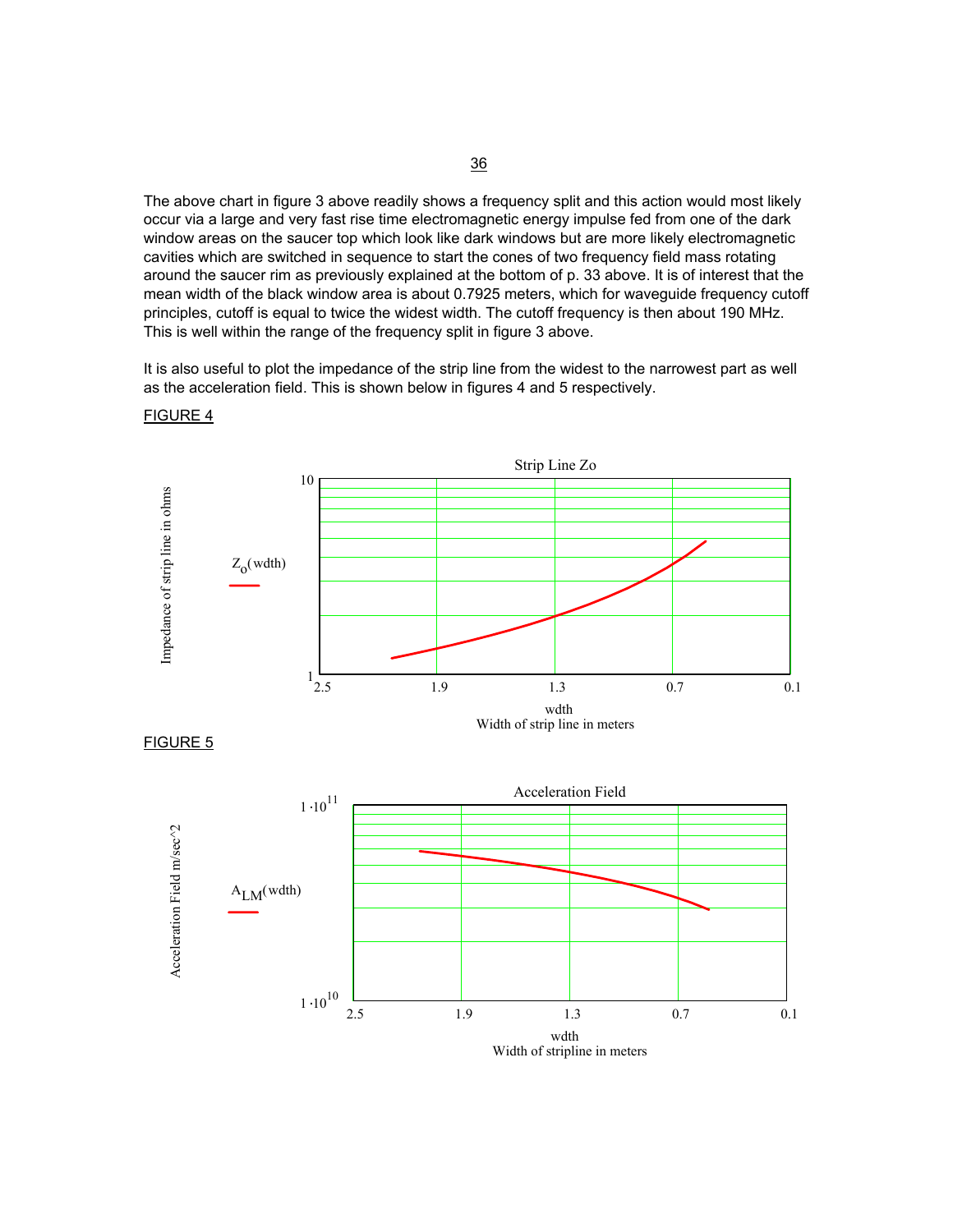The above chart in figure 3 above readily shows a frequency split and this action would most likely occur via a large and very fast rise time electromagnetic energy impulse fed from one of the dark window areas on the saucer top which look like dark windows but are more likely electromagnetic cavities which are switched in sequence to start the cones of two frequency field mass rotating around the saucer rim as previously explained at the bottom of p. 33 above. It is of interest that the mean width of the black window area is about 0.7925 meters, which for waveguide frequency cutoff principles, cutoff is equal to twice the widest width. The cutoff frequency is then about 190 MHz. This is well within the range of the frequency split in figure 3 above.

It is also useful to plot the impedance of the strip line from the widest to the narrowest part as well as the acceleration field. This is shown below in figures 4 and 5 respectively.

FIGURE 4

Strip Line Zo

$Z_o(\text{wdth})$

Impedance of strip line in ohms

wdth
Width of strip line in meters

FIGURE 5

Acceleration Field

$A_{LM}(\text{wdth})$

Acceleration Field m/sec^2

wdth
Width of stripline in meters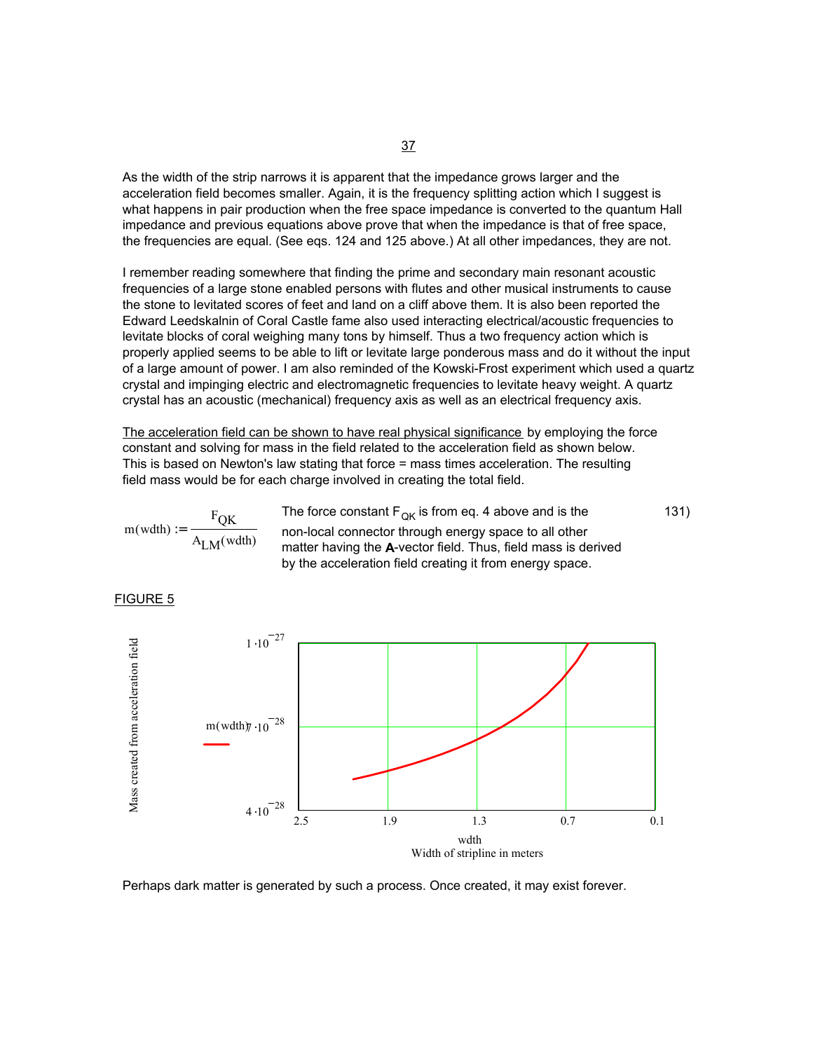As the width of the strip narrows it is apparent that the impedance grows larger and the acceleration field becomes smaller. Again, it is the frequency splitting action which I suggest is what happens in pair production when the free space impedance is converted to the quantum Hall impedance and previous equations above prove that when the impedance is that of free space, the frequencies are equal. (See eqs. 124 and 125 above.) At all other impedances, they are not.

I remember reading somewhere that finding the prime and secondary main resonant acoustic frequencies of a large stone enabled persons with flutes and other musical instruments to cause the stone to levitated scores of feet and land on a cliff above them. It is also been reported the Edward Leedskalnin of Coral Castle fame also used interacting electrical/acoustic frequencies to levitate blocks of coral weighing many tons by himself. Thus a two frequency action which is properly applied seems to be able to lift or levitate large ponderous mass and do it without the input of a large amount of power. I am also reminded of the Kowski-Frost experiment which used a quartz crystal and impinging electric and electromagnetic frequencies to levitate heavy weight. A quartz crystal has an acoustic (mechanical) frequency axis as well as an electrical frequency axis.

The acceleration field can be shown to have real physical significance by employing the force constant and solving for mass in the field related to the acceleration field as shown below. This is based on Newton's law stating that force = mass times acceleration. The resulting field mass would be for each charge involved in creating the total field.

$$m(wdth) := \frac{F_{QK}}{A_{LM}(wdth)} \qquad 131)$$

The force constant $F_{QK}$ is from eq. 4 above and is the non-local connector through energy space to all other matter having the **A**-vector field. Thus, field mass is derived by the acceleration field creating it from energy space.

FIGURE 5

Mass created from acceleration field

$m(wdth)$

wdth
Width of stripline in meters

Perhaps dark matter is generated by such a process. Once created, it may exist forever.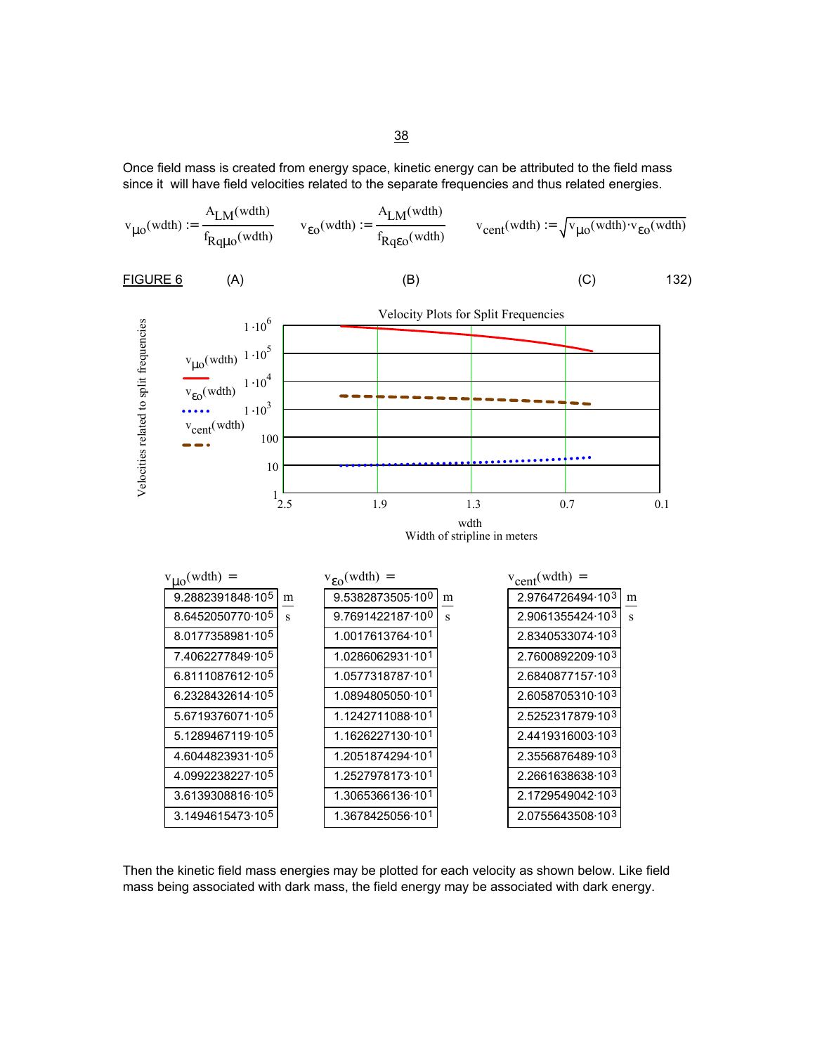Once field mass is created from energy space, kinetic energy can be attributed to the field mass since it will have field velocities related to the separate frequencies and thus related energies.

$$v_{\mu o}(wdth) := \frac{A_{LM}(wdth)}{f_{Rq\mu o}(wdth)} \qquad v_{\varepsilon o}(wdth) := \frac{A_{LM}(wdth)}{f_{Rq\varepsilon o}(wdth)} \qquad v_{cent}(wdth) := \sqrt{v_{\mu o}(wdth) \cdot v_{\varepsilon o}(wdth)}$$

FIGURE 6 (A) (B) (C) 132)

Velocity Plots for Split Frequencies

Velocities related to split frequencies

$v_{\mu o}(wdth)$, $v_{\varepsilon o}(wdth)$, $v_{cent}(wdth)$

wdth
Width of stripline in meters

| $v_{\mu o}(wdth) =$ (m/s) | $v_{\varepsilon o}(wdth) =$ (m/s) | $v_{cent}(wdth) =$ (m/s) |
|---|---|---|
| $9.2882391848 \cdot 10^{5}$ | $9.5382873505 \cdot 10^{0}$ | $2.9764726494 \cdot 10^{3}$ |
| $8.6452050770 \cdot 10^{5}$ | $9.7691422187 \cdot 10^{0}$ | $2.9061355424 \cdot 10^{3}$ |
| $8.0177358981 \cdot 10^{5}$ | $1.0017613764 \cdot 10^{1}$ | $2.8340533074 \cdot 10^{3}$ |
| $7.4062277849 \cdot 10^{5}$ | $1.0286062931 \cdot 10^{1}$ | $2.7600892209 \cdot 10^{3}$ |
| $6.8111087612 \cdot 10^{5}$ | $1.0577318787 \cdot 10^{1}$ | $2.6840877157 \cdot 10^{3}$ |
| $6.2328432614 \cdot 10^{5}$ | $1.0894805050 \cdot 10^{1}$ | $2.6058705310 \cdot 10^{3}$ |
| $5.6719376071 \cdot 10^{5}$ | $1.1242711088 \cdot 10^{1}$ | $2.5252317879 \cdot 10^{3}$ |
| $5.1289467119 \cdot 10^{5}$ | $1.1626227130 \cdot 10^{1}$ | $2.4419316003 \cdot 10^{3}$ |
| $4.6044823931 \cdot 10^{5}$ | $1.2051874294 \cdot 10^{1}$ | $2.3556876489 \cdot 10^{3}$ |
| $4.0992238227 \cdot 10^{5}$ | $1.2527978173 \cdot 10^{1}$ | $2.2661638638 \cdot 10^{3}$ |
| $3.6139308816 \cdot 10^{5}$ | $1.3065366136 \cdot 10^{1}$ | $2.1729549042 \cdot 10^{3}$ |
| $3.1494615473 \cdot 10^{5}$ | $1.3678425056 \cdot 10^{1}$ | $2.0755643508 \cdot 10^{3}$ |

Then the kinetic field mass energies may be plotted for each velocity as shown below. Like field mass being associated with dark mass, the field energy may be associated with dark energy.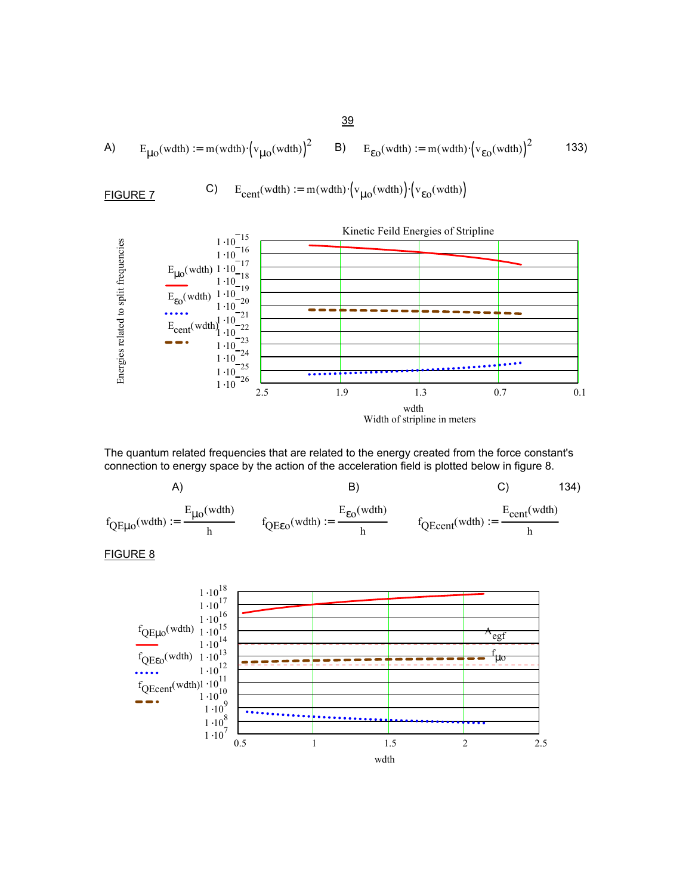A) $E_{\mu o}(wdth) := m(wdth)\cdot\left(v_{\mu o}(wdth)\right)^2$ B) $E_{\varepsilon o}(wdth) := m(wdth)\cdot\left(v_{\varepsilon o}(wdth)\right)^2$ 133)

FIGURE 7

C) $E_{cent}(wdth) := m(wdth)\cdot\left(v_{\mu o}(wdth)\right)\cdot\left(v_{\varepsilon o}(wdth)\right)$

Kinetic Feild Energies of Stripline

Energies related to split frequencies

$E_{\mu o}(wdth)$

$E_{\varepsilon o}(wdth)$

$E_{cent}(wdth)$

$1\cdot10^{-15}$, $1\cdot10^{-16}$, $1\cdot10^{-17}$, $1\cdot10^{-18}$, $1\cdot10^{-19}$, $1\cdot10^{-20}$, $1\cdot10^{-21}$, $1\cdot10^{-22}$, $1\cdot10^{-23}$, $1\cdot10^{-24}$, $1\cdot10^{-25}$, $1\cdot10^{-26}$

2.5 1.9 1.3 0.7 0.1

wdth

Width of stripline in meters

The quantum related frequencies that are related to the energy created from the force constant's connection to energy space by the action of the acceleration field is plotted below in figure 8.

A) B) C) 134)

$$f_{QE\mu o}(wdth) := \frac{E_{\mu o}(wdth)}{h} \qquad f_{QE\varepsilon o}(wdth) := \frac{E_{\varepsilon o}(wdth)}{h} \qquad f_{QEcent}(wdth) := \frac{E_{cent}(wdth)}{h}$$

FIGURE 8

$f_{QE\mu o}(wdth)$

$f_{QE\varepsilon o}(wdth)$

$f_{QEcent}(wdth)$

$1\cdot10^{18}$, $1\cdot10^{17}$, $1\cdot10^{16}$, $1\cdot10^{15}$, $1\cdot10^{14}$, $1\cdot10^{13}$, $1\cdot10^{12}$, $1\cdot10^{11}$, $1\cdot10^{10}$, $1\cdot10^{9}$, $1\cdot10^{8}$, $1\cdot10^{7}$

$A_{egf}$

$f_{\mu o}$

0.5 1 1.5 2 2.5

wdth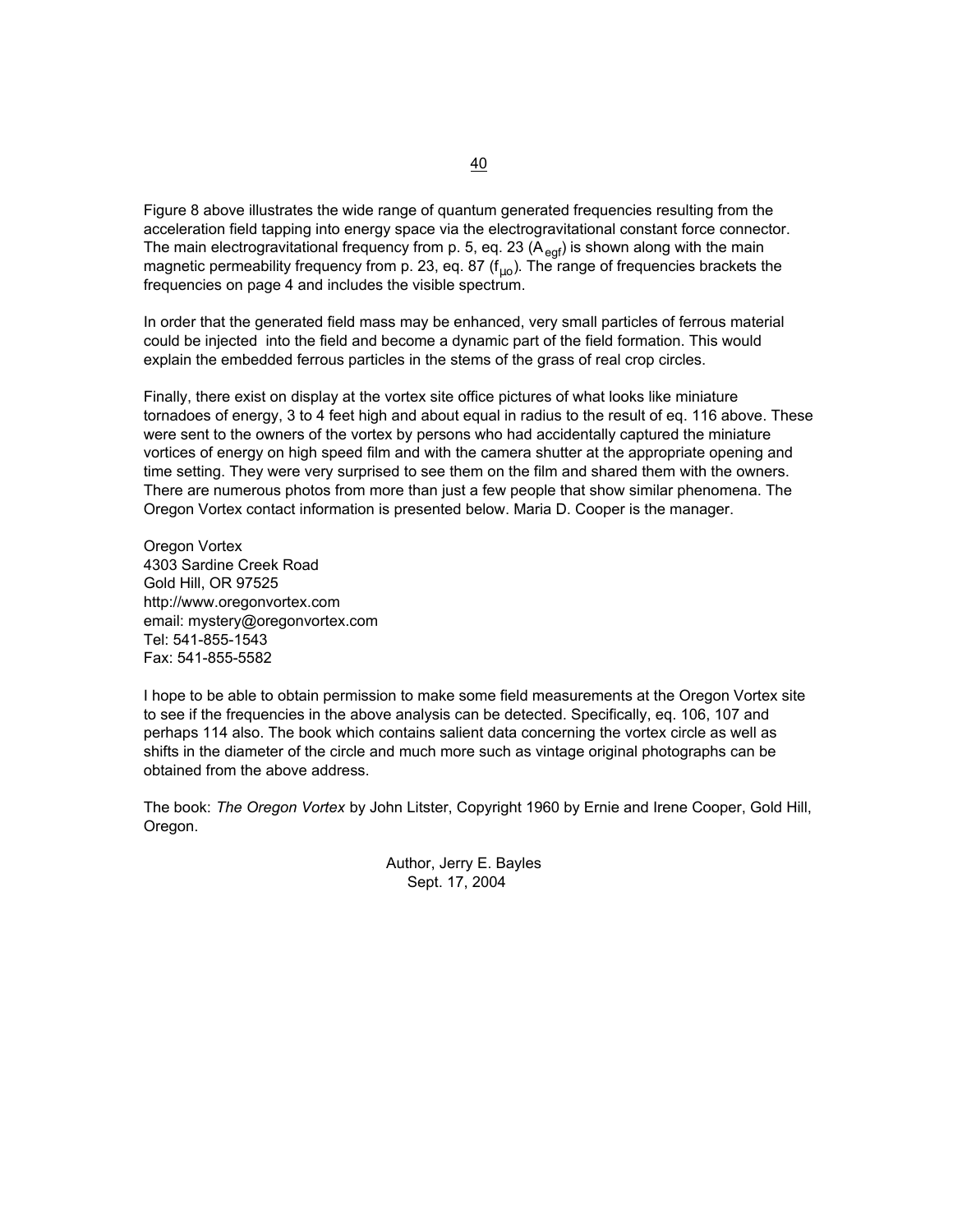Figure 8 above illustrates the wide range of quantum generated frequencies resulting from the acceleration field tapping into energy space via the electrogravitational constant force connector. The main electrogravitational frequency from p. 5, eq. 23 ($A_{egf}$) is shown along with the main magnetic permeability frequency from p. 23, eq. 87 ($f_{\mu o}$). The range of frequencies brackets the frequencies on page 4 and includes the visible spectrum.

In order that the generated field mass may be enhanced, very small particles of ferrous material could be injected into the field and become a dynamic part of the field formation. This would explain the embedded ferrous particles in the stems of the grass of real crop circles.

Finally, there exist on display at the vortex site office pictures of what looks like miniature tornadoes of energy, 3 to 4 feet high and about equal in radius to the result of eq. 116 above. These were sent to the owners of the vortex by persons who had accidentally captured the miniature vortices of energy on high speed film and with the camera shutter at the appropriate opening and time setting. They were very surprised to see them on the film and shared them with the owners. There are numerous photos from more than just a few people that show similar phenomena. The Oregon Vortex contact information is presented below. Maria D. Cooper is the manager.

Oregon Vortex
4303 Sardine Creek Road
Gold Hill, OR 97525
http://www.oregonvortex.com
email: mystery@oregonvortex.com
Tel: 541-855-1543
Fax: 541-855-5582

I hope to be able to obtain permission to make some field measurements at the Oregon Vortex site to see if the frequencies in the above analysis can be detected. Specifically, eq. 106, 107 and perhaps 114 also. The book which contains salient data concerning the vortex circle as well as shifts in the diameter of the circle and much more such as vintage original photographs can be obtained from the above address.

The book: *The Oregon Vortex* by John Litster, Copyright 1960 by Ernie and Irene Cooper, Gold Hill, Oregon.

Author, Jerry E. Bayles
Sept. 17, 2004